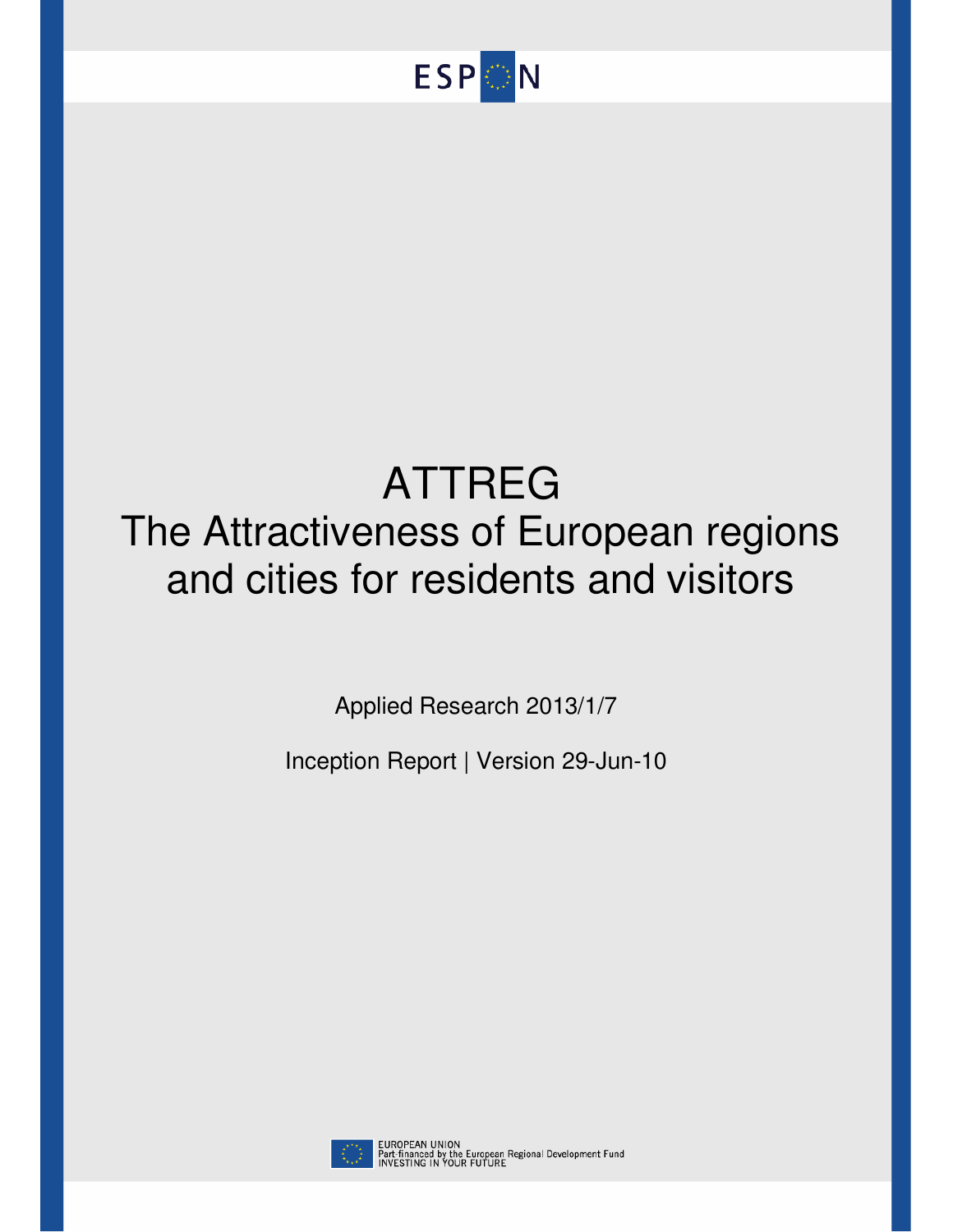ESPON

# ATTREG

## The Attractiveness of European regions and cities for residents and visitors

Applied Research 2013/1/7

Inception Report | Version 29-Jun-10

EUROPEAN UNION
Part-financed by the European Regional Development Fund
INVESTING IN YOUR FUTURE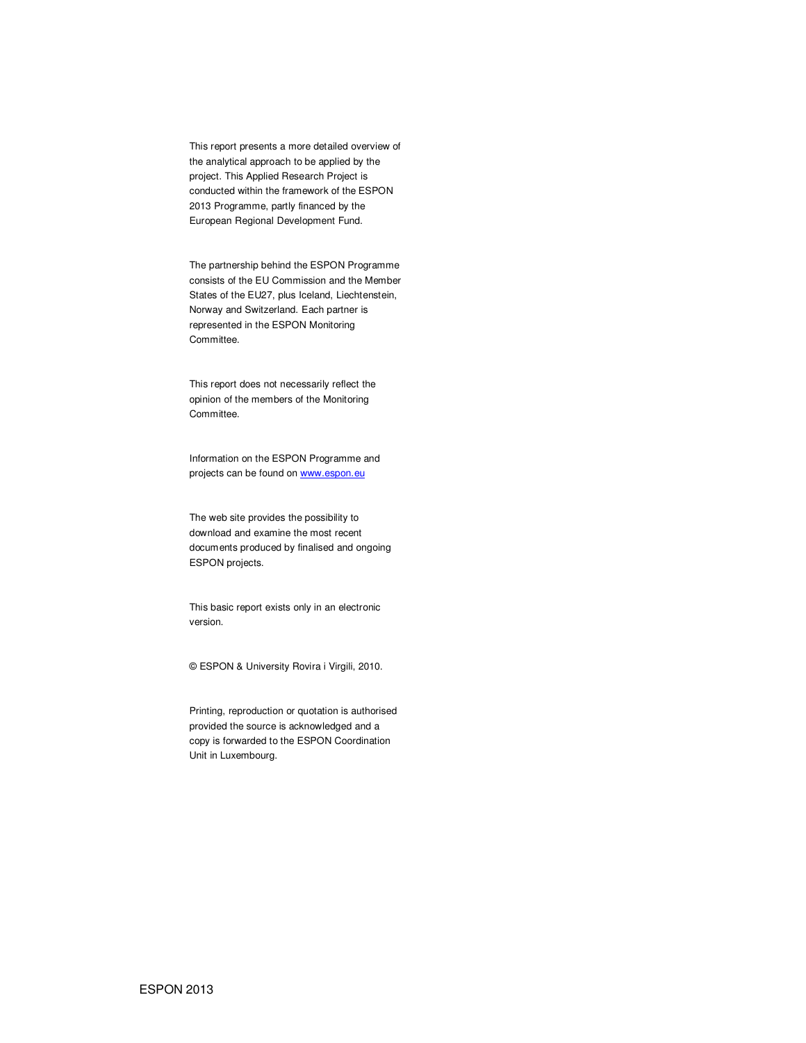This report presents a more detailed overview of the analytical approach to be applied by the project. This Applied Research Project is conducted within the framework of the ESPON 2013 Programme, partly financed by the European Regional Development Fund.

The partnership behind the ESPON Programme consists of the EU Commission and the Member States of the EU27, plus Iceland, Liechtenstein, Norway and Switzerland. Each partner is represented in the ESPON Monitoring Committee.

This report does not necessarily reflect the opinion of the members of the Monitoring Committee.

Information on the ESPON Programme and projects can be found on [www.espon.eu](http://www.espon.eu)

The web site provides the possibility to download and examine the most recent documents produced by finalised and ongoing ESPON projects.

This basic report exists only in an electronic version.

© ESPON & University Rovira i Virgili, 2010.

Printing, reproduction or quotation is authorised provided the source is acknowledged and a copy is forwarded to the ESPON Coordination Unit in Luxembourg.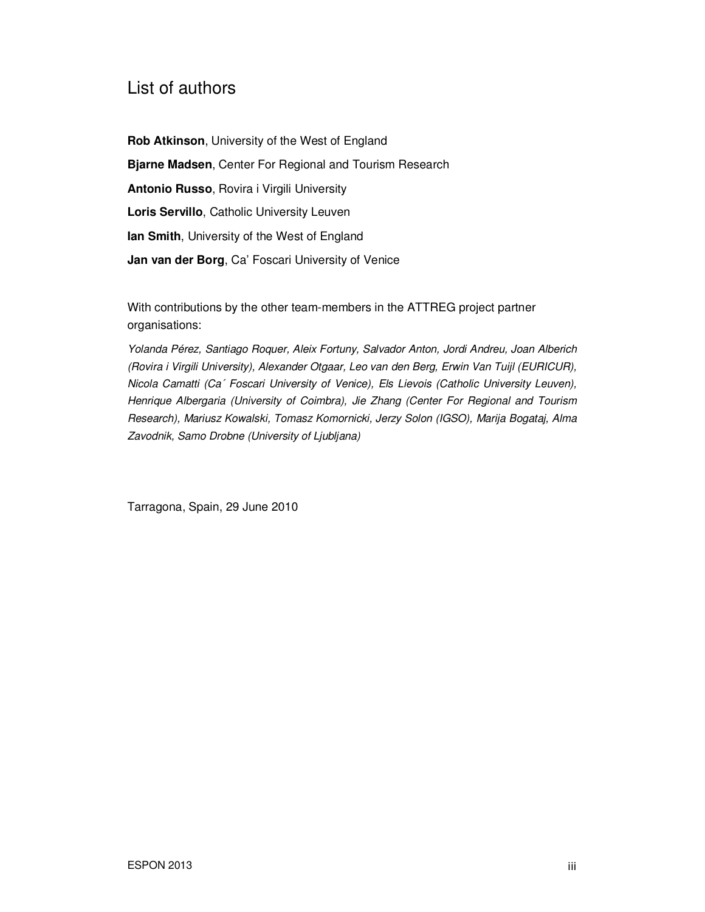# List of authors

**Rob Atkinson**, University of the West of England

**Bjarne Madsen**, Center For Regional and Tourism Research

**Antonio Russo**, Rovira i Virgili University

**Loris Servillo**, Catholic University Leuven

**Ian Smith**, University of the West of England

**Jan van der Borg**, Ca' Foscari University of Venice

With contributions by the other team-members in the ATTREG project partner organisations:

*Yolanda Pérez, Santiago Roquer, Aleix Fortuny, Salvador Anton, Jordi Andreu, Joan Alberich (Rovira i Virgili University), Alexander Otgaar, Leo van den Berg, Erwin Van Tuijl (EURICUR), Nicola Camatti (Ca´ Foscari University of Venice), Els Lievois (Catholic University Leuven), Henrique Albergaria (University of Coimbra), Jie Zhang (Center For Regional and Tourism Research), Mariusz Kowalski, Tomasz Komornicki, Jerzy Solon (IGSO), Marija Bogataj, Alma Zavodnik, Samo Drobne (University of Ljubljana)*

Tarragona, Spain, 29 June 2010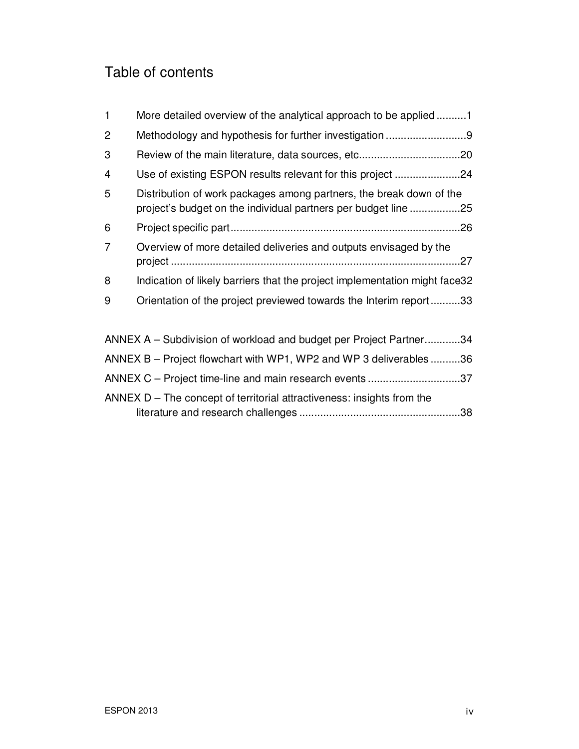# Table of contents

1 More detailed overview of the analytical approach to be applied .......... 1

2 Methodology and hypothesis for further investigation ........................... 9

3 Review of the main literature, data sources, etc.................................. 20

4 Use of existing ESPON results relevant for this project ...................... 24

5 Distribution of work packages among partners, the break down of the project's budget on the individual partners per budget line ................. 25

6 Project specific part............................................................................. 26

7 Overview of more detailed deliveries and outputs envisaged by the project ................................................................................................. 27

8 Indication of likely barriers that the project implementation might face 32

9 Orientation of the project previewed towards the Interim report .......... 33

ANNEX A – Subdivision of workload and budget per Project Partner............ 34

ANNEX B – Project flowchart with WP1, WP2 and WP 3 deliverables .......... 36

ANNEX C – Project time-line and main research events ............................... 37

ANNEX D – The concept of territorial attractiveness: insights from the literature and research challenges ...................................................... 38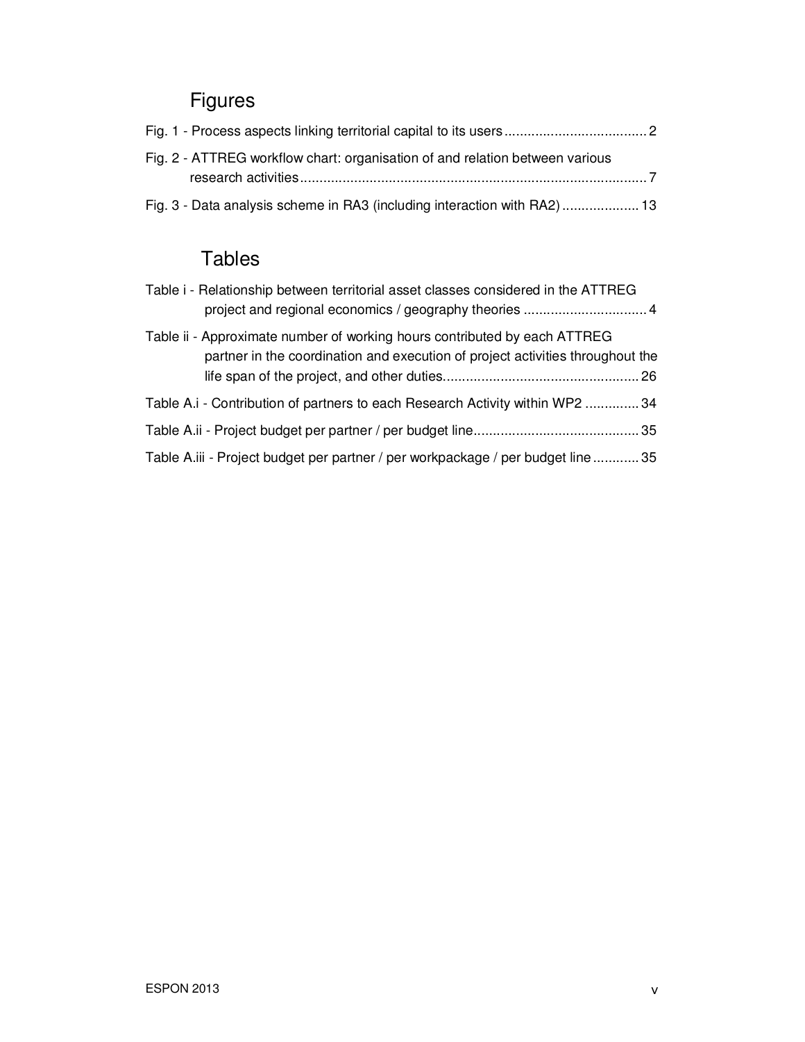## Figures

Fig. 1 - Process aspects linking territorial capital to its users ..................................... 2

Fig. 2 - ATTREG workflow chart: organisation of and relation between various research activities ........................................................................................... 7

Fig. 3 - Data analysis scheme in RA3 (including interaction with RA2) .................... 13

## Tables

Table i - Relationship between territorial asset classes considered in the ATTREG project and regional economics / geography theories ................................ 4

Table ii - Approximate number of working hours contributed by each ATTREG partner in the coordination and execution of project activities throughout the life span of the project, and other duties.................................................. 26

Table A.i - Contribution of partners to each Research Activity within WP2 .............. 34

Table A.ii - Project budget per partner / per budget line........................................... 35

Table A.iii - Project budget per partner / per workpackage / per budget line ............ 35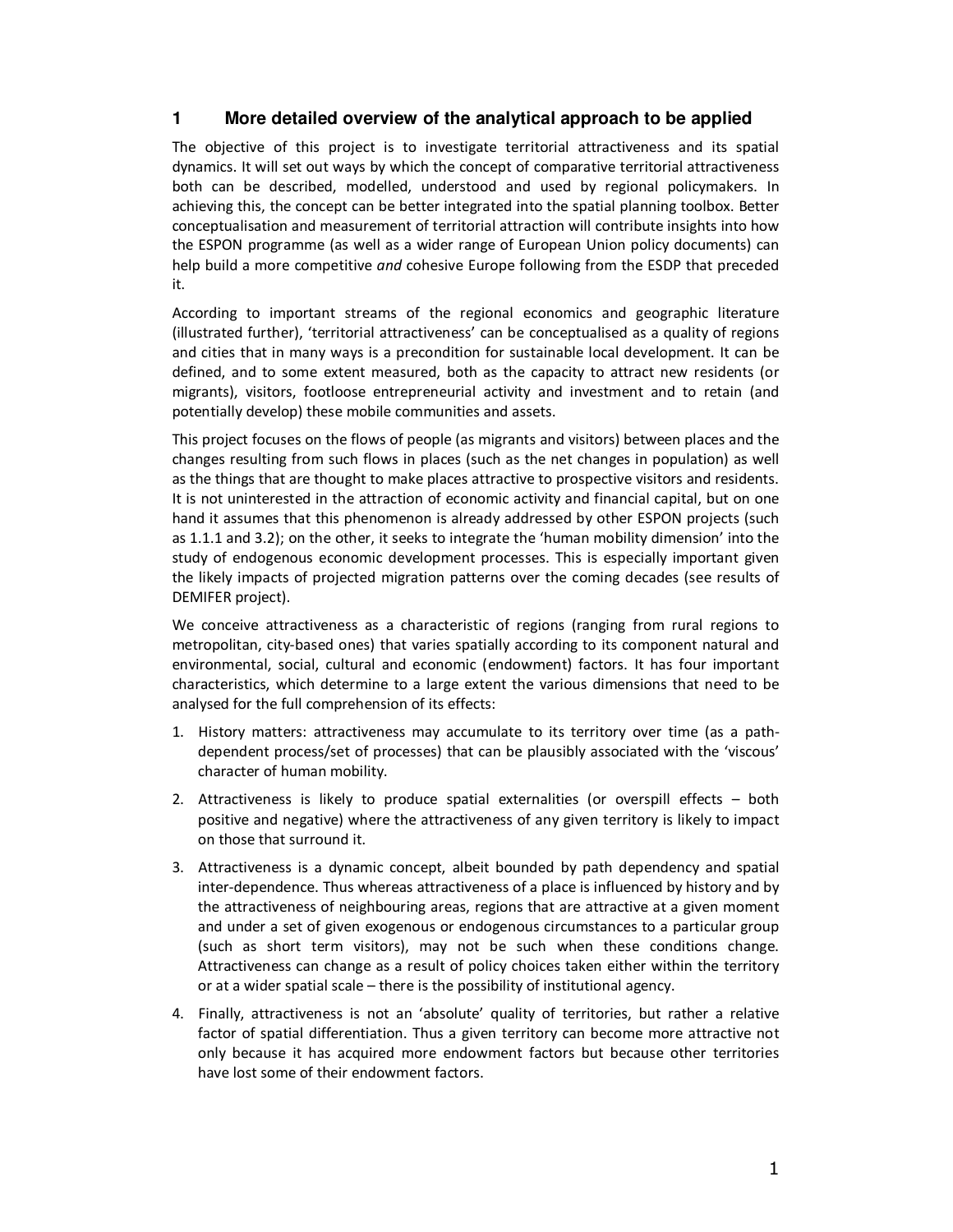# 1 More detailed overview of the analytical approach to be applied

The objective of this project is to investigate territorial attractiveness and its spatial dynamics. It will set out ways by which the concept of comparative territorial attractiveness both can be described, modelled, understood and used by regional policymakers. In achieving this, the concept can be better integrated into the spatial planning toolbox. Better conceptualisation and measurement of territorial attraction will contribute insights into how the ESPON programme (as well as a wider range of European Union policy documents) can help build a more competitive *and* cohesive Europe following from the ESDP that preceded it.

According to important streams of the regional economics and geographic literature (illustrated further), 'territorial attractiveness' can be conceptualised as a quality of regions and cities that in many ways is a precondition for sustainable local development. It can be defined, and to some extent measured, both as the capacity to attract new residents (or migrants), visitors, footloose entrepreneurial activity and investment and to retain (and potentially develop) these mobile communities and assets.

This project focuses on the flows of people (as migrants and visitors) between places and the changes resulting from such flows in places (such as the net changes in population) as well as the things that are thought to make places attractive to prospective visitors and residents. It is not uninterested in the attraction of economic activity and financial capital, but on one hand it assumes that this phenomenon is already addressed by other ESPON projects (such as 1.1.1 and 3.2); on the other, it seeks to integrate the 'human mobility dimension' into the study of endogenous economic development processes. This is especially important given the likely impacts of projected migration patterns over the coming decades (see results of DEMIFER project).

We conceive attractiveness as a characteristic of regions (ranging from rural regions to metropolitan, city-based ones) that varies spatially according to its component natural and environmental, social, cultural and economic (endowment) factors. It has four important characteristics, which determine to a large extent the various dimensions that need to be analysed for the full comprehension of its effects:

1. History matters: attractiveness may accumulate to its territory over time (as a path-dependent process/set of processes) that can be plausibly associated with the 'viscous' character of human mobility.
2. Attractiveness is likely to produce spatial externalities (or overspill effects – both positive and negative) where the attractiveness of any given territory is likely to impact on those that surround it.
3. Attractiveness is a dynamic concept, albeit bounded by path dependency and spatial inter-dependence. Thus whereas attractiveness of a place is influenced by history and by the attractiveness of neighbouring areas, regions that are attractive at a given moment and under a set of given exogenous or endogenous circumstances to a particular group (such as short term visitors), may not be such when these conditions change. Attractiveness can change as a result of policy choices taken either within the territory or at a wider spatial scale – there is the possibility of institutional agency.
4. Finally, attractiveness is not an 'absolute' quality of territories, but rather a relative factor of spatial differentiation. Thus a given territory can become more attractive not only because it has acquired more endowment factors but because other territories have lost some of their endowment factors.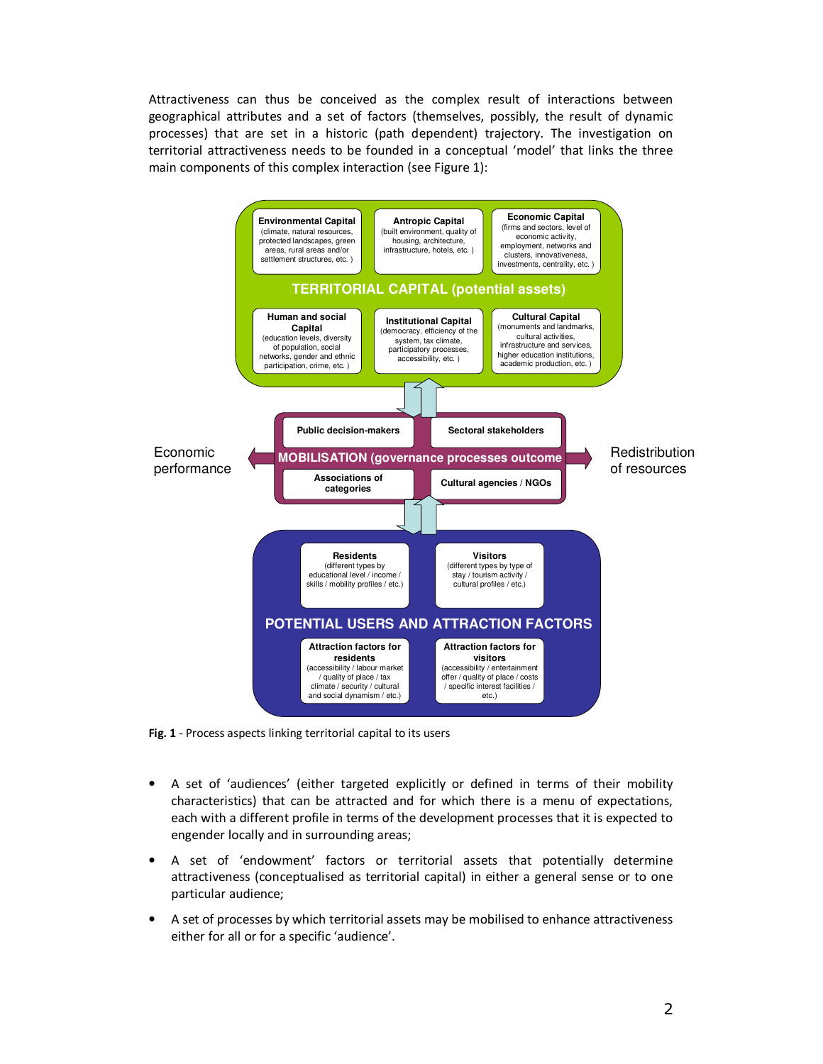Attractiveness can thus be conceived as the complex result of interactions between geographical attributes and a set of factors (themselves, possibly, the result of dynamic processes) that are set in a historic (path dependent) trajectory. The investigation on territorial attractiveness needs to be founded in a conceptual 'model' that links the three main components of this complex interaction (see Figure 1):

**TERRITORIAL CAPITAL (potential assets)**

- **Environmental Capital** (climate, natural resources, protected landscapes, green areas, rural areas and/or settlement structures, etc. )
- **Antropic Capital** (built environment, quality of housing, architecture, infrastructure, hotels, etc. )
- **Economic Capital** (firms and sectors, level of economic activity, employment, networks and clusters, innovativeness, investments, centrality, etc. )
- **Human and social Capital** (education levels, diversity of population, social networks, gender and ethnic participation, crime, etc. )
- **Institutional Capital** (democracy, efficiency of the system, tax climate, participatory processes, accessibility, etc. )
- **Cultural Capital** (monuments and landmarks, cultural activities, infrastructure and services, higher education institutions, academic production, etc. )

**MOBILISATION (governance processes outcome)**

- Public decision-makers
- Sectoral stakeholders
- Associations of categories
- Cultural agencies / NGOs

Economic performance ← → Redistribution of resources

**POTENTIAL USERS AND ATTRACTION FACTORS**

- **Residents** (different types by educational level / income / skills / mobility profiles / etc.)
- **Visitors** (different types by type of stay / tourism activity / cultural profiles / etc.)
- **Attraction factors for residents** (accessibility / labour market / quality of place / tax climate / security / cultural and social dynamism / etc.)
- **Attraction factors for visitors** (accessibility / entertainment offer / quality of place / costs / specific interest facilities / etc.)

**Fig. 1** - Process aspects linking territorial capital to its users

- A set of 'audiences' (either targeted explicitly or defined in terms of their mobility characteristics) that can be attracted and for which there is a menu of expectations, each with a different profile in terms of the development processes that it is expected to engender locally and in surrounding areas;
- A set of 'endowment' factors or territorial assets that potentially determine attractiveness (conceptualised as territorial capital) in either a general sense or to one particular audience;
- A set of processes by which territorial assets may be mobilised to enhance attractiveness either for all or for a specific 'audience'.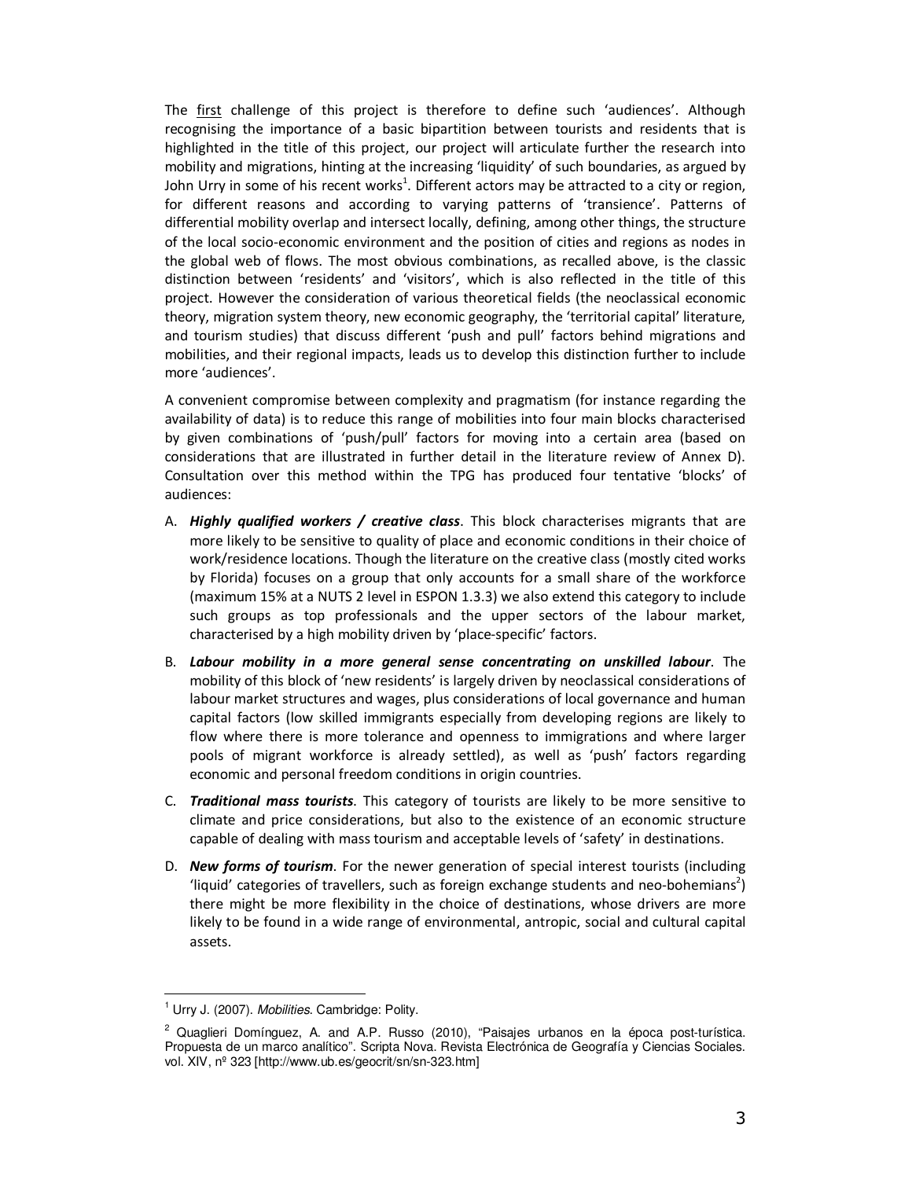The <u>first</u> challenge of this project is therefore to define such 'audiences'. Although recognising the importance of a basic bipartition between tourists and residents that is highlighted in the title of this project, our project will articulate further the research into mobility and migrations, hinting at the increasing 'liquidity' of such boundaries, as argued by John Urry in some of his recent works[1]. Different actors may be attracted to a city or region, for different reasons and according to varying patterns of 'transience'. Patterns of differential mobility overlap and intersect locally, defining, among other things, the structure of the local socio-economic environment and the position of cities and regions as nodes in the global web of flows. The most obvious combinations, as recalled above, is the classic distinction between 'residents' and 'visitors', which is also reflected in the title of this project. However the consideration of various theoretical fields (the neoclassical economic theory, migration system theory, new economic geography, the 'territorial capital' literature, and tourism studies) that discuss different 'push and pull' factors behind migrations and mobilities, and their regional impacts, leads us to develop this distinction further to include more 'audiences'.

A convenient compromise between complexity and pragmatism (for instance regarding the availability of data) is to reduce this range of mobilities into four main blocks characterised by given combinations of 'push/pull' factors for moving into a certain area (based on considerations that are illustrated in further detail in the literature review of Annex D). Consultation over this method within the TPG has produced four tentative 'blocks' of audiences:

A. ***Highly qualified workers / creative class***. This block characterises migrants that are more likely to be sensitive to quality of place and economic conditions in their choice of work/residence locations. Though the literature on the creative class (mostly cited works by Florida) focuses on a group that only accounts for a small share of the workforce (maximum 15% at a NUTS 2 level in ESPON 1.3.3) we also extend this category to include such groups as top professionals and the upper sectors of the labour market, characterised by a high mobility driven by 'place-specific' factors.

B. ***Labour mobility in a more general sense concentrating on unskilled labour***. The mobility of this block of 'new residents' is largely driven by neoclassical considerations of labour market structures and wages, plus considerations of local governance and human capital factors (low skilled immigrants especially from developing regions are likely to flow where there is more tolerance and openness to immigrations and where larger pools of migrant workforce is already settled), as well as 'push' factors regarding economic and personal freedom conditions in origin countries.

C. ***Traditional mass tourists***. This category of tourists are likely to be more sensitive to climate and price considerations, but also to the existence of an economic structure capable of dealing with mass tourism and acceptable levels of 'safety' in destinations.

D. ***New forms of tourism***. For the newer generation of special interest tourists (including 'liquid' categories of travellers, such as foreign exchange students and neo-bohemians[2]) there might be more flexibility in the choice of destinations, whose drivers are more likely to be found in a wide range of environmental, antropic, social and cultural capital assets.

---

[1] Urry J. (2007). *Mobilities*. Cambridge: Polity.

[2] Quaglieri Domínguez, A. and A.P. Russo (2010), "Paisajes urbanos en la época post-turística. Propuesta de un marco analítico". Scripta Nova. Revista Electrónica de Geografía y Ciencias Sociales. vol. XIV, nº 323 [http://www.ub.es/geocrit/sn/sn-323.htm]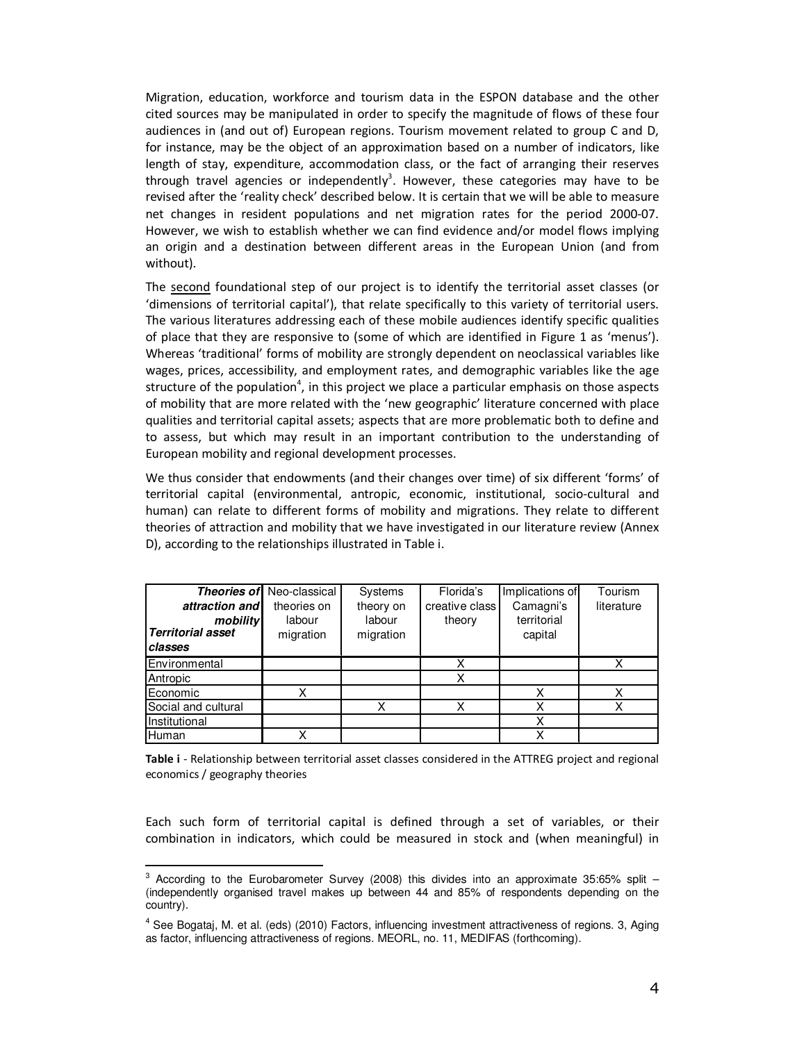Migration, education, workforce and tourism data in the ESPON database and the other cited sources may be manipulated in order to specify the magnitude of flows of these four audiences in (and out of) European regions. Tourism movement related to group C and D, for instance, may be the object of an approximation based on a number of indicators, like length of stay, expenditure, accommodation class, or the fact of arranging their reserves through travel agencies or independently[3]. However, these categories may have to be revised after the 'reality check' described below. It is certain that we will be able to measure net changes in resident populations and net migration rates for the period 2000-07. However, we wish to establish whether we can find evidence and/or model flows implying an origin and a destination between different areas in the European Union (and from without).

The second foundational step of our project is to identify the territorial asset classes (or 'dimensions of territorial capital'), that relate specifically to this variety of territorial users. The various literatures addressing each of these mobile audiences identify specific qualities of place that they are responsive to (some of which are identified in Figure 1 as 'menus'). Whereas 'traditional' forms of mobility are strongly dependent on neoclassical variables like wages, prices, accessibility, and employment rates, and demographic variables like the age structure of the population[4], in this project we place a particular emphasis on those aspects of mobility that are more related with the 'new geographic' literature concerned with place qualities and territorial capital assets; aspects that are more problematic both to define and to assess, but which may result in an important contribution to the understanding of European mobility and regional development processes.

We thus consider that endowments (and their changes over time) of six different 'forms' of territorial capital (environmental, antropic, economic, institutional, socio-cultural and human) can relate to different forms of mobility and migrations. They relate to different theories of attraction and mobility that we have investigated in our literature review (Annex D), according to the relationships illustrated in Table i.

| ***Theories of attraction and mobility*** / ***Territorial asset classes*** | Neo-classical theories on labour migration | Systems theory on labour migration | Florida's creative class theory | Implications of Camagni's territorial capital | Tourism literature |
|---|---|---|---|---|---|
| Environmental | | | X | | X |
| Antropic | | | X | | |
| Economic | X | | | X | X |
| Social and cultural | | X | X | X | X |
| Institutional | | | | X | |
| Human | X | | | X | |

**Table i** - Relationship between territorial asset classes considered in the ATTREG project and regional economics / geography theories

Each such form of territorial capital is defined through a set of variables, or their combination in indicators, which could be measured in stock and (when meaningful) in

[3] According to the Eurobarometer Survey (2008) this divides into an approximate 35:65% split – (independently organised travel makes up between 44 and 85% of respondents depending on the country).

[4] See Bogataj, M. et al. (eds) (2010) Factors, influencing investment attractiveness of regions. 3, Aging as factor, influencing attractiveness of regions. MEORL, no. 11, MEDIFAS (forthcoming).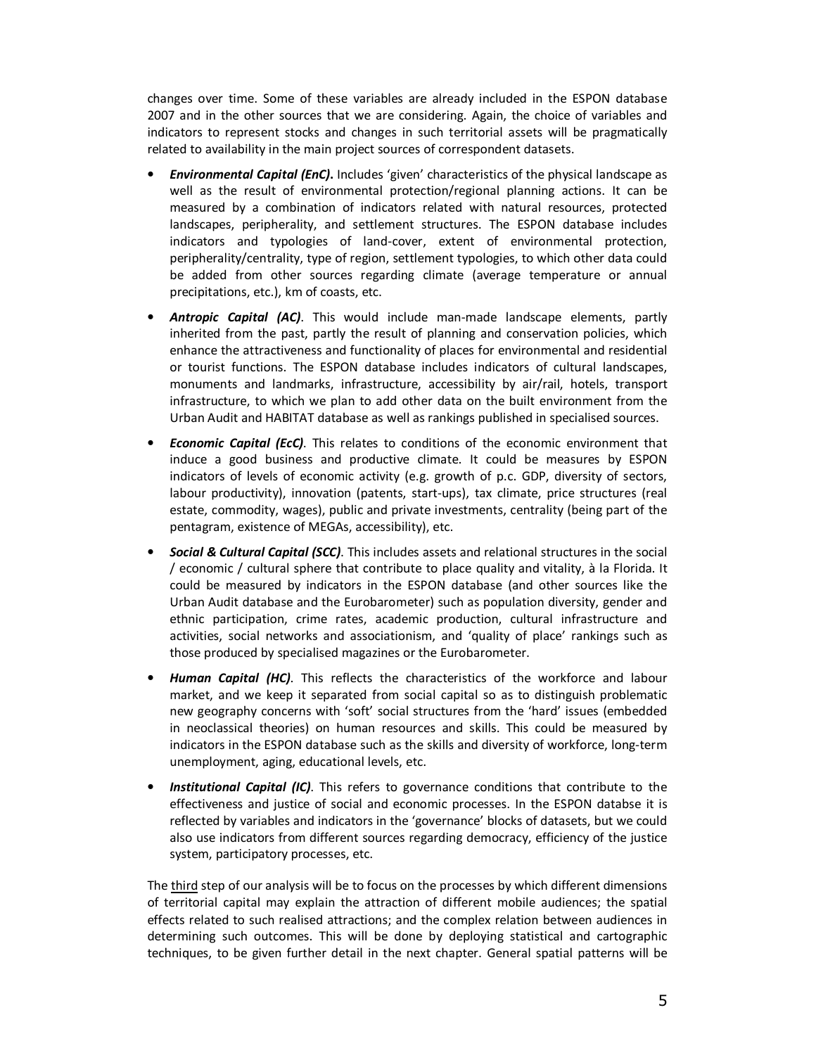changes over time. Some of these variables are already included in the ESPON database 2007 and in the other sources that we are considering. Again, the choice of variables and indicators to represent stocks and changes in such territorial assets will be pragmatically related to availability in the main project sources of correspondent datasets.

- ***Environmental Capital (EnC)*.** Includes 'given' characteristics of the physical landscape as well as the result of environmental protection/regional planning actions. It can be measured by a combination of indicators related with natural resources, protected landscapes, peripherality, and settlement structures. The ESPON database includes indicators and typologies of land-cover, extent of environmental protection, peripherality/centrality, type of region, settlement typologies, to which other data could be added from other sources regarding climate (average temperature or annual precipitations, etc.), km of coasts, etc.
- ***Antropic Capital (AC)***. This would include man-made landscape elements, partly inherited from the past, partly the result of planning and conservation policies, which enhance the attractiveness and functionality of places for environmental and residential or tourist functions. The ESPON database includes indicators of cultural landscapes, monuments and landmarks, infrastructure, accessibility by air/rail, hotels, transport infrastructure, to which we plan to add other data on the built environment from the Urban Audit and HABITAT database as well as rankings published in specialised sources.
- ***Economic Capital (EcC)***. This relates to conditions of the economic environment that induce a good business and productive climate. It could be measures by ESPON indicators of levels of economic activity (e.g. growth of p.c. GDP, diversity of sectors, labour productivity), innovation (patents, start-ups), tax climate, price structures (real estate, commodity, wages), public and private investments, centrality (being part of the pentagram, existence of MEGAs, accessibility), etc.
- ***Social & Cultural Capital (SCC)***. This includes assets and relational structures in the social / economic / cultural sphere that contribute to place quality and vitality, à la Florida. It could be measured by indicators in the ESPON database (and other sources like the Urban Audit database and the Eurobarometer) such as population diversity, gender and ethnic participation, crime rates, academic production, cultural infrastructure and activities, social networks and associationism, and 'quality of place' rankings such as those produced by specialised magazines or the Eurobarometer.
- ***Human Capital (HC)***. This reflects the characteristics of the workforce and labour market, and we keep it separated from social capital so as to distinguish problematic new geography concerns with 'soft' social structures from the 'hard' issues (embedded in neoclassical theories) on human resources and skills. This could be measured by indicators in the ESPON database such as the skills and diversity of workforce, long-term unemployment, aging, educational levels, etc.
- ***Institutional Capital (IC)***. This refers to governance conditions that contribute to the effectiveness and justice of social and economic processes. In the ESPON databse it is reflected by variables and indicators in the 'governance' blocks of datasets, but we could also use indicators from different sources regarding democracy, efficiency of the justice system, participatory processes, etc.

The third step of our analysis will be to focus on the processes by which different dimensions of territorial capital may explain the attraction of different mobile audiences; the spatial effects related to such realised attractions; and the complex relation between audiences in determining such outcomes. This will be done by deploying statistical and cartographic techniques, to be given further detail in the next chapter. General spatial patterns will be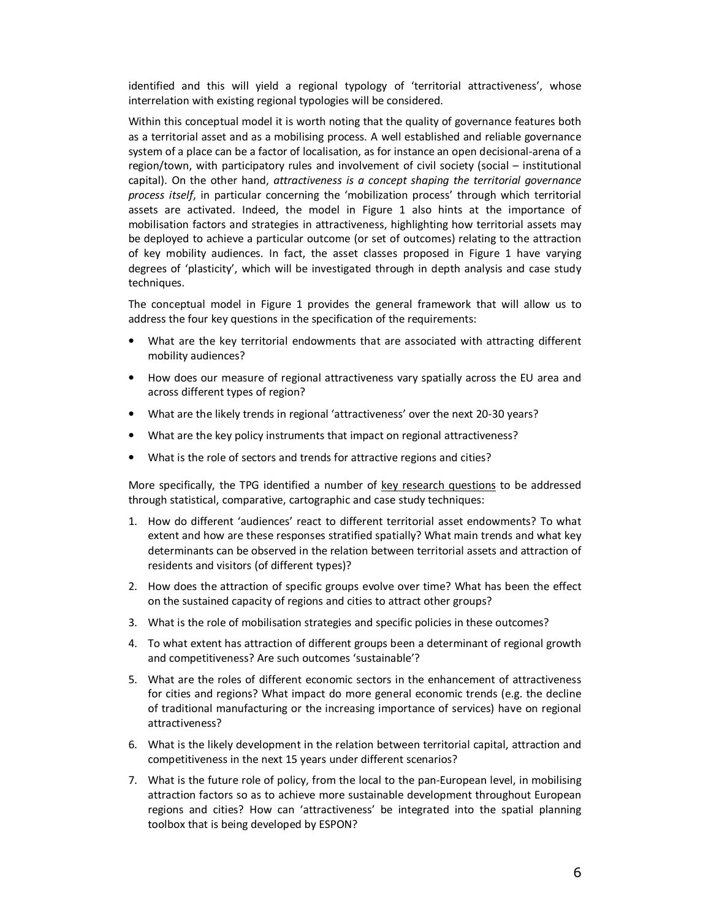identified and this will yield a regional typology of 'territorial attractiveness', whose interrelation with existing regional typologies will be considered.

Within this conceptual model it is worth noting that the quality of governance features both as a territorial asset and as a mobilising process. A well established and reliable governance system of a place can be a factor of localisation, as for instance an open decisional-arena of a region/town, with participatory rules and involvement of civil society (social – institutional capital). On the other hand, *attractiveness is a concept shaping the territorial governance process itself*, in particular concerning the 'mobilization process' through which territorial assets are activated. Indeed, the model in Figure 1 also hints at the importance of mobilisation factors and strategies in attractiveness, highlighting how territorial assets may be deployed to achieve a particular outcome (or set of outcomes) relating to the attraction of key mobility audiences. In fact, the asset classes proposed in Figure 1 have varying degrees of 'plasticity', which will be investigated through in depth analysis and case study techniques.

The conceptual model in Figure 1 provides the general framework that will allow us to address the four key questions in the specification of the requirements:

- What are the key territorial endowments that are associated with attracting different mobility audiences?
- How does our measure of regional attractiveness vary spatially across the EU area and across different types of region?
- What are the likely trends in regional 'attractiveness' over the next 20-30 years?
- What are the key policy instruments that impact on regional attractiveness?
- What is the role of sectors and trends for attractive regions and cities?

More specifically, the TPG identified a number of key research questions to be addressed through statistical, comparative, cartographic and case study techniques:

1. How do different 'audiences' react to different territorial asset endowments? To what extent and how are these responses stratified spatially? What main trends and what key determinants can be observed in the relation between territorial assets and attraction of residents and visitors (of different types)?
2. How does the attraction of specific groups evolve over time? What has been the effect on the sustained capacity of regions and cities to attract other groups?
3. What is the role of mobilisation strategies and specific policies in these outcomes?
4. To what extent has attraction of different groups been a determinant of regional growth and competitiveness? Are such outcomes 'sustainable'?
5. What are the roles of different economic sectors in the enhancement of attractiveness for cities and regions? What impact do more general economic trends (e.g. the decline of traditional manufacturing or the increasing importance of services) have on regional attractiveness?
6. What is the likely development in the relation between territorial capital, attraction and competitiveness in the next 15 years under different scenarios?
7. What is the future role of policy, from the local to the pan-European level, in mobilising attraction factors so as to achieve more sustainable development throughout European regions and cities? How can 'attractiveness' be integrated into the spatial planning toolbox that is being developed by ESPON?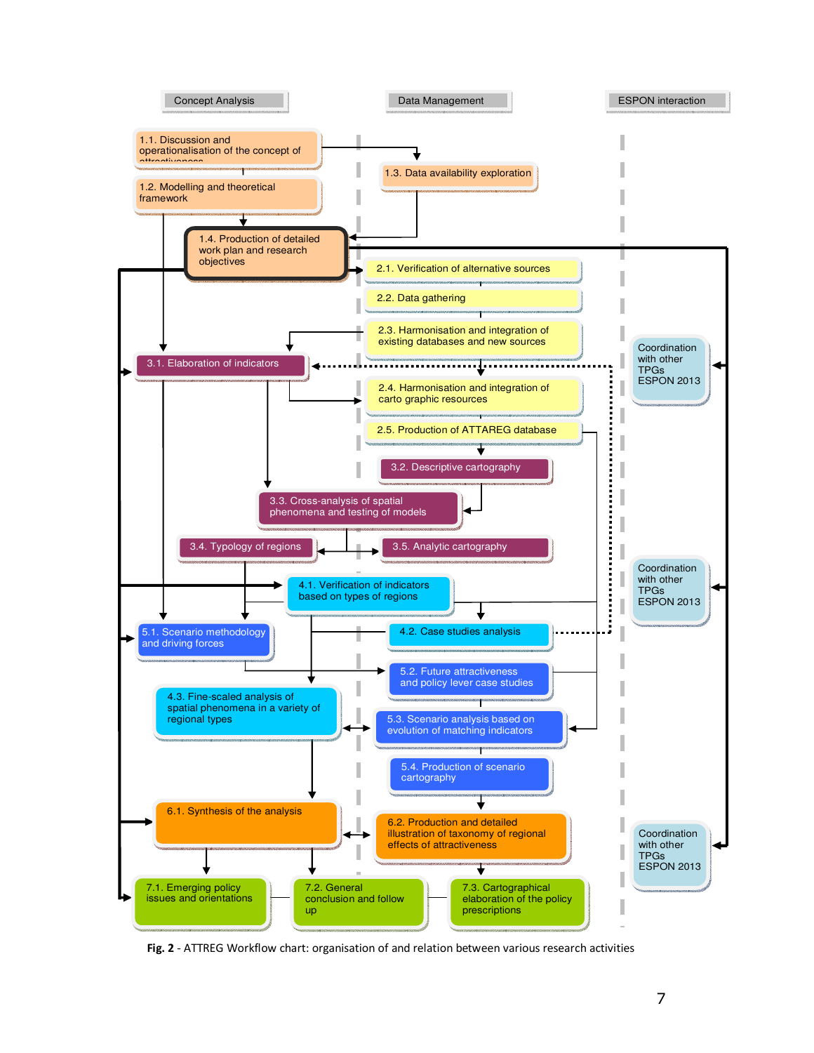Concept Analysis | Data Management | ESPON interaction

1.1. Discussion and operationalisation of the concept of attractiveness

1.2. Modelling and theoretical framework

1.3. Data availability exploration

1.4. Production of detailed work plan and research objectives

2.1. Verification of alternative sources

2.2. Data gathering

2.3. Harmonisation and integration of existing databases and new sources

3.1. Elaboration of indicators

Coordination with other TPGs ESPON 2013

2.4. Harmonisation and integration of carto graphic resources

2.5. Production of ATTAREG database

3.2. Descriptive cartography

3.3. Cross-analysis of spatial phenomena and testing of models

3.4. Typology of regions

3.5. Analytic cartography

Coordination with other TPGs ESPON 2013

4.1. Verification of indicators based on types of regions

5.1. Scenario methodology and driving forces

4.2. Case studies analysis

5.2. Future attractiveness and policy lever case studies

4.3. Fine-scaled analysis of spatial phenomena in a variety of regional types

5.3. Scenario analysis based on evolution of matching indicators

5.4. Production of scenario cartography

6.1. Synthesis of the analysis

6.2. Production and detailed illustration of taxonomy of regional effects of attractiveness

Coordination with other TPGs ESPON 2013

7.1. Emerging policy issues and orientations

7.2. General conclusion and follow up

7.3. Cartographical elaboration of the policy prescriptions

**Fig. 2** - ATTREG Workflow chart: organisation of and relation between various research activities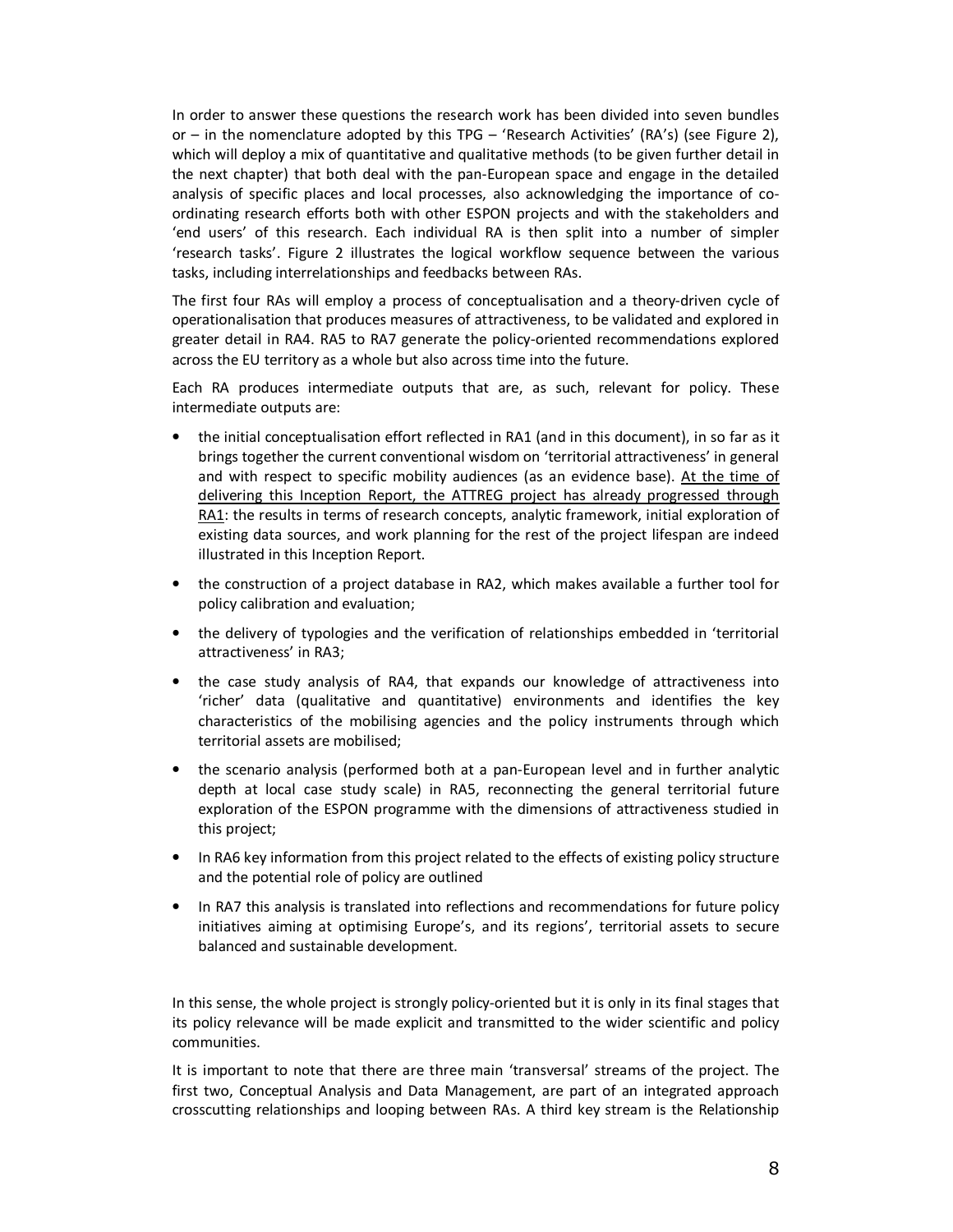In order to answer these questions the research work has been divided into seven bundles or – in the nomenclature adopted by this TPG – 'Research Activities' (RA's) (see Figure 2), which will deploy a mix of quantitative and qualitative methods (to be given further detail in the next chapter) that both deal with the pan-European space and engage in the detailed analysis of specific places and local processes, also acknowledging the importance of co-ordinating research efforts both with other ESPON projects and with the stakeholders and 'end users' of this research. Each individual RA is then split into a number of simpler 'research tasks'. Figure 2 illustrates the logical workflow sequence between the various tasks, including interrelationships and feedbacks between RAs.

The first four RAs will employ a process of conceptualisation and a theory-driven cycle of operationalisation that produces measures of attractiveness, to be validated and explored in greater detail in RA4. RA5 to RA7 generate the policy-oriented recommendations explored across the EU territory as a whole but also across time into the future.

Each RA produces intermediate outputs that are, as such, relevant for policy. These intermediate outputs are:

- the initial conceptualisation effort reflected in RA1 (and in this document), in so far as it brings together the current conventional wisdom on 'territorial attractiveness' in general and with respect to specific mobility audiences (as an evidence base). At the time of delivering this Inception Report, the ATTREG project has already progressed through RA1: the results in terms of research concepts, analytic framework, initial exploration of existing data sources, and work planning for the rest of the project lifespan are indeed illustrated in this Inception Report.
- the construction of a project database in RA2, which makes available a further tool for policy calibration and evaluation;
- the delivery of typologies and the verification of relationships embedded in 'territorial attractiveness' in RA3;
- the case study analysis of RA4, that expands our knowledge of attractiveness into 'richer' data (qualitative and quantitative) environments and identifies the key characteristics of the mobilising agencies and the policy instruments through which territorial assets are mobilised;
- the scenario analysis (performed both at a pan-European level and in further analytic depth at local case study scale) in RA5, reconnecting the general territorial future exploration of the ESPON programme with the dimensions of attractiveness studied in this project;
- In RA6 key information from this project related to the effects of existing policy structure and the potential role of policy are outlined
- In RA7 this analysis is translated into reflections and recommendations for future policy initiatives aiming at optimising Europe's, and its regions', territorial assets to secure balanced and sustainable development.

In this sense, the whole project is strongly policy-oriented but it is only in its final stages that its policy relevance will be made explicit and transmitted to the wider scientific and policy communities.

It is important to note that there are three main 'transversal' streams of the project. The first two, Conceptual Analysis and Data Management, are part of an integrated approach crosscutting relationships and looping between RAs. A third key stream is the Relationship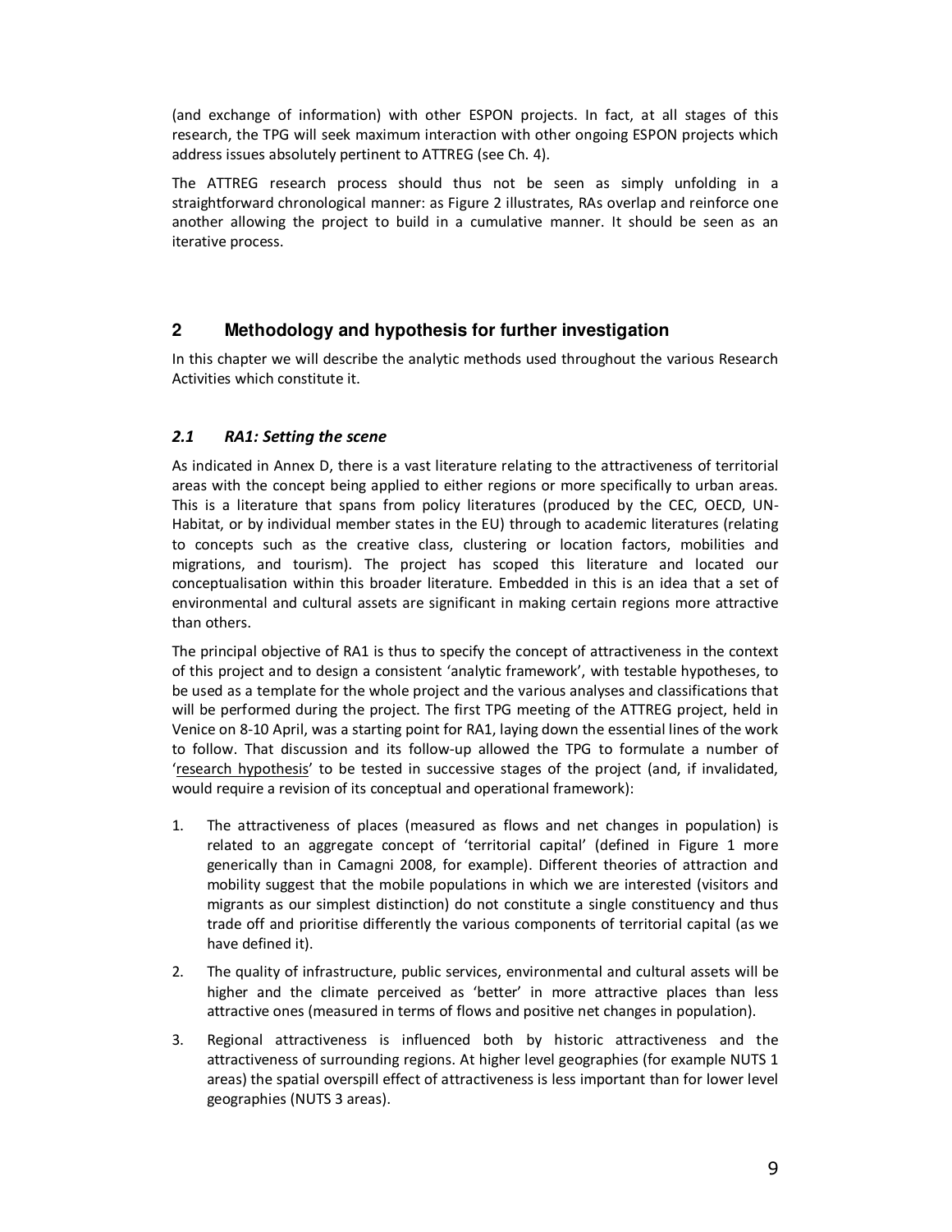(and exchange of information) with other ESPON projects. In fact, at all stages of this research, the TPG will seek maximum interaction with other ongoing ESPON projects which address issues absolutely pertinent to ATTREG (see Ch. 4).

The ATTREG research process should thus not be seen as simply unfolding in a straightforward chronological manner: as Figure 2 illustrates, RAs overlap and reinforce one another allowing the project to build in a cumulative manner. It should be seen as an iterative process.

## 2 Methodology and hypothesis for further investigation

In this chapter we will describe the analytic methods used throughout the various Research Activities which constitute it.

### *2.1 RA1: Setting the scene*

As indicated in Annex D, there is a vast literature relating to the attractiveness of territorial areas with the concept being applied to either regions or more specifically to urban areas. This is a literature that spans from policy literatures (produced by the CEC, OECD, UN-Habitat, or by individual member states in the EU) through to academic literatures (relating to concepts such as the creative class, clustering or location factors, mobilities and migrations, and tourism). The project has scoped this literature and located our conceptualisation within this broader literature. Embedded in this is an idea that a set of environmental and cultural assets are significant in making certain regions more attractive than others.

The principal objective of RA1 is thus to specify the concept of attractiveness in the context of this project and to design a consistent 'analytic framework', with testable hypotheses, to be used as a template for the whole project and the various analyses and classifications that will be performed during the project. The first TPG meeting of the ATTREG project, held in Venice on 8-10 April, was a starting point for RA1, laying down the essential lines of the work to follow. That discussion and its follow-up allowed the TPG to formulate a number of 'research hypothesis' to be tested in successive stages of the project (and, if invalidated, would require a revision of its conceptual and operational framework):

1. The attractiveness of places (measured as flows and net changes in population) is related to an aggregate concept of 'territorial capital' (defined in Figure 1 more generically than in Camagni 2008, for example). Different theories of attraction and mobility suggest that the mobile populations in which we are interested (visitors and migrants as our simplest distinction) do not constitute a single constituency and thus trade off and prioritise differently the various components of territorial capital (as we have defined it).
2. The quality of infrastructure, public services, environmental and cultural assets will be higher and the climate perceived as 'better' in more attractive places than less attractive ones (measured in terms of flows and positive net changes in population).
3. Regional attractiveness is influenced both by historic attractiveness and the attractiveness of surrounding regions. At higher level geographies (for example NUTS 1 areas) the spatial overspill effect of attractiveness is less important than for lower level geographies (NUTS 3 areas).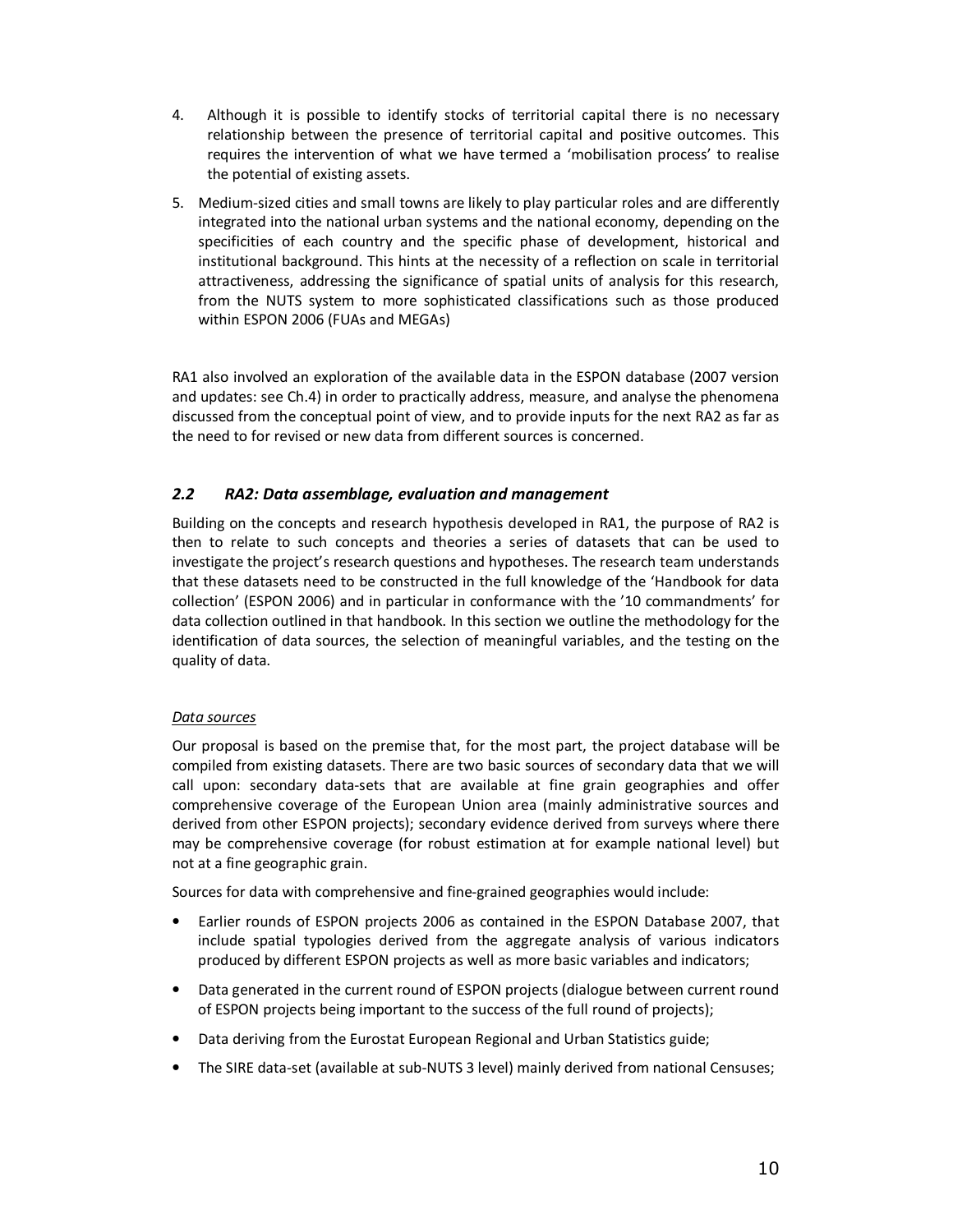4. Although it is possible to identify stocks of territorial capital there is no necessary relationship between the presence of territorial capital and positive outcomes. This requires the intervention of what we have termed a 'mobilisation process' to realise the potential of existing assets.
5. Medium-sized cities and small towns are likely to play particular roles and are differently integrated into the national urban systems and the national economy, depending on the specificities of each country and the specific phase of development, historical and institutional background. This hints at the necessity of a reflection on scale in territorial attractiveness, addressing the significance of spatial units of analysis for this research, from the NUTS system to more sophisticated classifications such as those produced within ESPON 2006 (FUAs and MEGAs)

RA1 also involved an exploration of the available data in the ESPON database (2007 version and updates: see Ch.4) in order to practically address, measure, and analyse the phenomena discussed from the conceptual point of view, and to provide inputs for the next RA2 as far as the need to for revised or new data from different sources is concerned.

## *2.2 RA2: Data assemblage, evaluation and management*

Building on the concepts and research hypothesis developed in RA1, the purpose of RA2 is then to relate to such concepts and theories a series of datasets that can be used to investigate the project's research questions and hypotheses. The research team understands that these datasets need to be constructed in the full knowledge of the 'Handbook for data collection' (ESPON 2006) and in particular in conformance with the '10 commandments' for data collection outlined in that handbook. In this section we outline the methodology for the identification of data sources, the selection of meaningful variables, and the testing on the quality of data.

<u>Data sources</u>

Our proposal is based on the premise that, for the most part, the project database will be compiled from existing datasets. There are two basic sources of secondary data that we will call upon: secondary data-sets that are available at fine grain geographies and offer comprehensive coverage of the European Union area (mainly administrative sources and derived from other ESPON projects); secondary evidence derived from surveys where there may be comprehensive coverage (for robust estimation at for example national level) but not at a fine geographic grain.

Sources for data with comprehensive and fine-grained geographies would include:

- Earlier rounds of ESPON projects 2006 as contained in the ESPON Database 2007, that include spatial typologies derived from the aggregate analysis of various indicators produced by different ESPON projects as well as more basic variables and indicators;
- Data generated in the current round of ESPON projects (dialogue between current round of ESPON projects being important to the success of the full round of projects);
- Data deriving from the Eurostat European Regional and Urban Statistics guide;
- The SIRE data-set (available at sub-NUTS 3 level) mainly derived from national Censuses;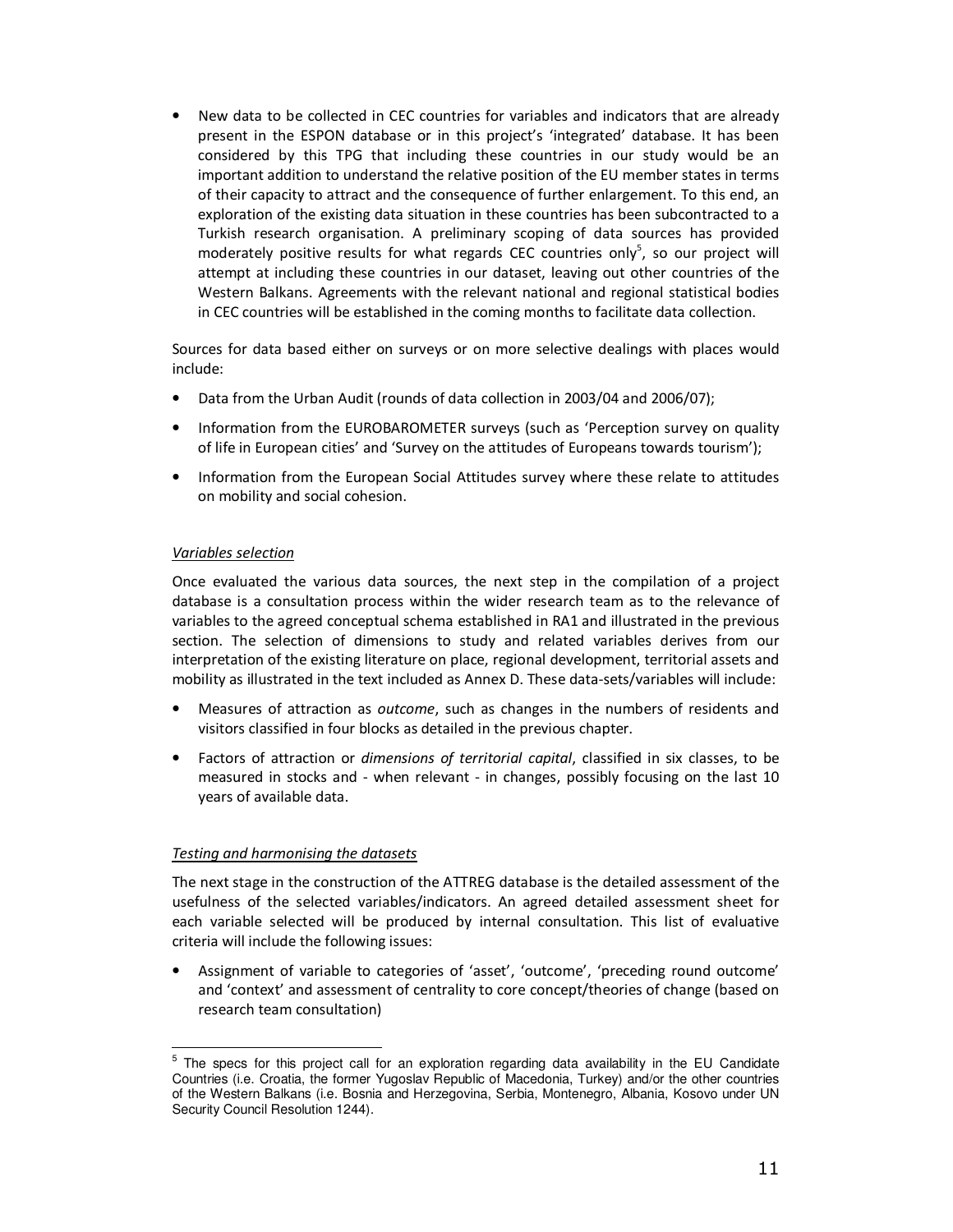- New data to be collected in CEC countries for variables and indicators that are already present in the ESPON database or in this project's 'integrated' database. It has been considered by this TPG that including these countries in our study would be an important addition to understand the relative position of the EU member states in terms of their capacity to attract and the consequence of further enlargement. To this end, an exploration of the existing data situation in these countries has been subcontracted to a Turkish research organisation. A preliminary scoping of data sources has provided moderately positive results for what regards CEC countries only[5], so our project will attempt at including these countries in our dataset, leaving out other countries of the Western Balkans. Agreements with the relevant national and regional statistical bodies in CEC countries will be established in the coming months to facilitate data collection.

Sources for data based either on surveys or on more selective dealings with places would include:

- Data from the Urban Audit (rounds of data collection in 2003/04 and 2006/07);
- Information from the EUROBAROMETER surveys (such as 'Perception survey on quality of life in European cities' and 'Survey on the attitudes of Europeans towards tourism');
- Information from the European Social Attitudes survey where these relate to attitudes on mobility and social cohesion.

*Variables selection*

Once evaluated the various data sources, the next step in the compilation of a project database is a consultation process within the wider research team as to the relevance of variables to the agreed conceptual schema established in RA1 and illustrated in the previous section. The selection of dimensions to study and related variables derives from our interpretation of the existing literature on place, regional development, territorial assets and mobility as illustrated in the text included as Annex D. These data-sets/variables will include:

- Measures of attraction as *outcome*, such as changes in the numbers of residents and visitors classified in four blocks as detailed in the previous chapter.
- Factors of attraction or *dimensions of territorial capital*, classified in six classes, to be measured in stocks and - when relevant - in changes, possibly focusing on the last 10 years of available data.

*Testing and harmonising the datasets*

The next stage in the construction of the ATTREG database is the detailed assessment of the usefulness of the selected variables/indicators. An agreed detailed assessment sheet for each variable selected will be produced by internal consultation. This list of evaluative criteria will include the following issues:

- Assignment of variable to categories of 'asset', 'outcome', 'preceding round outcome' and 'context' and assessment of centrality to core concept/theories of change (based on research team consultation)

[5] The specs for this project call for an exploration regarding data availability in the EU Candidate Countries (i.e. Croatia, the former Yugoslav Republic of Macedonia, Turkey) and/or the other countries of the Western Balkans (i.e. Bosnia and Herzegovina, Serbia, Montenegro, Albania, Kosovo under UN Security Council Resolution 1244).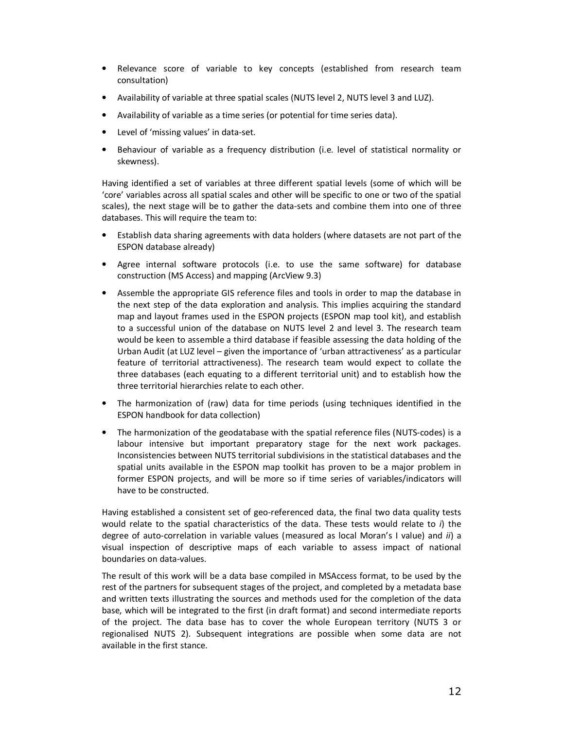- Relevance score of variable to key concepts (established from research team consultation)
- Availability of variable at three spatial scales (NUTS level 2, NUTS level 3 and LUZ).
- Availability of variable as a time series (or potential for time series data).
- Level of 'missing values' in data-set.
- Behaviour of variable as a frequency distribution (i.e. level of statistical normality or skewness).

Having identified a set of variables at three different spatial levels (some of which will be 'core' variables across all spatial scales and other will be specific to one or two of the spatial scales), the next stage will be to gather the data-sets and combine them into one of three databases. This will require the team to:

- Establish data sharing agreements with data holders (where datasets are not part of the ESPON database already)
- Agree internal software protocols (i.e. to use the same software) for database construction (MS Access) and mapping (ArcView 9.3)
- Assemble the appropriate GIS reference files and tools in order to map the database in the next step of the data exploration and analysis. This implies acquiring the standard map and layout frames used in the ESPON projects (ESPON map tool kit), and establish to a successful union of the database on NUTS level 2 and level 3. The research team would be keen to assemble a third database if feasible assessing the data holding of the Urban Audit (at LUZ level – given the importance of 'urban attractiveness' as a particular feature of territorial attractiveness). The research team would expect to collate the three databases (each equating to a different territorial unit) and to establish how the three territorial hierarchies relate to each other.
- The harmonization of (raw) data for time periods (using techniques identified in the ESPON handbook for data collection)
- The harmonization of the geodatabase with the spatial reference files (NUTS-codes) is a labour intensive but important preparatory stage for the next work packages. Inconsistencies between NUTS territorial subdivisions in the statistical databases and the spatial units available in the ESPON map toolkit has proven to be a major problem in former ESPON projects, and will be more so if time series of variables/indicators will have to be constructed.

Having established a consistent set of geo-referenced data, the final two data quality tests would relate to the spatial characteristics of the data. These tests would relate to *i*) the degree of auto-correlation in variable values (measured as local Moran's I value) and *ii*) a visual inspection of descriptive maps of each variable to assess impact of national boundaries on data-values.

The result of this work will be a data base compiled in MSAccess format, to be used by the rest of the partners for subsequent stages of the project, and completed by a metadata base and written texts illustrating the sources and methods used for the completion of the data base, which will be integrated to the first (in draft format) and second intermediate reports of the project. The data base has to cover the whole European territory (NUTS 3 or regionalised NUTS 2). Subsequent integrations are possible when some data are not available in the first stance.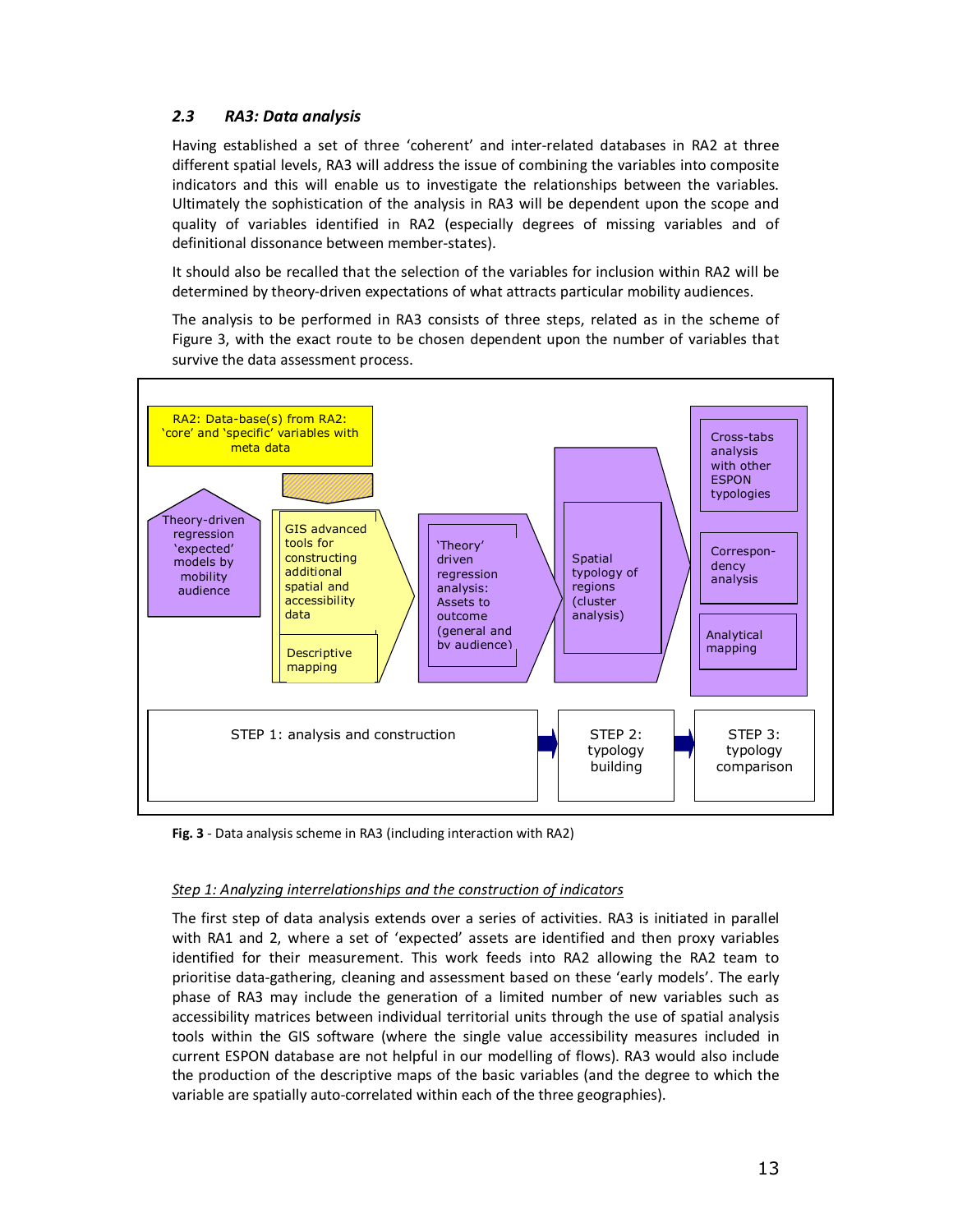### 2.3 RA3: Data analysis

Having established a set of three 'coherent' and inter-related databases in RA2 at three different spatial levels, RA3 will address the issue of combining the variables into composite indicators and this will enable us to investigate the relationships between the variables. Ultimately the sophistication of the analysis in RA3 will be dependent upon the scope and quality of variables identified in RA2 (especially degrees of missing variables and of definitional dissonance between member-states).

It should also be recalled that the selection of the variables for inclusion within RA2 will be determined by theory-driven expectations of what attracts particular mobility audiences.

The analysis to be performed in RA3 consists of three steps, related as in the scheme of Figure 3, with the exact route to be chosen dependent upon the number of variables that survive the data assessment process.

RA2: Data-base(s) from RA2: 'core' and 'specific' variables with meta data

Theory-driven regression 'expected' models by mobility audience

GIS advanced tools for constructing additional spatial and accessibility data

Descriptive mapping

'Theory' driven regression analysis: Assets to outcome (general and bv audience)

Spatial typology of regions (cluster analysis)

Cross-tabs analysis with other ESPON typologies

Correspon-dency analysis

Analytical mapping

STEP 1: analysis and construction

STEP 2: typology building

STEP 3: typology comparison

**Fig. 3** - Data analysis scheme in RA3 (including interaction with RA2)

*Step 1: Analyzing interrelationships and the construction of indicators*

The first step of data analysis extends over a series of activities. RA3 is initiated in parallel with RA1 and 2, where a set of 'expected' assets are identified and then proxy variables identified for their measurement. This work feeds into RA2 allowing the RA2 team to prioritise data-gathering, cleaning and assessment based on these 'early models'. The early phase of RA3 may include the generation of a limited number of new variables such as accessibility matrices between individual territorial units through the use of spatial analysis tools within the GIS software (where the single value accessibility measures included in current ESPON database are not helpful in our modelling of flows). RA3 would also include the production of the descriptive maps of the basic variables (and the degree to which the variable are spatially auto-correlated within each of the three geographies).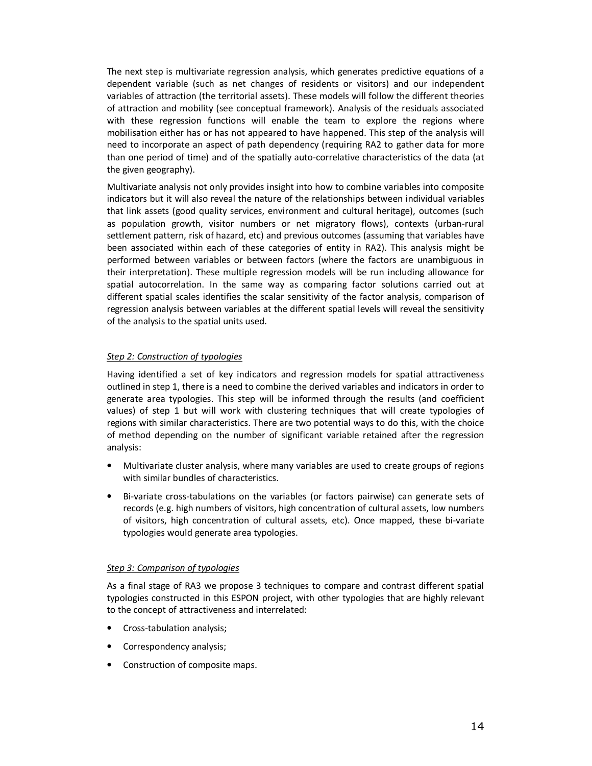The next step is multivariate regression analysis, which generates predictive equations of a dependent variable (such as net changes of residents or visitors) and our independent variables of attraction (the territorial assets). These models will follow the different theories of attraction and mobility (see conceptual framework). Analysis of the residuals associated with these regression functions will enable the team to explore the regions where mobilisation either has or has not appeared to have happened. This step of the analysis will need to incorporate an aspect of path dependency (requiring RA2 to gather data for more than one period of time) and of the spatially auto-correlative characteristics of the data (at the given geography).

Multivariate analysis not only provides insight into how to combine variables into composite indicators but it will also reveal the nature of the relationships between individual variables that link assets (good quality services, environment and cultural heritage), outcomes (such as population growth, visitor numbers or net migratory flows), contexts (urban-rural settlement pattern, risk of hazard, etc) and previous outcomes (assuming that variables have been associated within each of these categories of entity in RA2). This analysis might be performed between variables or between factors (where the factors are unambiguous in their interpretation). These multiple regression models will be run including allowance for spatial autocorrelation. In the same way as comparing factor solutions carried out at different spatial scales identifies the scalar sensitivity of the factor analysis, comparison of regression analysis between variables at the different spatial levels will reveal the sensitivity of the analysis to the spatial units used.

*Step 2: Construction of typologies*

Having identified a set of key indicators and regression models for spatial attractiveness outlined in step 1, there is a need to combine the derived variables and indicators in order to generate area typologies. This step will be informed through the results (and coefficient values) of step 1 but will work with clustering techniques that will create typologies of regions with similar characteristics. There are two potential ways to do this, with the choice of method depending on the number of significant variable retained after the regression analysis:

- Multivariate cluster analysis, where many variables are used to create groups of regions with similar bundles of characteristics.
- Bi-variate cross-tabulations on the variables (or factors pairwise) can generate sets of records (e.g. high numbers of visitors, high concentration of cultural assets, low numbers of visitors, high concentration of cultural assets, etc). Once mapped, these bi-variate typologies would generate area typologies.

*Step 3: Comparison of typologies*

As a final stage of RA3 we propose 3 techniques to compare and contrast different spatial typologies constructed in this ESPON project, with other typologies that are highly relevant to the concept of attractiveness and interrelated:

- Cross-tabulation analysis;
- Correspondency analysis;
- Construction of composite maps.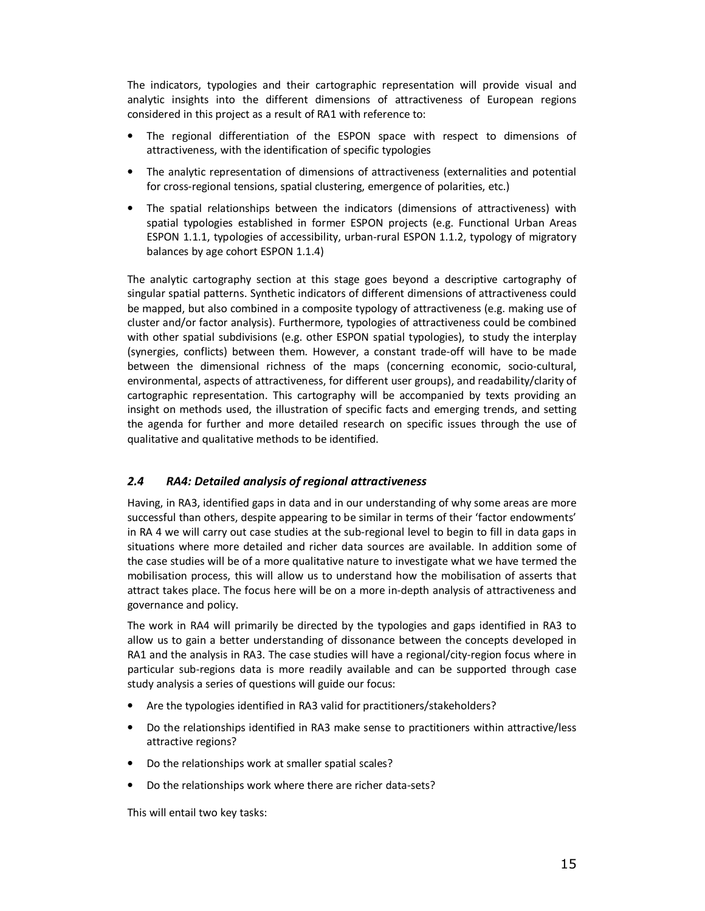The indicators, typologies and their cartographic representation will provide visual and analytic insights into the different dimensions of attractiveness of European regions considered in this project as a result of RA1 with reference to:

- The regional differentiation of the ESPON space with respect to dimensions of attractiveness, with the identification of specific typologies
- The analytic representation of dimensions of attractiveness (externalities and potential for cross-regional tensions, spatial clustering, emergence of polarities, etc.)
- The spatial relationships between the indicators (dimensions of attractiveness) with spatial typologies established in former ESPON projects (e.g. Functional Urban Areas ESPON 1.1.1, typologies of accessibility, urban-rural ESPON 1.1.2, typology of migratory balances by age cohort ESPON 1.1.4)

The analytic cartography section at this stage goes beyond a descriptive cartography of singular spatial patterns. Synthetic indicators of different dimensions of attractiveness could be mapped, but also combined in a composite typology of attractiveness (e.g. making use of cluster and/or factor analysis). Furthermore, typologies of attractiveness could be combined with other spatial subdivisions (e.g. other ESPON spatial typologies), to study the interplay (synergies, conflicts) between them. However, a constant trade-off will have to be made between the dimensional richness of the maps (concerning economic, socio-cultural, environmental, aspects of attractiveness, for different user groups), and readability/clarity of cartographic representation. This cartography will be accompanied by texts providing an insight on methods used, the illustration of specific facts and emerging trends, and setting the agenda for further and more detailed research on specific issues through the use of qualitative and qualitative methods to be identified.

### *2.4 RA4: Detailed analysis of regional attractiveness*

Having, in RA3, identified gaps in data and in our understanding of why some areas are more successful than others, despite appearing to be similar in terms of their 'factor endowments' in RA 4 we will carry out case studies at the sub-regional level to begin to fill in data gaps in situations where more detailed and richer data sources are available. In addition some of the case studies will be of a more qualitative nature to investigate what we have termed the mobilisation process, this will allow us to understand how the mobilisation of asserts that attract takes place. The focus here will be on a more in-depth analysis of attractiveness and governance and policy.

The work in RA4 will primarily be directed by the typologies and gaps identified in RA3 to allow us to gain a better understanding of dissonance between the concepts developed in RA1 and the analysis in RA3. The case studies will have a regional/city-region focus where in particular sub-regions data is more readily available and can be supported through case study analysis a series of questions will guide our focus:

- Are the typologies identified in RA3 valid for practitioners/stakeholders?
- Do the relationships identified in RA3 make sense to practitioners within attractive/less attractive regions?
- Do the relationships work at smaller spatial scales?
- Do the relationships work where there are richer data-sets?

This will entail two key tasks: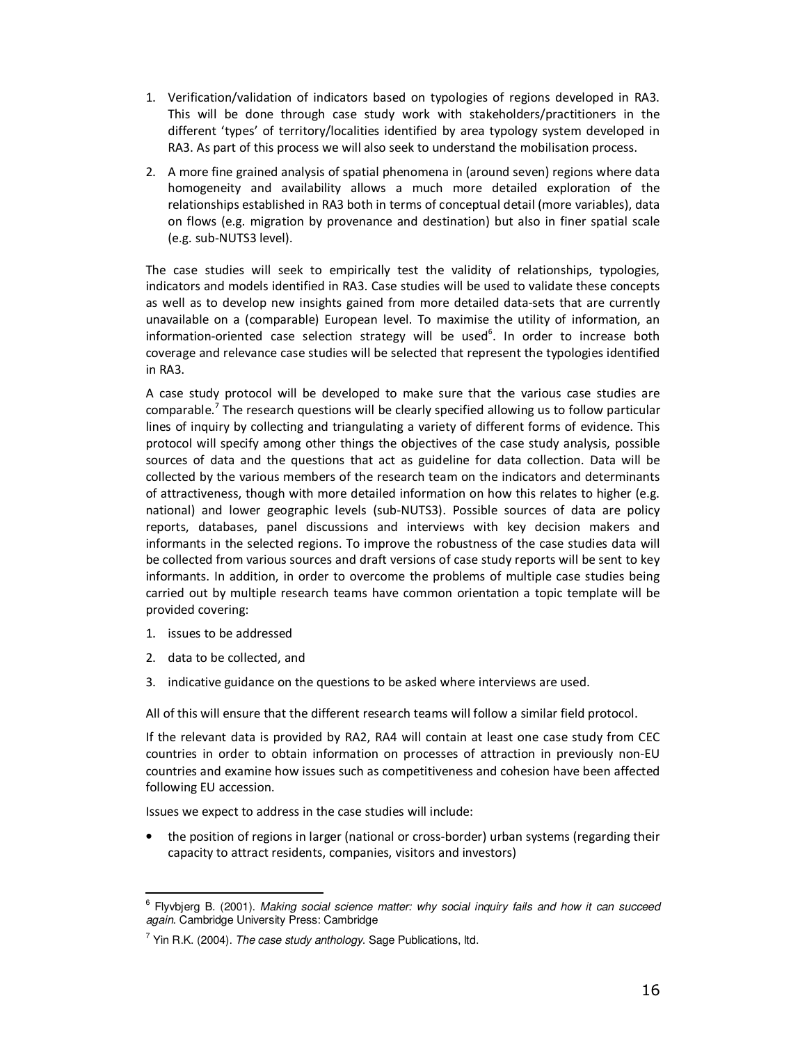1. Verification/validation of indicators based on typologies of regions developed in RA3. This will be done through case study work with stakeholders/practitioners in the different 'types' of territory/localities identified by area typology system developed in RA3. As part of this process we will also seek to understand the mobilisation process.
2. A more fine grained analysis of spatial phenomena in (around seven) regions where data homogeneity and availability allows a much more detailed exploration of the relationships established in RA3 both in terms of conceptual detail (more variables), data on flows (e.g. migration by provenance and destination) but also in finer spatial scale (e.g. sub-NUTS3 level).

The case studies will seek to empirically test the validity of relationships, typologies, indicators and models identified in RA3. Case studies will be used to validate these concepts as well as to develop new insights gained from more detailed data-sets that are currently unavailable on a (comparable) European level. To maximise the utility of information, an information-oriented case selection strategy will be used[6]. In order to increase both coverage and relevance case studies will be selected that represent the typologies identified in RA3.

A case study protocol will be developed to make sure that the various case studies are comparable.[7] The research questions will be clearly specified allowing us to follow particular lines of inquiry by collecting and triangulating a variety of different forms of evidence. This protocol will specify among other things the objectives of the case study analysis, possible sources of data and the questions that act as guideline for data collection. Data will be collected by the various members of the research team on the indicators and determinants of attractiveness, though with more detailed information on how this relates to higher (e.g. national) and lower geographic levels (sub-NUTS3). Possible sources of data are policy reports, databases, panel discussions and interviews with key decision makers and informants in the selected regions. To improve the robustness of the case studies data will be collected from various sources and draft versions of case study reports will be sent to key informants. In addition, in order to overcome the problems of multiple case studies being carried out by multiple research teams have common orientation a topic template will be provided covering:

1. issues to be addressed
2. data to be collected, and
3. indicative guidance on the questions to be asked where interviews are used.

All of this will ensure that the different research teams will follow a similar field protocol.

If the relevant data is provided by RA2, RA4 will contain at least one case study from CEC countries in order to obtain information on processes of attraction in previously non-EU countries and examine how issues such as competitiveness and cohesion have been affected following EU accession.

Issues we expect to address in the case studies will include:

- the position of regions in larger (national or cross-border) urban systems (regarding their capacity to attract residents, companies, visitors and investors)

---

[6] Flyvbjerg B. (2001). *Making social science matter: why social inquiry fails and how it can succeed again*. Cambridge University Press: Cambridge

[7] Yin R.K. (2004). *The case study anthology*. Sage Publications, ltd.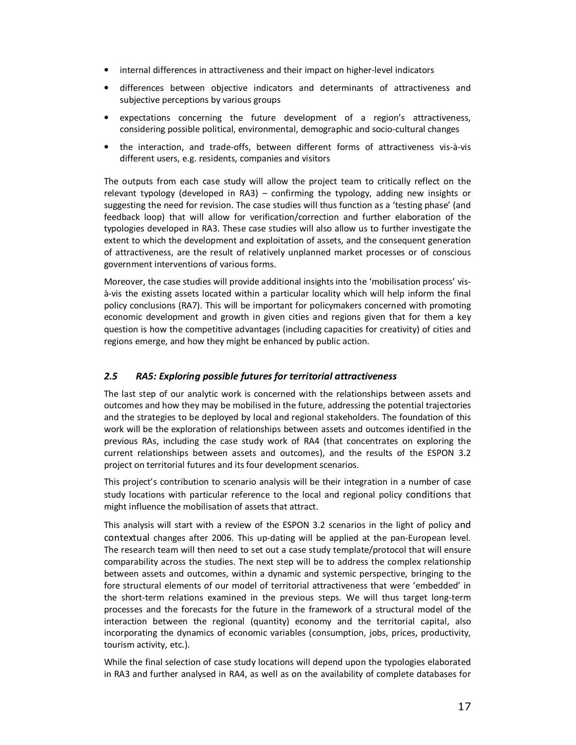- internal differences in attractiveness and their impact on higher-level indicators
- differences between objective indicators and determinants of attractiveness and subjective perceptions by various groups
- expectations concerning the future development of a region's attractiveness, considering possible political, environmental, demographic and socio-cultural changes
- the interaction, and trade-offs, between different forms of attractiveness vis-à-vis different users, e.g. residents, companies and visitors

The outputs from each case study will allow the project team to critically reflect on the relevant typology (developed in RA3) – confirming the typology, adding new insights or suggesting the need for revision. The case studies will thus function as a 'testing phase' (and feedback loop) that will allow for verification/correction and further elaboration of the typologies developed in RA3. These case studies will also allow us to further investigate the extent to which the development and exploitation of assets, and the consequent generation of attractiveness, are the result of relatively unplanned market processes or of conscious government interventions of various forms.

Moreover, the case studies will provide additional insights into the 'mobilisation process' vis-à-vis the existing assets located within a particular locality which will help inform the final policy conclusions (RA7). This will be important for policymakers concerned with promoting economic development and growth in given cities and regions given that for them a key question is how the competitive advantages (including capacities for creativity) of cities and regions emerge, and how they might be enhanced by public action.

## *2.5 RA5: Exploring possible futures for territorial attractiveness*

The last step of our analytic work is concerned with the relationships between assets and outcomes and how they may be mobilised in the future, addressing the potential trajectories and the strategies to be deployed by local and regional stakeholders. The foundation of this work will be the exploration of relationships between assets and outcomes identified in the previous RAs, including the case study work of RA4 (that concentrates on exploring the current relationships between assets and outcomes), and the results of the ESPON 3.2 project on territorial futures and its four development scenarios.

This project's contribution to scenario analysis will be their integration in a number of case study locations with particular reference to the local and regional policy conditions that might influence the mobilisation of assets that attract.

This analysis will start with a review of the ESPON 3.2 scenarios in the light of policy and contextual changes after 2006. This up-dating will be applied at the pan-European level. The research team will then need to set out a case study template/protocol that will ensure comparability across the studies. The next step will be to address the complex relationship between assets and outcomes, within a dynamic and systemic perspective, bringing to the fore structural elements of our model of territorial attractiveness that were 'embedded' in the short-term relations examined in the previous steps. We will thus target long-term processes and the forecasts for the future in the framework of a structural model of the interaction between the regional (quantity) economy and the territorial capital, also incorporating the dynamics of economic variables (consumption, jobs, prices, productivity, tourism activity, etc.).

While the final selection of case study locations will depend upon the typologies elaborated in RA3 and further analysed in RA4, as well as on the availability of complete databases for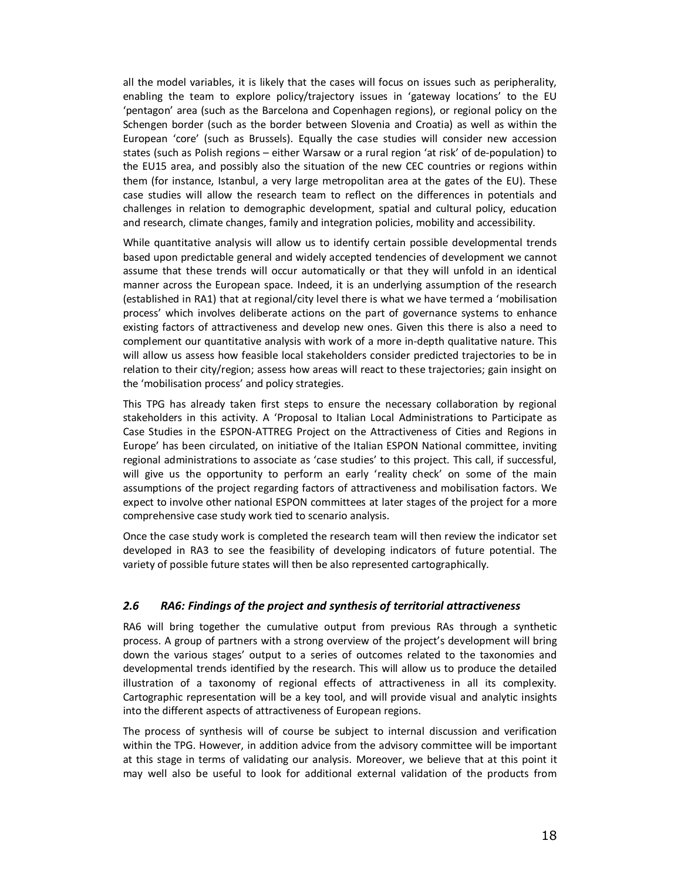all the model variables, it is likely that the cases will focus on issues such as peripherality, enabling the team to explore policy/trajectory issues in 'gateway locations' to the EU 'pentagon' area (such as the Barcelona and Copenhagen regions), or regional policy on the Schengen border (such as the border between Slovenia and Croatia) as well as within the European 'core' (such as Brussels). Equally the case studies will consider new accession states (such as Polish regions – either Warsaw or a rural region 'at risk' of de-population) to the EU15 area, and possibly also the situation of the new CEC countries or regions within them (for instance, Istanbul, a very large metropolitan area at the gates of the EU). These case studies will allow the research team to reflect on the differences in potentials and challenges in relation to demographic development, spatial and cultural policy, education and research, climate changes, family and integration policies, mobility and accessibility.

While quantitative analysis will allow us to identify certain possible developmental trends based upon predictable general and widely accepted tendencies of development we cannot assume that these trends will occur automatically or that they will unfold in an identical manner across the European space. Indeed, it is an underlying assumption of the research (established in RA1) that at regional/city level there is what we have termed a 'mobilisation process' which involves deliberate actions on the part of governance systems to enhance existing factors of attractiveness and develop new ones. Given this there is also a need to complement our quantitative analysis with work of a more in-depth qualitative nature. This will allow us assess how feasible local stakeholders consider predicted trajectories to be in relation to their city/region; assess how areas will react to these trajectories; gain insight on the 'mobilisation process' and policy strategies.

This TPG has already taken first steps to ensure the necessary collaboration by regional stakeholders in this activity. A 'Proposal to Italian Local Administrations to Participate as Case Studies in the ESPON-ATTREG Project on the Attractiveness of Cities and Regions in Europe' has been circulated, on initiative of the Italian ESPON National committee, inviting regional administrations to associate as 'case studies' to this project. This call, if successful, will give us the opportunity to perform an early 'reality check' on some of the main assumptions of the project regarding factors of attractiveness and mobilisation factors. We expect to involve other national ESPON committees at later stages of the project for a more comprehensive case study work tied to scenario analysis.

Once the case study work is completed the research team will then review the indicator set developed in RA3 to see the feasibility of developing indicators of future potential. The variety of possible future states will then be also represented cartographically.

### *2.6 RA6: Findings of the project and synthesis of territorial attractiveness*

RA6 will bring together the cumulative output from previous RAs through a synthetic process. A group of partners with a strong overview of the project's development will bring down the various stages' output to a series of outcomes related to the taxonomies and developmental trends identified by the research. This will allow us to produce the detailed illustration of a taxonomy of regional effects of attractiveness in all its complexity. Cartographic representation will be a key tool, and will provide visual and analytic insights into the different aspects of attractiveness of European regions.

The process of synthesis will of course be subject to internal discussion and verification within the TPG. However, in addition advice from the advisory committee will be important at this stage in terms of validating our analysis. Moreover, we believe that at this point it may well also be useful to look for additional external validation of the products from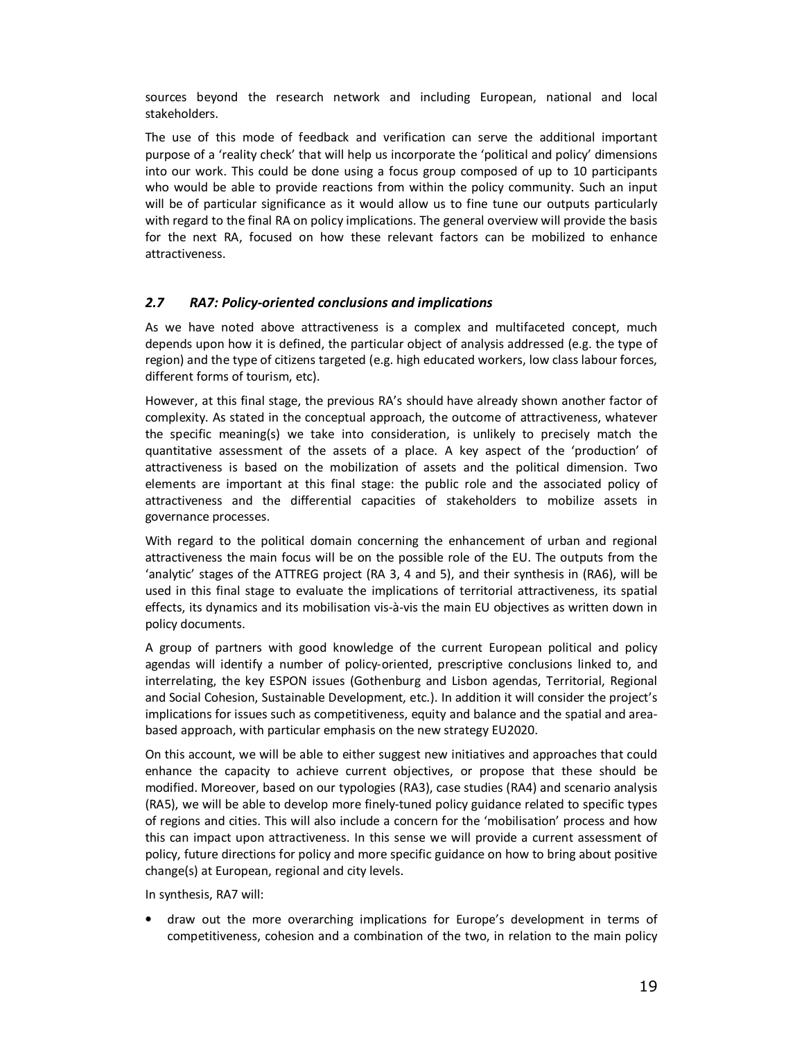sources beyond the research network and including European, national and local stakeholders.

The use of this mode of feedback and verification can serve the additional important purpose of a 'reality check' that will help us incorporate the 'political and policy' dimensions into our work. This could be done using a focus group composed of up to 10 participants who would be able to provide reactions from within the policy community. Such an input will be of particular significance as it would allow us to fine tune our outputs particularly with regard to the final RA on policy implications. The general overview will provide the basis for the next RA, focused on how these relevant factors can be mobilized to enhance attractiveness.

## *2.7 RA7: Policy-oriented conclusions and implications*

As we have noted above attractiveness is a complex and multifaceted concept, much depends upon how it is defined, the particular object of analysis addressed (e.g. the type of region) and the type of citizens targeted (e.g. high educated workers, low class labour forces, different forms of tourism, etc).

However, at this final stage, the previous RA's should have already shown another factor of complexity. As stated in the conceptual approach, the outcome of attractiveness, whatever the specific meaning(s) we take into consideration, is unlikely to precisely match the quantitative assessment of the assets of a place. A key aspect of the 'production' of attractiveness is based on the mobilization of assets and the political dimension. Two elements are important at this final stage: the public role and the associated policy of attractiveness and the differential capacities of stakeholders to mobilize assets in governance processes.

With regard to the political domain concerning the enhancement of urban and regional attractiveness the main focus will be on the possible role of the EU. The outputs from the 'analytic' stages of the ATTREG project (RA 3, 4 and 5), and their synthesis in (RA6), will be used in this final stage to evaluate the implications of territorial attractiveness, its spatial effects, its dynamics and its mobilisation vis-à-vis the main EU objectives as written down in policy documents.

A group of partners with good knowledge of the current European political and policy agendas will identify a number of policy-oriented, prescriptive conclusions linked to, and interrelating, the key ESPON issues (Gothenburg and Lisbon agendas, Territorial, Regional and Social Cohesion, Sustainable Development, etc.). In addition it will consider the project's implications for issues such as competitiveness, equity and balance and the spatial and area-based approach, with particular emphasis on the new strategy EU2020.

On this account, we will be able to either suggest new initiatives and approaches that could enhance the capacity to achieve current objectives, or propose that these should be modified. Moreover, based on our typologies (RA3), case studies (RA4) and scenario analysis (RA5), we will be able to develop more finely-tuned policy guidance related to specific types of regions and cities. This will also include a concern for the 'mobilisation' process and how this can impact upon attractiveness. In this sense we will provide a current assessment of policy, future directions for policy and more specific guidance on how to bring about positive change(s) at European, regional and city levels.

In synthesis, RA7 will:

- draw out the more overarching implications for Europe's development in terms of competitiveness, cohesion and a combination of the two, in relation to the main policy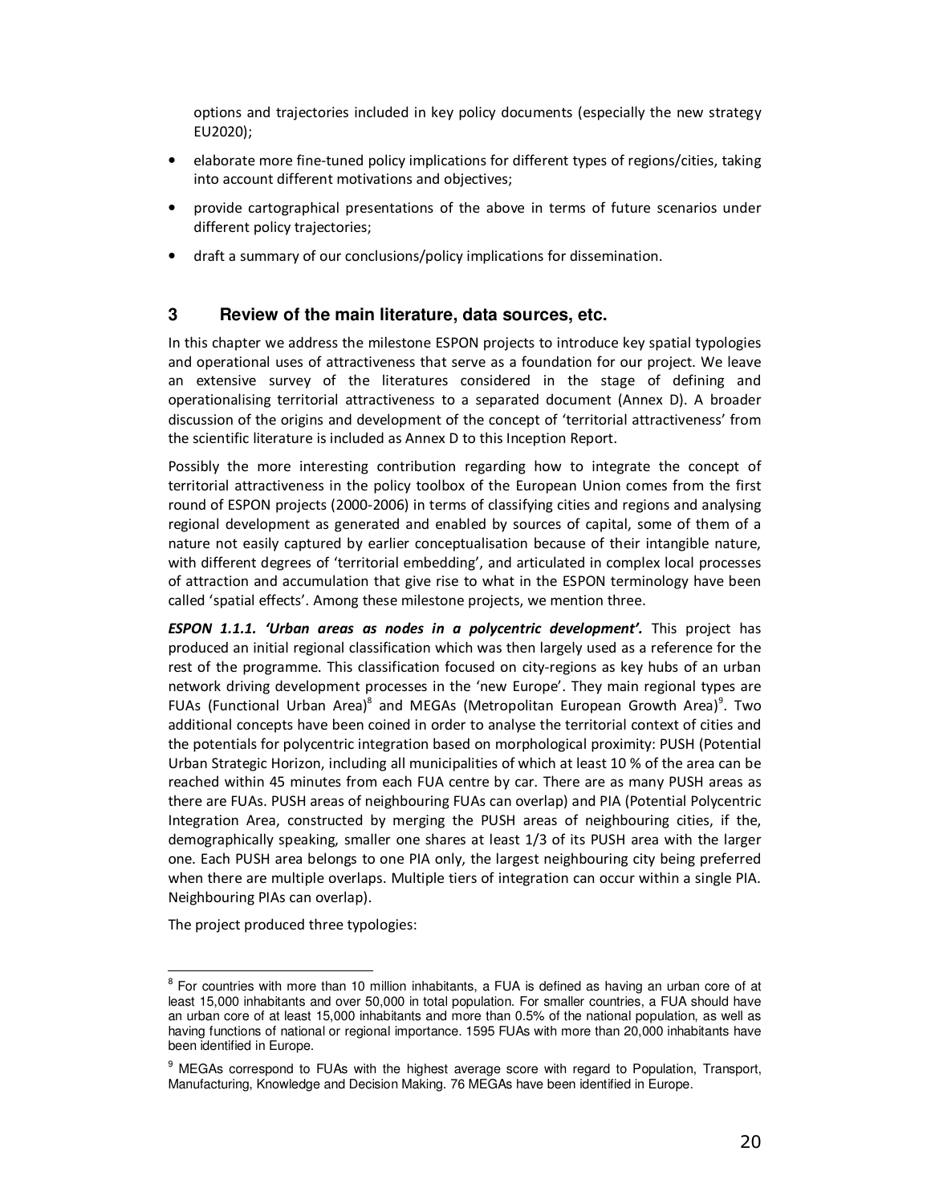options and trajectories included in key policy documents (especially the new strategy EU2020);

- elaborate more fine-tuned policy implications for different types of regions/cities, taking into account different motivations and objectives;
- provide cartographical presentations of the above in terms of future scenarios under different policy trajectories;
- draft a summary of our conclusions/policy implications for dissemination.

## 3 Review of the main literature, data sources, etc.

In this chapter we address the milestone ESPON projects to introduce key spatial typologies and operational uses of attractiveness that serve as a foundation for our project. We leave an extensive survey of the literatures considered in the stage of defining and operationalising territorial attractiveness to a separated document (Annex D). A broader discussion of the origins and development of the concept of 'territorial attractiveness' from the scientific literature is included as Annex D to this Inception Report.

Possibly the more interesting contribution regarding how to integrate the concept of territorial attractiveness in the policy toolbox of the European Union comes from the first round of ESPON projects (2000-2006) in terms of classifying cities and regions and analysing regional development as generated and enabled by sources of capital, some of them of a nature not easily captured by earlier conceptualisation because of their intangible nature, with different degrees of 'territorial embedding', and articulated in complex local processes of attraction and accumulation that give rise to what in the ESPON terminology have been called 'spatial effects'. Among these milestone projects, we mention three.

***ESPON 1.1.1. 'Urban areas as nodes in a polycentric development'.*** This project has produced an initial regional classification which was then largely used as a reference for the rest of the programme. This classification focused on city-regions as key hubs of an urban network driving development processes in the 'new Europe'. They main regional types are FUAs (Functional Urban Area)[8] and MEGAs (Metropolitan European Growth Area)[9]. Two additional concepts have been coined in order to analyse the territorial context of cities and the potentials for polycentric integration based on morphological proximity: PUSH (Potential Urban Strategic Horizon, including all municipalities of which at least 10 % of the area can be reached within 45 minutes from each FUA centre by car. There are as many PUSH areas as there are FUAs. PUSH areas of neighbouring FUAs can overlap) and PIA (Potential Polycentric Integration Area, constructed by merging the PUSH areas of neighbouring cities, if the, demographically speaking, smaller one shares at least 1/3 of its PUSH area with the larger one. Each PUSH area belongs to one PIA only, the largest neighbouring city being preferred when there are multiple overlaps. Multiple tiers of integration can occur within a single PIA. Neighbouring PIAs can overlap).

The project produced three typologies:

---

[8] For countries with more than 10 million inhabitants, a FUA is defined as having an urban core of at least 15,000 inhabitants and over 50,000 in total population. For smaller countries, a FUA should have an urban core of at least 15,000 inhabitants and more than 0.5% of the national population, as well as having functions of national or regional importance. 1595 FUAs with more than 20,000 inhabitants have been identified in Europe.

[9] MEGAs correspond to FUAs with the highest average score with regard to Population, Transport, Manufacturing, Knowledge and Decision Making. 76 MEGAs have been identified in Europe.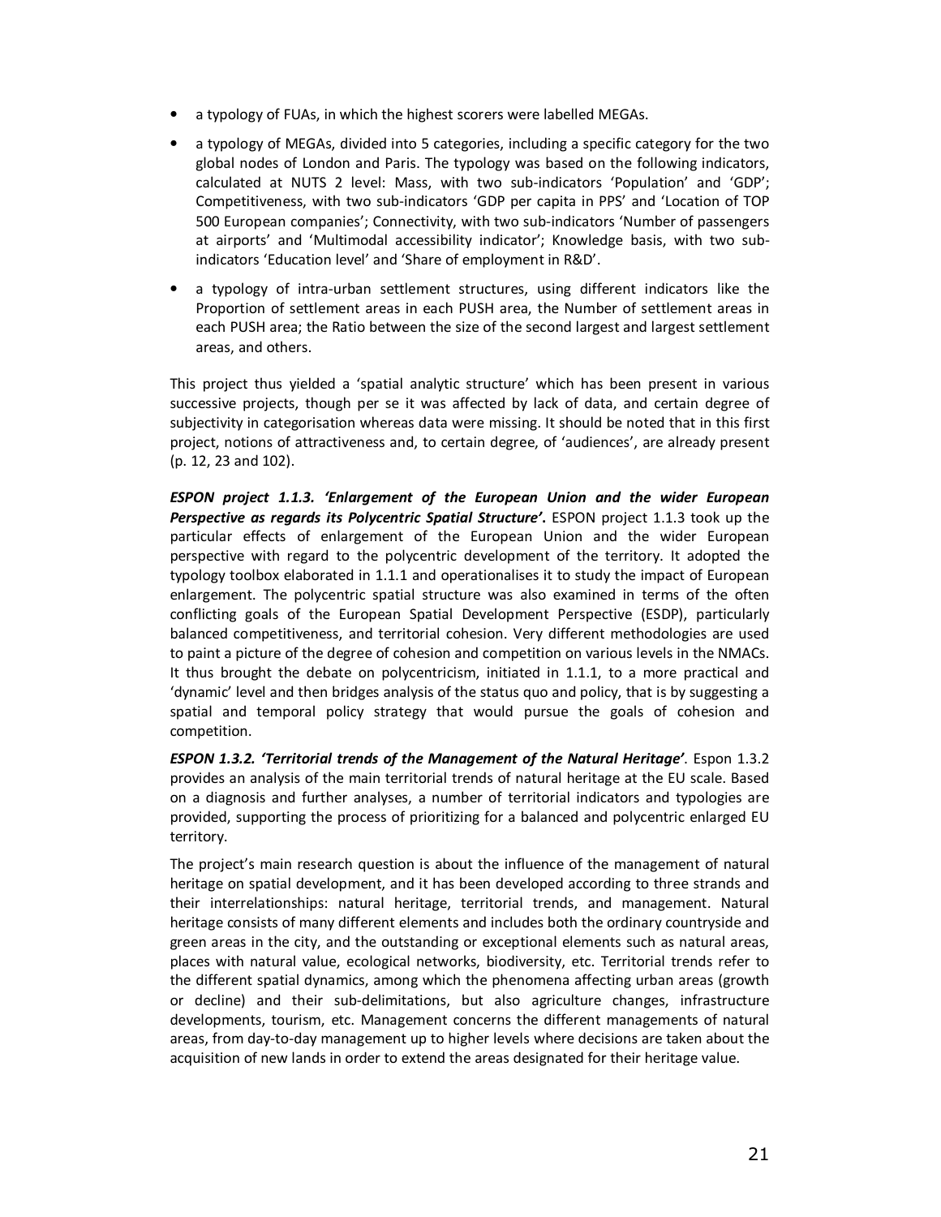- a typology of FUAs, in which the highest scorers were labelled MEGAs.
- a typology of MEGAs, divided into 5 categories, including a specific category for the two global nodes of London and Paris. The typology was based on the following indicators, calculated at NUTS 2 level: Mass, with two sub-indicators 'Population' and 'GDP'; Competitiveness, with two sub-indicators 'GDP per capita in PPS' and 'Location of TOP 500 European companies'; Connectivity, with two sub-indicators 'Number of passengers at airports' and 'Multimodal accessibility indicator'; Knowledge basis, with two sub-indicators 'Education level' and 'Share of employment in R&D'.
- a typology of intra-urban settlement structures, using different indicators like the Proportion of settlement areas in each PUSH area, the Number of settlement areas in each PUSH area; the Ratio between the size of the second largest and largest settlement areas, and others.

This project thus yielded a 'spatial analytic structure' which has been present in various successive projects, though per se it was affected by lack of data, and certain degree of subjectivity in categorisation whereas data were missing. It should be noted that in this first project, notions of attractiveness and, to certain degree, of 'audiences', are already present (p. 12, 23 and 102).

***ESPON project 1.1.3. 'Enlargement of the European Union and the wider European Perspective as regards its Polycentric Spatial Structure'.*** ESPON project 1.1.3 took up the particular effects of enlargement of the European Union and the wider European perspective with regard to the polycentric development of the territory. It adopted the typology toolbox elaborated in 1.1.1 and operationalises it to study the impact of European enlargement. The polycentric spatial structure was also examined in terms of the often conflicting goals of the European Spatial Development Perspective (ESDP), particularly balanced competitiveness, and territorial cohesion. Very different methodologies are used to paint a picture of the degree of cohesion and competition on various levels in the NMACs. It thus brought the debate on polycentricism, initiated in 1.1.1, to a more practical and 'dynamic' level and then bridges analysis of the status quo and policy, that is by suggesting a spatial and temporal policy strategy that would pursue the goals of cohesion and competition.

***ESPON 1.3.2. 'Territorial trends of the Management of the Natural Heritage'***. Espon 1.3.2 provides an analysis of the main territorial trends of natural heritage at the EU scale. Based on a diagnosis and further analyses, a number of territorial indicators and typologies are provided, supporting the process of prioritizing for a balanced and polycentric enlarged EU territory.

The project's main research question is about the influence of the management of natural heritage on spatial development, and it has been developed according to three strands and their interrelationships: natural heritage, territorial trends, and management. Natural heritage consists of many different elements and includes both the ordinary countryside and green areas in the city, and the outstanding or exceptional elements such as natural areas, places with natural value, ecological networks, biodiversity, etc. Territorial trends refer to the different spatial dynamics, among which the phenomena affecting urban areas (growth or decline) and their sub-delimitations, but also agriculture changes, infrastructure developments, tourism, etc. Management concerns the different managements of natural areas, from day-to-day management up to higher levels where decisions are taken about the acquisition of new lands in order to extend the areas designated for their heritage value.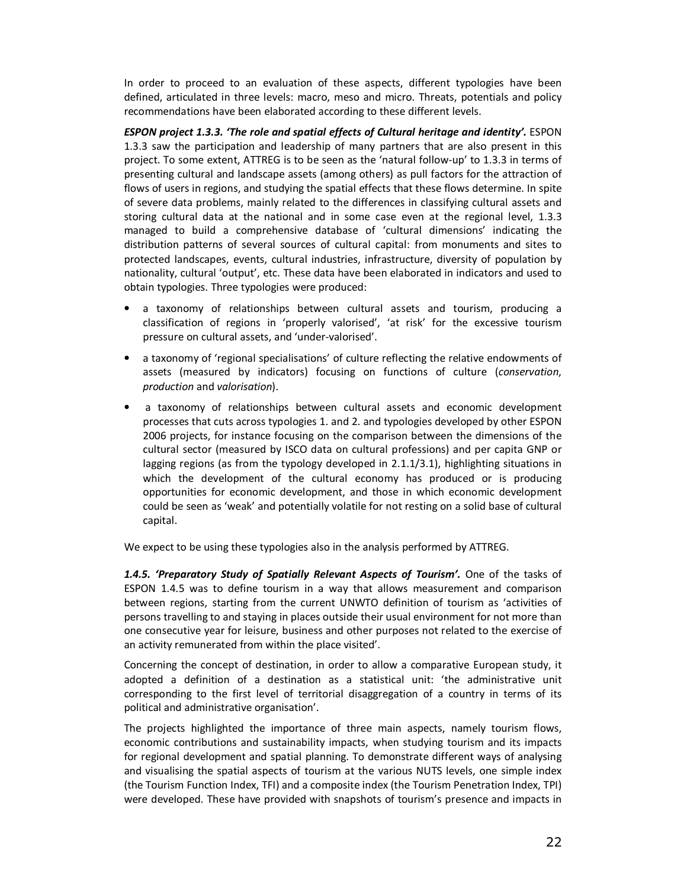In order to proceed to an evaluation of these aspects, different typologies have been defined, articulated in three levels: macro, meso and micro. Threats, potentials and policy recommendations have been elaborated according to these different levels.

***ESPON project 1.3.3. 'The role and spatial effects of Cultural heritage and identity'.*** ESPON 1.3.3 saw the participation and leadership of many partners that are also present in this project. To some extent, ATTREG is to be seen as the 'natural follow-up' to 1.3.3 in terms of presenting cultural and landscape assets (among others) as pull factors for the attraction of flows of users in regions, and studying the spatial effects that these flows determine. In spite of severe data problems, mainly related to the differences in classifying cultural assets and storing cultural data at the national and in some case even at the regional level, 1.3.3 managed to build a comprehensive database of 'cultural dimensions' indicating the distribution patterns of several sources of cultural capital: from monuments and sites to protected landscapes, events, cultural industries, infrastructure, diversity of population by nationality, cultural 'output', etc. These data have been elaborated in indicators and used to obtain typologies. Three typologies were produced:

- a taxonomy of relationships between cultural assets and tourism, producing a classification of regions in 'properly valorised', 'at risk' for the excessive tourism pressure on cultural assets, and 'under-valorised'.
- a taxonomy of 'regional specialisations' of culture reflecting the relative endowments of assets (measured by indicators) focusing on functions of culture (*conservation*, *production* and *valorisation*).
- a taxonomy of relationships between cultural assets and economic development processes that cuts across typologies 1. and 2. and typologies developed by other ESPON 2006 projects, for instance focusing on the comparison between the dimensions of the cultural sector (measured by ISCO data on cultural professions) and per capita GNP or lagging regions (as from the typology developed in 2.1.1/3.1), highlighting situations in which the development of the cultural economy has produced or is producing opportunities for economic development, and those in which economic development could be seen as 'weak' and potentially volatile for not resting on a solid base of cultural capital.

We expect to be using these typologies also in the analysis performed by ATTREG.

***1.4.5. 'Preparatory Study of Spatially Relevant Aspects of Tourism'.*** One of the tasks of ESPON 1.4.5 was to define tourism in a way that allows measurement and comparison between regions, starting from the current UNWTO definition of tourism as 'activities of persons travelling to and staying in places outside their usual environment for not more than one consecutive year for leisure, business and other purposes not related to the exercise of an activity remunerated from within the place visited'.

Concerning the concept of destination, in order to allow a comparative European study, it adopted a definition of a destination as a statistical unit: 'the administrative unit corresponding to the first level of territorial disaggregation of a country in terms of its political and administrative organisation'.

The projects highlighted the importance of three main aspects, namely tourism flows, economic contributions and sustainability impacts, when studying tourism and its impacts for regional development and spatial planning. To demonstrate different ways of analysing and visualising the spatial aspects of tourism at the various NUTS levels, one simple index (the Tourism Function Index, TFI) and a composite index (the Tourism Penetration Index, TPI) were developed. These have provided with snapshots of tourism's presence and impacts in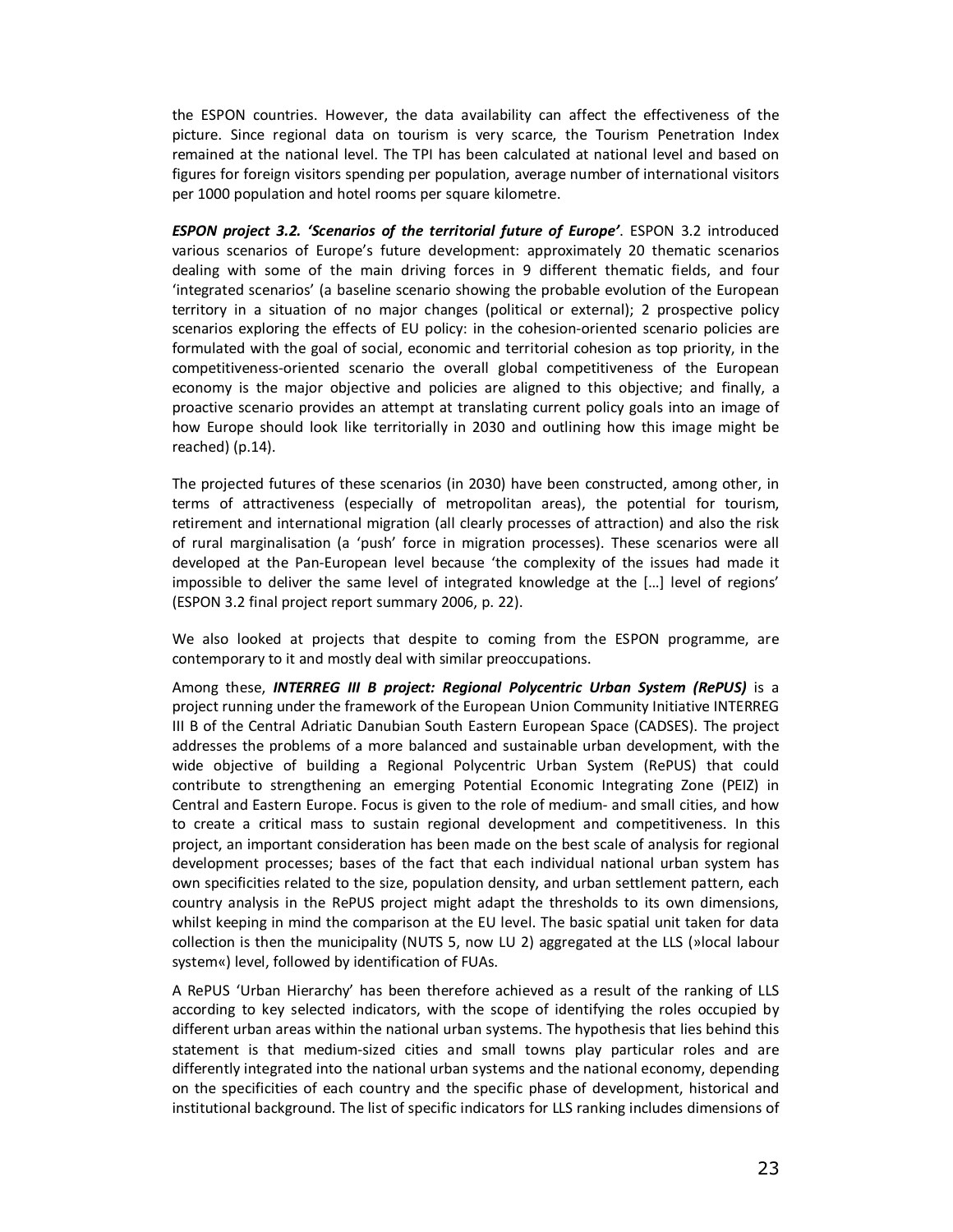the ESPON countries. However, the data availability can affect the effectiveness of the picture. Since regional data on tourism is very scarce, the Tourism Penetration Index remained at the national level. The TPI has been calculated at national level and based on figures for foreign visitors spending per population, average number of international visitors per 1000 population and hotel rooms per square kilometre.

***ESPON project 3.2. 'Scenarios of the territorial future of Europe'***. ESPON 3.2 introduced various scenarios of Europe's future development: approximately 20 thematic scenarios dealing with some of the main driving forces in 9 different thematic fields, and four 'integrated scenarios' (a baseline scenario showing the probable evolution of the European territory in a situation of no major changes (political or external); 2 prospective policy scenarios exploring the effects of EU policy: in the cohesion-oriented scenario policies are formulated with the goal of social, economic and territorial cohesion as top priority, in the competitiveness-oriented scenario the overall global competitiveness of the European economy is the major objective and policies are aligned to this objective; and finally, a proactive scenario provides an attempt at translating current policy goals into an image of how Europe should look like territorially in 2030 and outlining how this image might be reached) (p.14).

The projected futures of these scenarios (in 2030) have been constructed, among other, in terms of attractiveness (especially of metropolitan areas), the potential for tourism, retirement and international migration (all clearly processes of attraction) and also the risk of rural marginalisation (a 'push' force in migration processes). These scenarios were all developed at the Pan-European level because 'the complexity of the issues had made it impossible to deliver the same level of integrated knowledge at the […] level of regions' (ESPON 3.2 final project report summary 2006, p. 22).

We also looked at projects that despite to coming from the ESPON programme, are contemporary to it and mostly deal with similar preoccupations.

Among these, ***INTERREG III B project: Regional Polycentric Urban System (RePUS)*** is a project running under the framework of the European Union Community Initiative INTERREG III B of the Central Adriatic Danubian South Eastern European Space (CADSES). The project addresses the problems of a more balanced and sustainable urban development, with the wide objective of building a Regional Polycentric Urban System (RePUS) that could contribute to strengthening an emerging Potential Economic Integrating Zone (PEIZ) in Central and Eastern Europe. Focus is given to the role of medium- and small cities, and how to create a critical mass to sustain regional development and competitiveness. In this project, an important consideration has been made on the best scale of analysis for regional development processes; bases of the fact that each individual national urban system has own specificities related to the size, population density, and urban settlement pattern, each country analysis in the RePUS project might adapt the thresholds to its own dimensions, whilst keeping in mind the comparison at the EU level. The basic spatial unit taken for data collection is then the municipality (NUTS 5, now LU 2) aggregated at the LLS (»local labour system«) level, followed by identification of FUAs.

A RePUS 'Urban Hierarchy' has been therefore achieved as a result of the ranking of LLS according to key selected indicators, with the scope of identifying the roles occupied by different urban areas within the national urban systems. The hypothesis that lies behind this statement is that medium-sized cities and small towns play particular roles and are differently integrated into the national urban systems and the national economy, depending on the specificities of each country and the specific phase of development, historical and institutional background. The list of specific indicators for LLS ranking includes dimensions of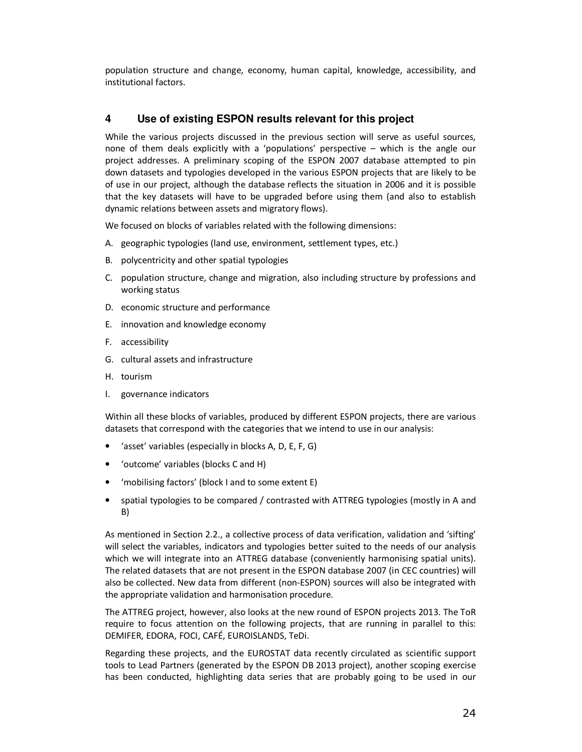population structure and change, economy, human capital, knowledge, accessibility, and institutional factors.

## 4 Use of existing ESPON results relevant for this project

While the various projects discussed in the previous section will serve as useful sources, none of them deals explicitly with a 'populations' perspective – which is the angle our project addresses. A preliminary scoping of the ESPON 2007 database attempted to pin down datasets and typologies developed in the various ESPON projects that are likely to be of use in our project, although the database reflects the situation in 2006 and it is possible that the key datasets will have to be upgraded before using them (and also to establish dynamic relations between assets and migratory flows).

We focused on blocks of variables related with the following dimensions:

A. geographic typologies (land use, environment, settlement types, etc.)
B. polycentricity and other spatial typologies
C. population structure, change and migration, also including structure by professions and working status
D. economic structure and performance
E. innovation and knowledge economy
F. accessibility
G. cultural assets and infrastructure
H. tourism
I. governance indicators

Within all these blocks of variables, produced by different ESPON projects, there are various datasets that correspond with the categories that we intend to use in our analysis:

- 'asset' variables (especially in blocks A, D, E, F, G)
- 'outcome' variables (blocks C and H)
- 'mobilising factors' (block I and to some extent E)
- spatial typologies to be compared / contrasted with ATTREG typologies (mostly in A and B)

As mentioned in Section 2.2., a collective process of data verification, validation and 'sifting' will select the variables, indicators and typologies better suited to the needs of our analysis which we will integrate into an ATTREG database (conveniently harmonising spatial units). The related datasets that are not present in the ESPON database 2007 (in CEC countries) will also be collected. New data from different (non-ESPON) sources will also be integrated with the appropriate validation and harmonisation procedure.

The ATTREG project, however, also looks at the new round of ESPON projects 2013. The ToR require to focus attention on the following projects, that are running in parallel to this: DEMIFER, EDORA, FOCI, CAFÉ, EUROISLANDS, TeDi.

Regarding these projects, and the EUROSTAT data recently circulated as scientific support tools to Lead Partners (generated by the ESPON DB 2013 project), another scoping exercise has been conducted, highlighting data series that are probably going to be used in our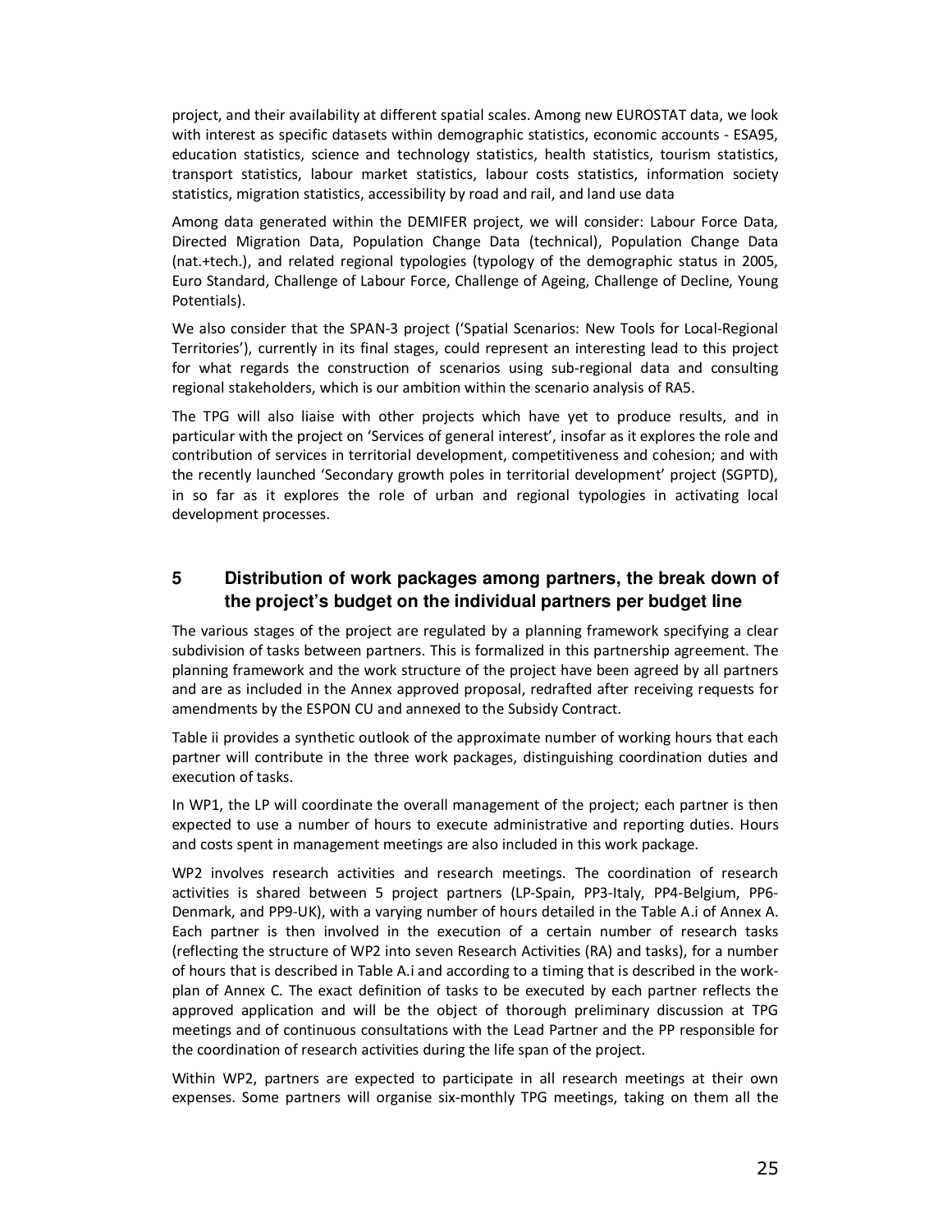project, and their availability at different spatial scales. Among new EUROSTAT data, we look with interest as specific datasets within demographic statistics, economic accounts - ESA95, education statistics, science and technology statistics, health statistics, tourism statistics, transport statistics, labour market statistics, labour costs statistics, information society statistics, migration statistics, accessibility by road and rail, and land use data

Among data generated within the DEMIFER project, we will consider: Labour Force Data, Directed Migration Data, Population Change Data (technical), Population Change Data (nat.+tech.), and related regional typologies (typology of the demographic status in 2005, Euro Standard, Challenge of Labour Force, Challenge of Ageing, Challenge of Decline, Young Potentials).

We also consider that the SPAN-3 project ('Spatial Scenarios: New Tools for Local-Regional Territories'), currently in its final stages, could represent an interesting lead to this project for what regards the construction of scenarios using sub-regional data and consulting regional stakeholders, which is our ambition within the scenario analysis of RA5.

The TPG will also liaise with other projects which have yet to produce results, and in particular with the project on 'Services of general interest', insofar as it explores the role and contribution of services in territorial development, competitiveness and cohesion; and with the recently launched 'Secondary growth poles in territorial development' project (SGPTD), in so far as it explores the role of urban and regional typologies in activating local development processes.

## 5 Distribution of work packages among partners, the break down of the project's budget on the individual partners per budget line

The various stages of the project are regulated by a planning framework specifying a clear subdivision of tasks between partners. This is formalized in this partnership agreement. The planning framework and the work structure of the project have been agreed by all partners and are as included in the Annex approved proposal, redrafted after receiving requests for amendments by the ESPON CU and annexed to the Subsidy Contract.

Table ii provides a synthetic outlook of the approximate number of working hours that each partner will contribute in the three work packages, distinguishing coordination duties and execution of tasks.

In WP1, the LP will coordinate the overall management of the project; each partner is then expected to use a number of hours to execute administrative and reporting duties. Hours and costs spent in management meetings are also included in this work package.

WP2 involves research activities and research meetings. The coordination of research activities is shared between 5 project partners (LP-Spain, PP3-Italy, PP4-Belgium, PP6-Denmark, and PP9-UK), with a varying number of hours detailed in the Table A.i of Annex A. Each partner is then involved in the execution of a certain number of research tasks (reflecting the structure of WP2 into seven Research Activities (RA) and tasks), for a number of hours that is described in Table A.i and according to a timing that is described in the work-plan of Annex C. The exact definition of tasks to be executed by each partner reflects the approved application and will be the object of thorough preliminary discussion at TPG meetings and of continuous consultations with the Lead Partner and the PP responsible for the coordination of research activities during the life span of the project.

Within WP2, partners are expected to participate in all research meetings at their own expenses. Some partners will organise six-monthly TPG meetings, taking on them all the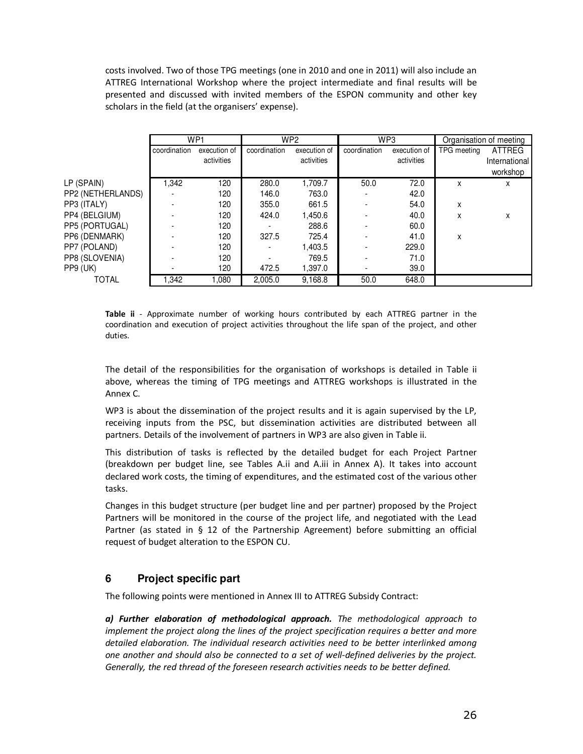costs involved. Two of those TPG meetings (one in 2010 and one in 2011) will also include an ATTREG International Workshop where the project intermediate and final results will be presented and discussed with invited members of the ESPON community and other key scholars in the field (at the organisers' expense).

| | WP1 | | WP2 | | WP3 | | Organisation of meeting | |
|---|---|---|---|---|---|---|---|---|
| | coordination | execution of activities | coordination | execution of activities | coordination | execution of activities | TPG meeting | ATTREG International workshop |
| LP (SPAIN) | 1,342 | 120 | 280.0 | 1,709.7 | 50.0 | 72.0 | x | x |
| PP2 (NETHERLANDS) | - | 120 | 146.0 | 763.0 | - | 42.0 | | |
| PP3 (ITALY) | - | 120 | 355.0 | 661.5 | - | 54.0 | x | |
| PP4 (BELGIUM) | - | 120 | 424.0 | 1,450.6 | - | 40.0 | x | x |
| PP5 (PORTUGAL) | - | 120 | - | 288.6 | - | 60.0 | | |
| PP6 (DENMARK) | - | 120 | 327.5 | 725.4 | - | 41.0 | x | |
| PP7 (POLAND) | - | 120 | - | 1,403.5 | - | 229.0 | | |
| PP8 (SLOVENIA) | - | 120 | - | 769.5 | - | 71.0 | | |
| PP9 (UK) | - | 120 | 472.5 | 1,397.0 | - | 39.0 | | |
| TOTAL | 1,342 | 1,080 | 2,005.0 | 9,168.8 | 50.0 | 648.0 | | |

**Table ii** - Approximate number of working hours contributed by each ATTREG partner in the coordination and execution of project activities throughout the life span of the project, and other duties.

The detail of the responsibilities for the organisation of workshops is detailed in Table ii above, whereas the timing of TPG meetings and ATTREG workshops is illustrated in the Annex C.

WP3 is about the dissemination of the project results and it is again supervised by the LP, receiving inputs from the PSC, but dissemination activities are distributed between all partners. Details of the involvement of partners in WP3 are also given in Table ii.

This distribution of tasks is reflected by the detailed budget for each Project Partner (breakdown per budget line, see Tables A.ii and A.iii in Annex A). It takes into account declared work costs, the timing of expenditures, and the estimated cost of the various other tasks.

Changes in this budget structure (per budget line and per partner) proposed by the Project Partners will be monitored in the course of the project life, and negotiated with the Lead Partner (as stated in § 12 of the Partnership Agreement) before submitting an official request of budget alteration to the ESPON CU.

## 6 Project specific part

The following points were mentioned in Annex III to ATTREG Subsidy Contract:

***a) Further elaboration of methodological approach.*** *The methodological approach to implement the project along the lines of the project specification requires a better and more detailed elaboration. The individual research activities need to be better interlinked among one another and should also be connected to a set of well-defined deliveries by the project. Generally, the red thread of the foreseen research activities needs to be better defined.*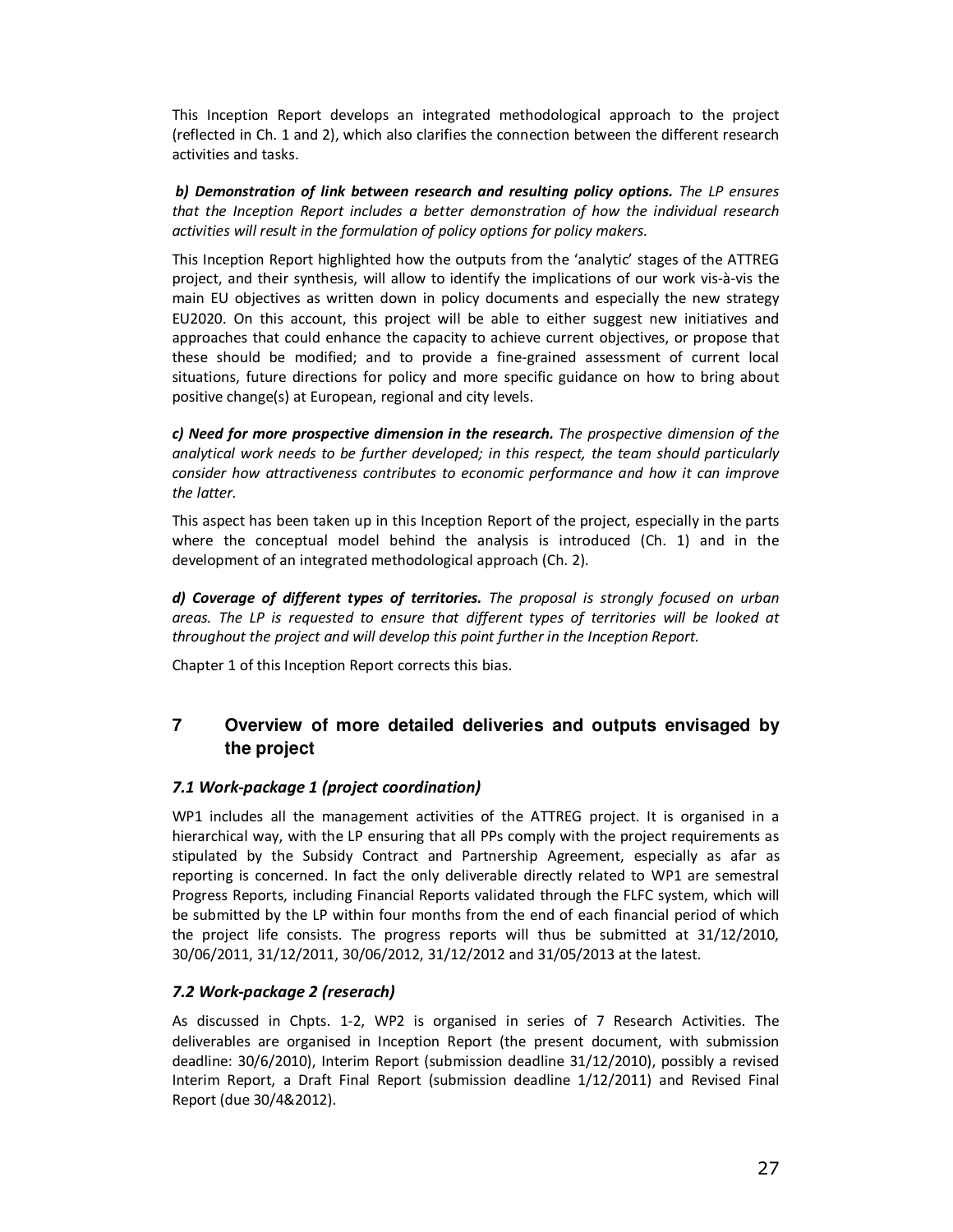This Inception Report develops an integrated methodological approach to the project (reflected in Ch. 1 and 2), which also clarifies the connection between the different research activities and tasks.

***b) Demonstration of link between research and resulting policy options.*** *The LP ensures that the Inception Report includes a better demonstration of how the individual research activities will result in the formulation of policy options for policy makers.*

This Inception Report highlighted how the outputs from the 'analytic' stages of the ATTREG project, and their synthesis, will allow to identify the implications of our work vis-à-vis the main EU objectives as written down in policy documents and especially the new strategy EU2020. On this account, this project will be able to either suggest new initiatives and approaches that could enhance the capacity to achieve current objectives, or propose that these should be modified; and to provide a fine-grained assessment of current local situations, future directions for policy and more specific guidance on how to bring about positive change(s) at European, regional and city levels.

***c) Need for more prospective dimension in the research.*** *The prospective dimension of the analytical work needs to be further developed; in this respect, the team should particularly consider how attractiveness contributes to economic performance and how it can improve the latter.*

This aspect has been taken up in this Inception Report of the project, especially in the parts where the conceptual model behind the analysis is introduced (Ch. 1) and in the development of an integrated methodological approach (Ch. 2).

***d) Coverage of different types of territories.*** *The proposal is strongly focused on urban areas. The LP is requested to ensure that different types of territories will be looked at throughout the project and will develop this point further in the Inception Report.*

Chapter 1 of this Inception Report corrects this bias.

# 7 Overview of more detailed deliveries and outputs envisaged by the project

## *7.1 Work-package 1 (project coordination)*

WP1 includes all the management activities of the ATTREG project. It is organised in a hierarchical way, with the LP ensuring that all PPs comply with the project requirements as stipulated by the Subsidy Contract and Partnership Agreement, especially as afar as reporting is concerned. In fact the only deliverable directly related to WP1 are semestral Progress Reports, including Financial Reports validated through the FLFC system, which will be submitted by the LP within four months from the end of each financial period of which the project life consists. The progress reports will thus be submitted at 31/12/2010, 30/06/2011, 31/12/2011, 30/06/2012, 31/12/2012 and 31/05/2013 at the latest.

## *7.2 Work-package 2 (reserach)*

As discussed in Chpts. 1-2, WP2 is organised in series of 7 Research Activities. The deliverables are organised in Inception Report (the present document, with submission deadline: 30/6/2010), Interim Report (submission deadline 31/12/2010), possibly a revised Interim Report, a Draft Final Report (submission deadline 1/12/2011) and Revised Final Report (due 30/4&2012).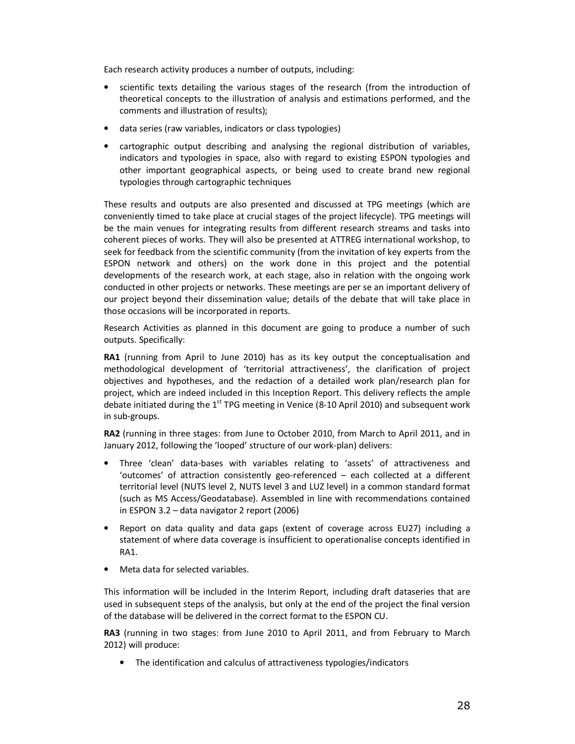Each research activity produces a number of outputs, including:

- scientific texts detailing the various stages of the research (from the introduction of theoretical concepts to the illustration of analysis and estimations performed, and the comments and illustration of results);
- data series (raw variables, indicators or class typologies)
- cartographic output describing and analysing the regional distribution of variables, indicators and typologies in space, also with regard to existing ESPON typologies and other important geographical aspects, or being used to create brand new regional typologies through cartographic techniques

These results and outputs are also presented and discussed at TPG meetings (which are conveniently timed to take place at crucial stages of the project lifecycle). TPG meetings will be the main venues for integrating results from different research streams and tasks into coherent pieces of works. They will also be presented at ATTREG international workshop, to seek for feedback from the scientific community (from the invitation of key experts from the ESPON network and others) on the work done in this project and the potential developments of the research work, at each stage, also in relation with the ongoing work conducted in other projects or networks. These meetings are per se an important delivery of our project beyond their dissemination value; details of the debate that will take place in those occasions will be incorporated in reports.

Research Activities as planned in this document are going to produce a number of such outputs. Specifically:

**RA1** (running from April to June 2010) has as its key output the conceptualisation and methodological development of 'territorial attractiveness', the clarification of project objectives and hypotheses, and the redaction of a detailed work plan/research plan for project, which are indeed included in this Inception Report. This delivery reflects the ample debate initiated during the 1st TPG meeting in Venice (8-10 April 2010) and subsequent work in sub-groups.

**RA2** (running in three stages: from June to October 2010, from March to April 2011, and in January 2012, following the 'looped' structure of our work-plan) delivers:

- Three 'clean' data-bases with variables relating to 'assets' of attractiveness and 'outcomes' of attraction consistently geo-referenced – each collected at a different territorial level (NUTS level 2, NUTS level 3 and LUZ level) in a common standard format (such as MS Access/Geodatabase). Assembled in line with recommendations contained in ESPON 3.2 – data navigator 2 report (2006)
- Report on data quality and data gaps (extent of coverage across EU27) including a statement of where data coverage is insufficient to operationalise concepts identified in RA1.
- Meta data for selected variables.

This information will be included in the Interim Report, including draft dataseries that are used in subsequent steps of the analysis, but only at the end of the project the final version of the database will be delivered in the correct format to the ESPON CU.

**RA3** (running in two stages: from June 2010 to April 2011, and from February to March 2012) will produce:

- The identification and calculus of attractiveness typologies/indicators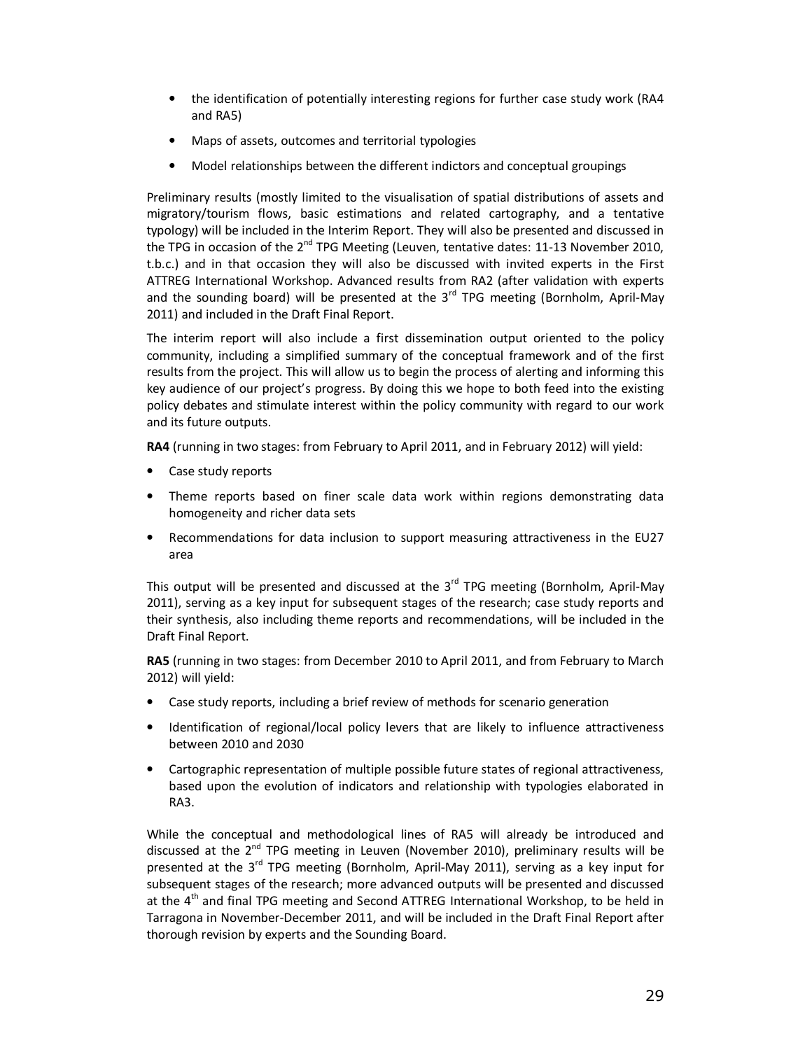- the identification of potentially interesting regions for further case study work (RA4 and RA5)
- Maps of assets, outcomes and territorial typologies
- Model relationships between the different indictors and conceptual groupings

Preliminary results (mostly limited to the visualisation of spatial distributions of assets and migratory/tourism flows, basic estimations and related cartography, and a tentative typology) will be included in the Interim Report. They will also be presented and discussed in the TPG in occasion of the 2nd TPG Meeting (Leuven, tentative dates: 11-13 November 2010, t.b.c.) and in that occasion they will also be discussed with invited experts in the First ATTREG International Workshop. Advanced results from RA2 (after validation with experts and the sounding board) will be presented at the 3rd TPG meeting (Bornholm, April-May 2011) and included in the Draft Final Report.

The interim report will also include a first dissemination output oriented to the policy community, including a simplified summary of the conceptual framework and of the first results from the project. This will allow us to begin the process of alerting and informing this key audience of our project's progress. By doing this we hope to both feed into the existing policy debates and stimulate interest within the policy community with regard to our work and its future outputs.

**RA4** (running in two stages: from February to April 2011, and in February 2012) will yield:

- Case study reports
- Theme reports based on finer scale data work within regions demonstrating data homogeneity and richer data sets
- Recommendations for data inclusion to support measuring attractiveness in the EU27 area

This output will be presented and discussed at the 3rd TPG meeting (Bornholm, April-May 2011), serving as a key input for subsequent stages of the research; case study reports and their synthesis, also including theme reports and recommendations, will be included in the Draft Final Report.

**RA5** (running in two stages: from December 2010 to April 2011, and from February to March 2012) will yield:

- Case study reports, including a brief review of methods for scenario generation
- Identification of regional/local policy levers that are likely to influence attractiveness between 2010 and 2030
- Cartographic representation of multiple possible future states of regional attractiveness, based upon the evolution of indicators and relationship with typologies elaborated in RA3.

While the conceptual and methodological lines of RA5 will already be introduced and discussed at the 2nd TPG meeting in Leuven (November 2010), preliminary results will be presented at the 3rd TPG meeting (Bornholm, April-May 2011), serving as a key input for subsequent stages of the research; more advanced outputs will be presented and discussed at the 4th and final TPG meeting and Second ATTREG International Workshop, to be held in Tarragona in November-December 2011, and will be included in the Draft Final Report after thorough revision by experts and the Sounding Board.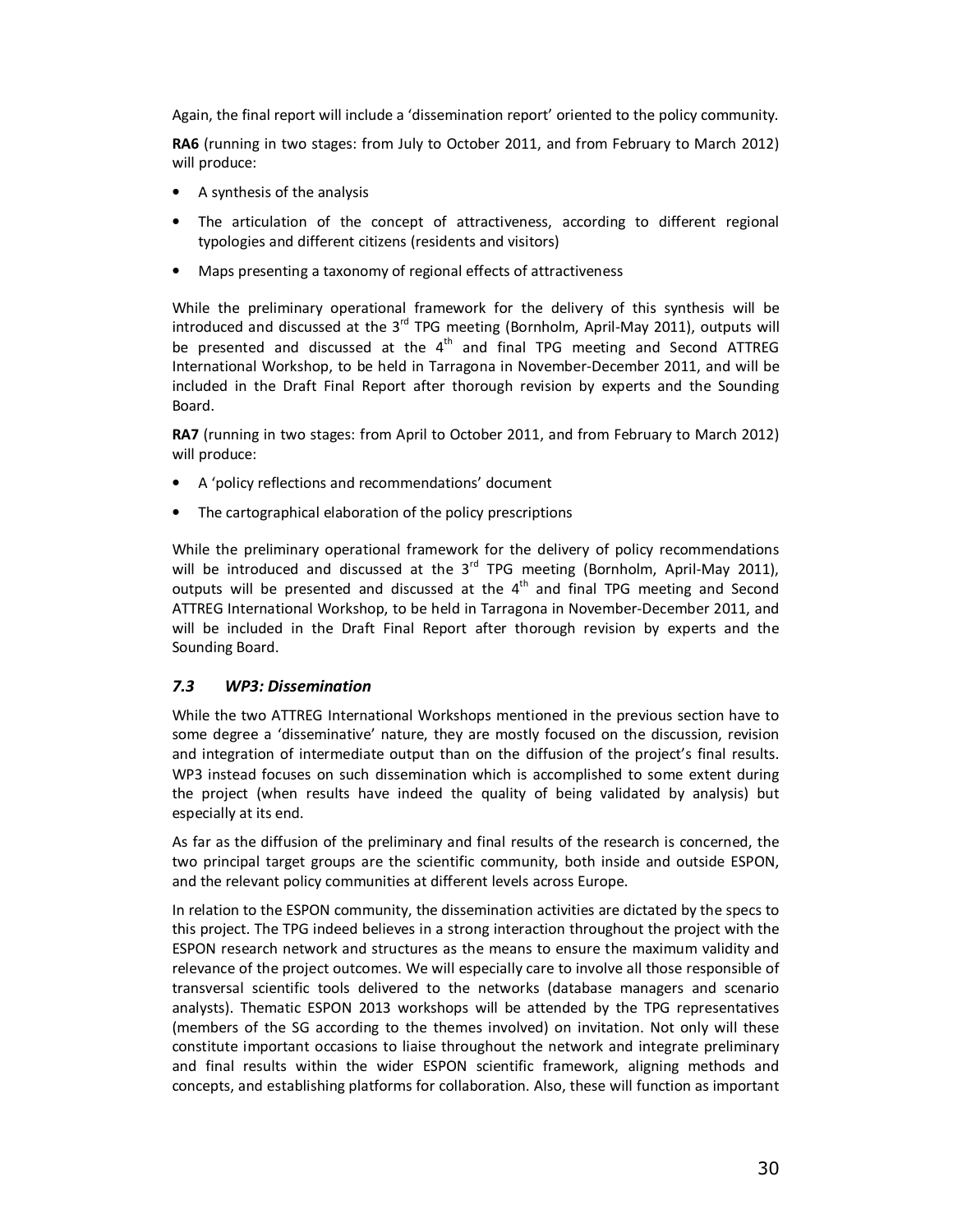Again, the final report will include a 'dissemination report' oriented to the policy community.

**RA6** (running in two stages: from July to October 2011, and from February to March 2012) will produce:

- A synthesis of the analysis
- The articulation of the concept of attractiveness, according to different regional typologies and different citizens (residents and visitors)
- Maps presenting a taxonomy of regional effects of attractiveness

While the preliminary operational framework for the delivery of this synthesis will be introduced and discussed at the 3rd TPG meeting (Bornholm, April-May 2011), outputs will be presented and discussed at the 4th and final TPG meeting and Second ATTREG International Workshop, to be held in Tarragona in November-December 2011, and will be included in the Draft Final Report after thorough revision by experts and the Sounding Board.

**RA7** (running in two stages: from April to October 2011, and from February to March 2012) will produce:

- A 'policy reflections and recommendations' document
- The cartographical elaboration of the policy prescriptions

While the preliminary operational framework for the delivery of policy recommendations will be introduced and discussed at the 3rd TPG meeting (Bornholm, April-May 2011), outputs will be presented and discussed at the 4th and final TPG meeting and Second ATTREG International Workshop, to be held in Tarragona in November-December 2011, and will be included in the Draft Final Report after thorough revision by experts and the Sounding Board.

### *7.3 WP3: Dissemination*

While the two ATTREG International Workshops mentioned in the previous section have to some degree a 'disseminative' nature, they are mostly focused on the discussion, revision and integration of intermediate output than on the diffusion of the project's final results. WP3 instead focuses on such dissemination which is accomplished to some extent during the project (when results have indeed the quality of being validated by analysis) but especially at its end.

As far as the diffusion of the preliminary and final results of the research is concerned, the two principal target groups are the scientific community, both inside and outside ESPON, and the relevant policy communities at different levels across Europe.

In relation to the ESPON community, the dissemination activities are dictated by the specs to this project. The TPG indeed believes in a strong interaction throughout the project with the ESPON research network and structures as the means to ensure the maximum validity and relevance of the project outcomes. We will especially care to involve all those responsible of transversal scientific tools delivered to the networks (database managers and scenario analysts). Thematic ESPON 2013 workshops will be attended by the TPG representatives (members of the SG according to the themes involved) on invitation. Not only will these constitute important occasions to liaise throughout the network and integrate preliminary and final results within the wider ESPON scientific framework, aligning methods and concepts, and establishing platforms for collaboration. Also, these will function as important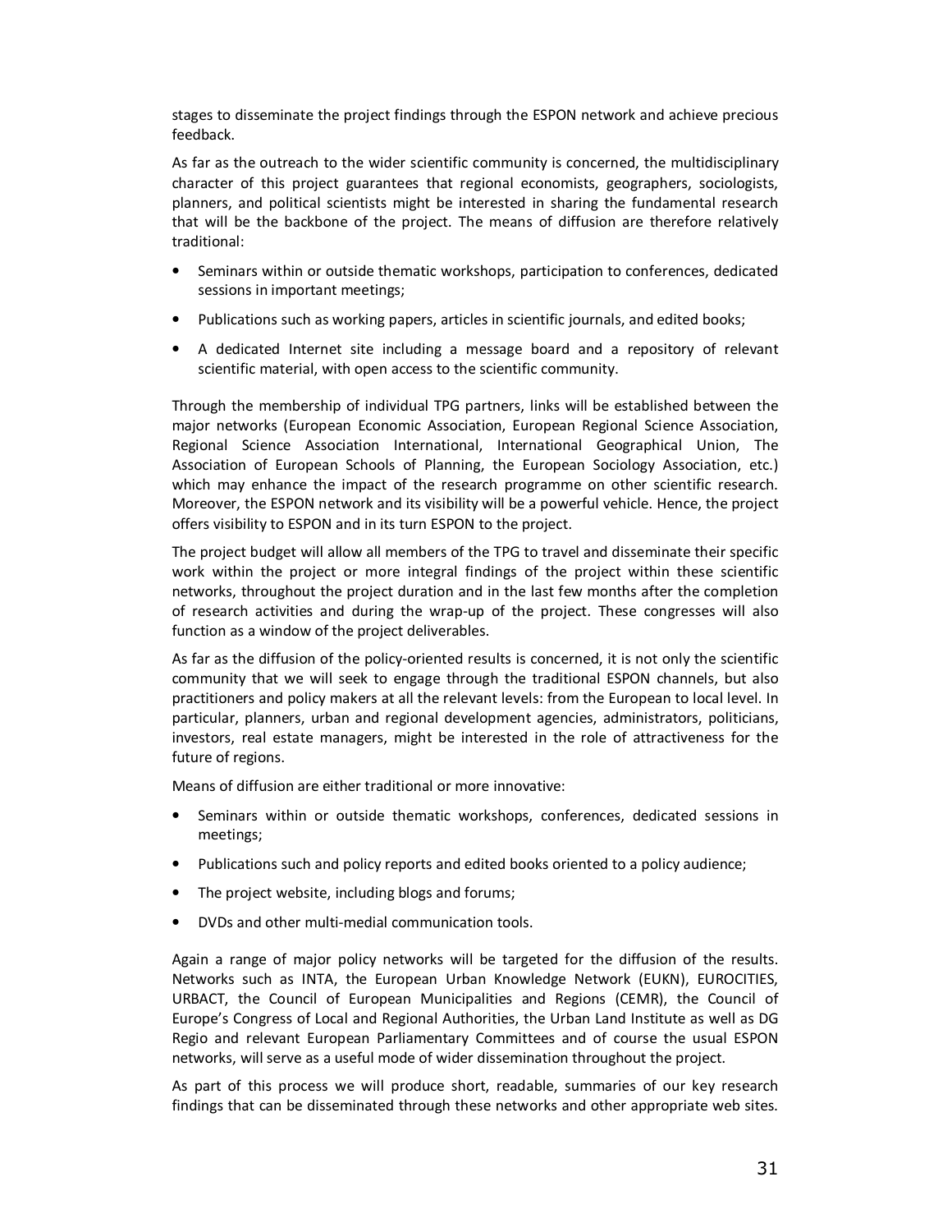stages to disseminate the project findings through the ESPON network and achieve precious feedback.

As far as the outreach to the wider scientific community is concerned, the multidisciplinary character of this project guarantees that regional economists, geographers, sociologists, planners, and political scientists might be interested in sharing the fundamental research that will be the backbone of the project. The means of diffusion are therefore relatively traditional:

- Seminars within or outside thematic workshops, participation to conferences, dedicated sessions in important meetings;
- Publications such as working papers, articles in scientific journals, and edited books;
- A dedicated Internet site including a message board and a repository of relevant scientific material, with open access to the scientific community.

Through the membership of individual TPG partners, links will be established between the major networks (European Economic Association, European Regional Science Association, Regional Science Association International, International Geographical Union, The Association of European Schools of Planning, the European Sociology Association, etc.) which may enhance the impact of the research programme on other scientific research. Moreover, the ESPON network and its visibility will be a powerful vehicle. Hence, the project offers visibility to ESPON and in its turn ESPON to the project.

The project budget will allow all members of the TPG to travel and disseminate their specific work within the project or more integral findings of the project within these scientific networks, throughout the project duration and in the last few months after the completion of research activities and during the wrap-up of the project. These congresses will also function as a window of the project deliverables.

As far as the diffusion of the policy-oriented results is concerned, it is not only the scientific community that we will seek to engage through the traditional ESPON channels, but also practitioners and policy makers at all the relevant levels: from the European to local level. In particular, planners, urban and regional development agencies, administrators, politicians, investors, real estate managers, might be interested in the role of attractiveness for the future of regions.

Means of diffusion are either traditional or more innovative:

- Seminars within or outside thematic workshops, conferences, dedicated sessions in meetings;
- Publications such and policy reports and edited books oriented to a policy audience;
- The project website, including blogs and forums;
- DVDs and other multi-medial communication tools.

Again a range of major policy networks will be targeted for the diffusion of the results. Networks such as INTA, the European Urban Knowledge Network (EUKN), EUROCITIES, URBACT, the Council of European Municipalities and Regions (CEMR), the Council of Europe's Congress of Local and Regional Authorities, the Urban Land Institute as well as DG Regio and relevant European Parliamentary Committees and of course the usual ESPON networks, will serve as a useful mode of wider dissemination throughout the project.

As part of this process we will produce short, readable, summaries of our key research findings that can be disseminated through these networks and other appropriate web sites.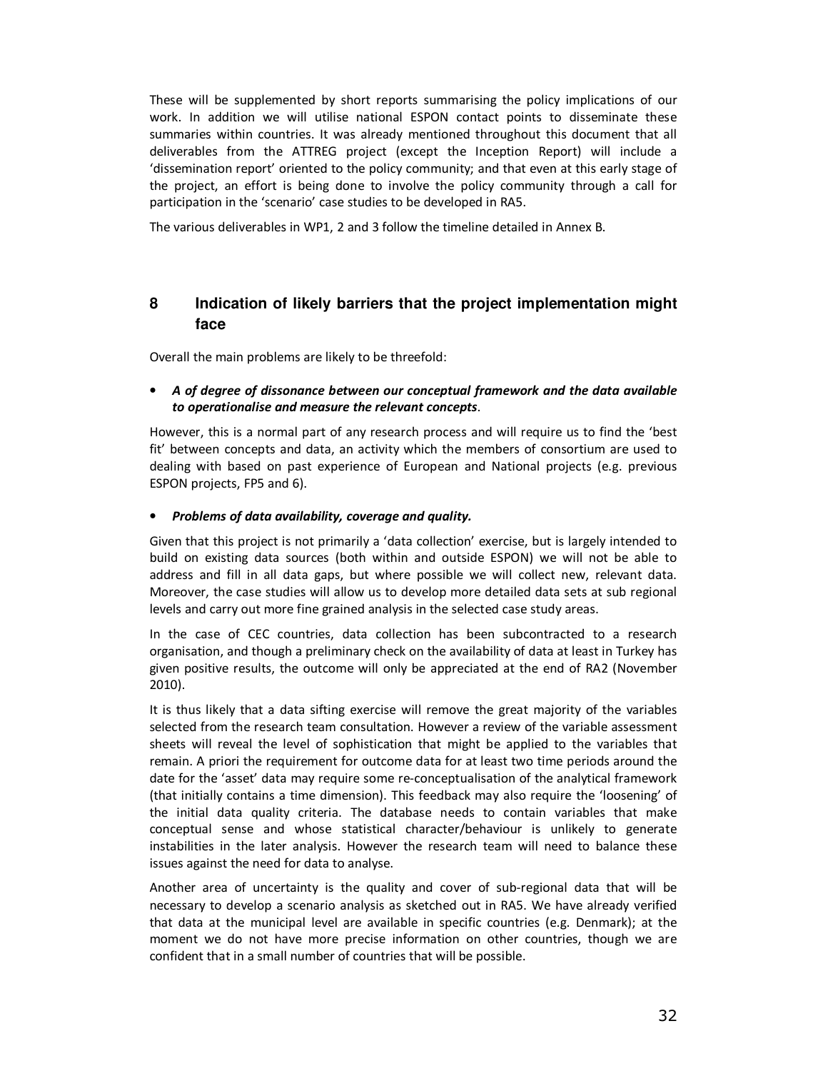These will be supplemented by short reports summarising the policy implications of our work. In addition we will utilise national ESPON contact points to disseminate these summaries within countries. It was already mentioned throughout this document that all deliverables from the ATTREG project (except the Inception Report) will include a 'dissemination report' oriented to the policy community; and that even at this early stage of the project, an effort is being done to involve the policy community through a call for participation in the 'scenario' case studies to be developed in RA5.

The various deliverables in WP1, 2 and 3 follow the timeline detailed in Annex B.

# 8 Indication of likely barriers that the project implementation might face

Overall the main problems are likely to be threefold:

- ***A of degree of dissonance between our conceptual framework and the data available to operationalise and measure the relevant concepts***.

However, this is a normal part of any research process and will require us to find the 'best fit' between concepts and data, an activity which the members of consortium are used to dealing with based on past experience of European and National projects (e.g. previous ESPON projects, FP5 and 6).

- ***Problems of data availability, coverage and quality.***

Given that this project is not primarily a 'data collection' exercise, but is largely intended to build on existing data sources (both within and outside ESPON) we will not be able to address and fill in all data gaps, but where possible we will collect new, relevant data. Moreover, the case studies will allow us to develop more detailed data sets at sub regional levels and carry out more fine grained analysis in the selected case study areas.

In the case of CEC countries, data collection has been subcontracted to a research organisation, and though a preliminary check on the availability of data at least in Turkey has given positive results, the outcome will only be appreciated at the end of RA2 (November 2010).

It is thus likely that a data sifting exercise will remove the great majority of the variables selected from the research team consultation. However a review of the variable assessment sheets will reveal the level of sophistication that might be applied to the variables that remain. A priori the requirement for outcome data for at least two time periods around the date for the 'asset' data may require some re-conceptualisation of the analytical framework (that initially contains a time dimension). This feedback may also require the 'loosening' of the initial data quality criteria. The database needs to contain variables that make conceptual sense and whose statistical character/behaviour is unlikely to generate instabilities in the later analysis. However the research team will need to balance these issues against the need for data to analyse.

Another area of uncertainty is the quality and cover of sub-regional data that will be necessary to develop a scenario analysis as sketched out in RA5. We have already verified that data at the municipal level are available in specific countries (e.g. Denmark); at the moment we do not have more precise information on other countries, though we are confident that in a small number of countries that will be possible.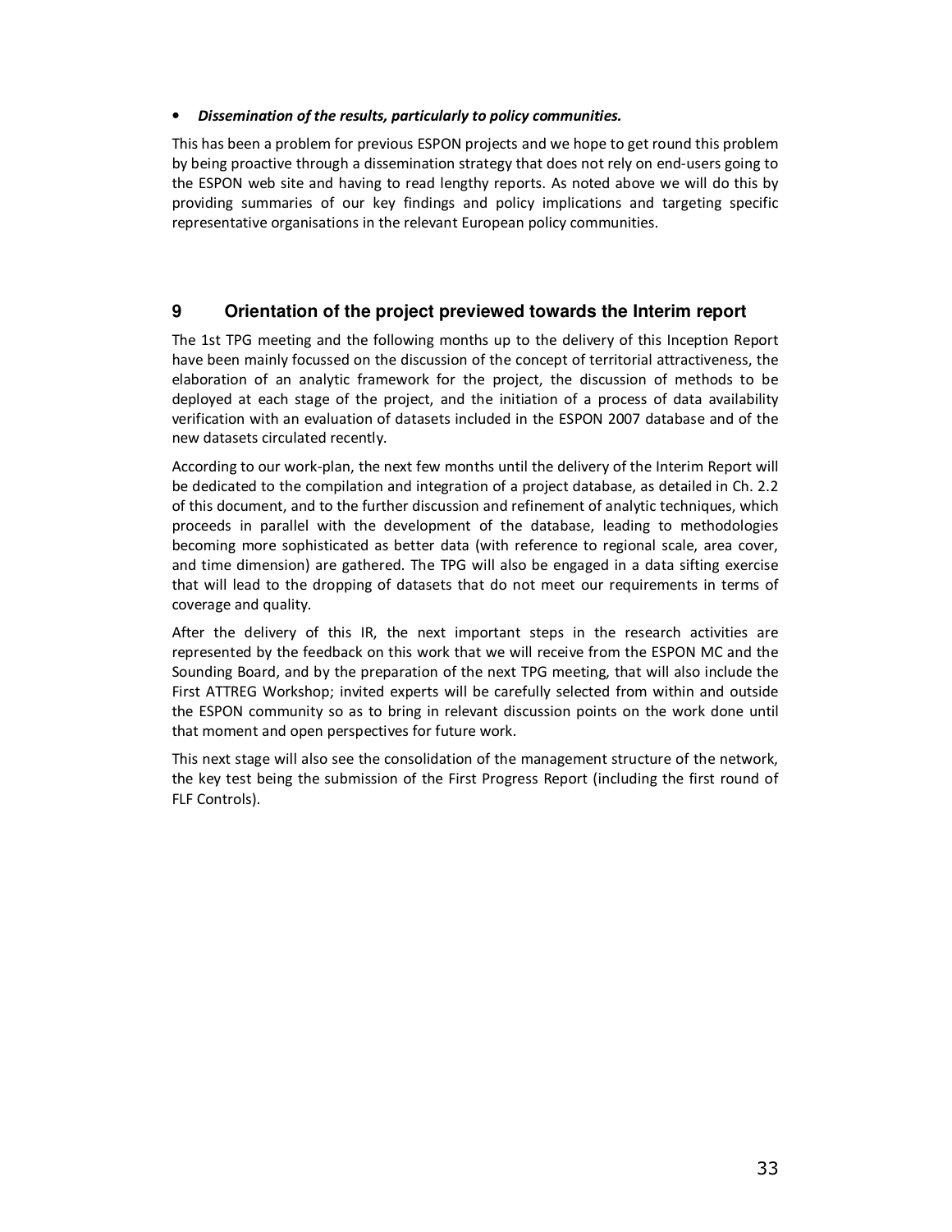- ***Dissemination of the results, particularly to policy communities.***

This has been a problem for previous ESPON projects and we hope to get round this problem by being proactive through a dissemination strategy that does not rely on end-users going to the ESPON web site and having to read lengthy reports. As noted above we will do this by providing summaries of our key findings and policy implications and targeting specific representative organisations in the relevant European policy communities.

# 9 Orientation of the project previewed towards the Interim report

The 1st TPG meeting and the following months up to the delivery of this Inception Report have been mainly focussed on the discussion of the concept of territorial attractiveness, the elaboration of an analytic framework for the project, the discussion of methods to be deployed at each stage of the project, and the initiation of a process of data availability verification with an evaluation of datasets included in the ESPON 2007 database and of the new datasets circulated recently.

According to our work-plan, the next few months until the delivery of the Interim Report will be dedicated to the compilation and integration of a project database, as detailed in Ch. 2.2 of this document, and to the further discussion and refinement of analytic techniques, which proceeds in parallel with the development of the database, leading to methodologies becoming more sophisticated as better data (with reference to regional scale, area cover, and time dimension) are gathered. The TPG will also be engaged in a data sifting exercise that will lead to the dropping of datasets that do not meet our requirements in terms of coverage and quality.

After the delivery of this IR, the next important steps in the research activities are represented by the feedback on this work that we will receive from the ESPON MC and the Sounding Board, and by the preparation of the next TPG meeting, that will also include the First ATTREG Workshop; invited experts will be carefully selected from within and outside the ESPON community so as to bring in relevant discussion points on the work done until that moment and open perspectives for future work.

This next stage will also see the consolidation of the management structure of the network, the key test being the submission of the First Progress Report (including the first round of FLF Controls).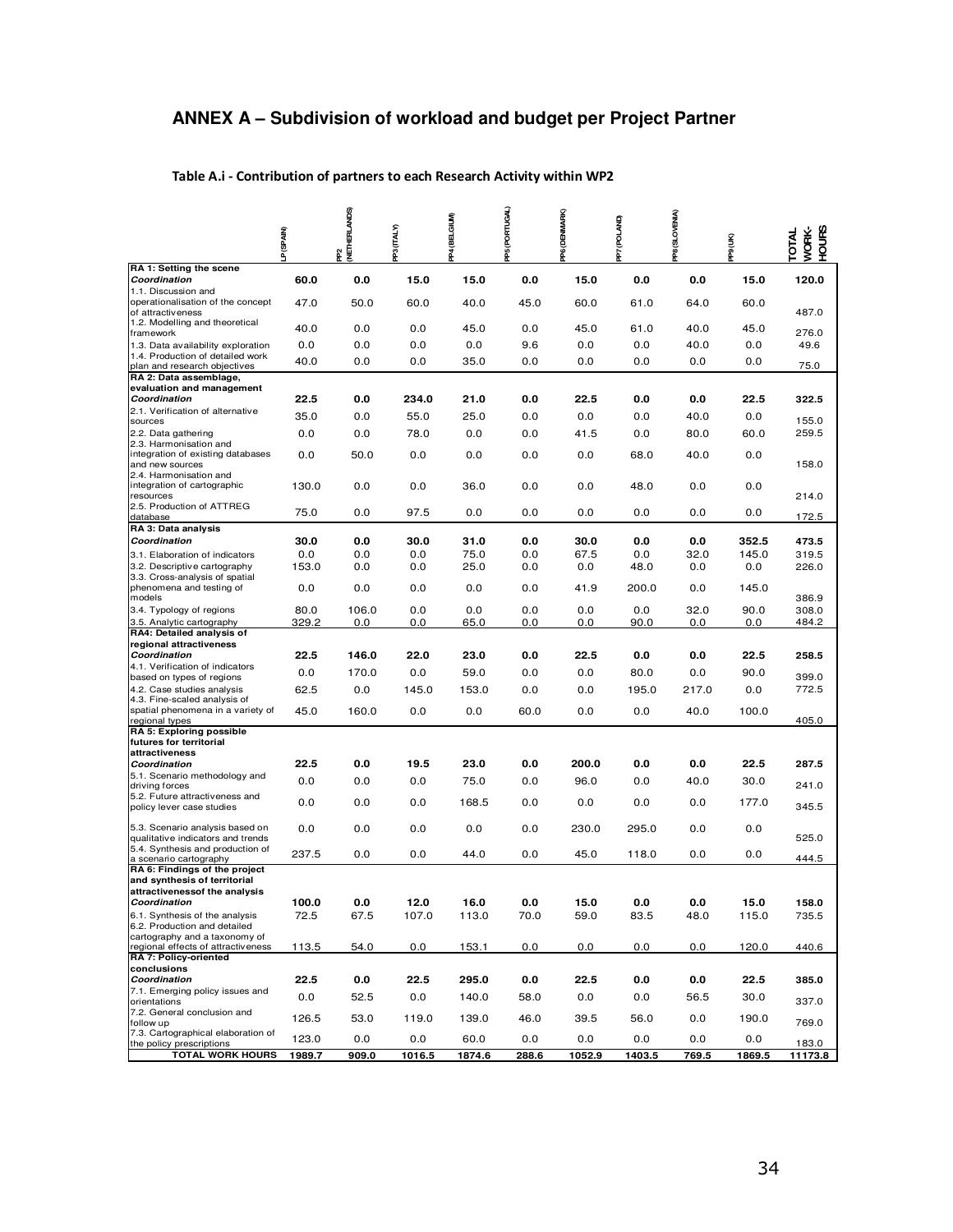## ANNEX A – Subdivision of workload and budget per Project Partner

**Table A.i - Contribution of partners to each Research Activity within WP2**

| | LP (SPAIN) | PP2 (NETHERLANDS) | PP3 (ITALY) | PP4 (BELGIUM) | PP5 (PORTUGAL) | PP6 (DENMARK) | PP7 (POLAND) | PP8 (SLOVENIA) | PP9 (UK) | TOTAL WORK-HOURS |
|---|---|---|---|---|---|---|---|---|---|---|
| **RA 1: Setting the scene** | | | | | | | | | | |
| ***Coordination*** | **60.0** | **0.0** | **15.0** | **15.0** | **0.0** | **15.0** | **0.0** | **0.0** | **15.0** | **120.0** |
| 1.1. Discussion and operationalisation of the concept of attractiveness | 47.0 | 50.0 | 60.0 | 40.0 | 45.0 | 60.0 | 61.0 | 64.0 | 60.0 | 487.0 |
| 1.2. Modelling and theoretical framework | 40.0 | 0.0 | 0.0 | 45.0 | 0.0 | 45.0 | 61.0 | 40.0 | 45.0 | 276.0 |
| 1.3. Data availability exploration | 0.0 | 0.0 | 0.0 | 0.0 | 9.6 | 0.0 | 0.0 | 40.0 | 0.0 | 49.6 |
| 1.4. Production of detailed work plan and research objectives | 40.0 | 0.0 | 0.0 | 35.0 | 0.0 | 0.0 | 0.0 | 0.0 | 0.0 | 75.0 |
| **RA 2: Data assemblage, evaluation and management** | | | | | | | | | | |
| ***Coordination*** | **22.5** | **0.0** | **234.0** | **21.0** | **0.0** | **22.5** | **0.0** | **0.0** | **22.5** | **322.5** |
| 2.1. Verification of alternative sources | 35.0 | 0.0 | 55.0 | 25.0 | 0.0 | 0.0 | 0.0 | 40.0 | 0.0 | 155.0 |
| 2.2. Data gathering | 0.0 | 0.0 | 78.0 | 0.0 | 0.0 | 41.5 | 0.0 | 80.0 | 60.0 | 259.5 |
| 2.3. Harmonisation and integration of existing databases and new sources | 0.0 | 50.0 | 0.0 | 0.0 | 0.0 | 0.0 | 68.0 | 40.0 | 0.0 | 158.0 |
| 2.4. Harmonisation and integration of cartographic resources | 130.0 | 0.0 | 0.0 | 36.0 | 0.0 | 0.0 | 48.0 | 0.0 | 0.0 | 214.0 |
| 2.5. Production of ATTREG database | 75.0 | 0.0 | 97.5 | 0.0 | 0.0 | 0.0 | 0.0 | 0.0 | 0.0 | 172.5 |
| **RA 3: Data analysis** | | | | | | | | | | |
| ***Coordination*** | **30.0** | **0.0** | **30.0** | **31.0** | **0.0** | **30.0** | **0.0** | **0.0** | **352.5** | **473.5** |
| 3.1. Elaboration of indicators | 0.0 | 0.0 | 0.0 | 75.0 | 0.0 | 67.5 | 0.0 | 32.0 | 145.0 | 319.5 |
| 3.2. Descriptive cartography | 153.0 | 0.0 | 0.0 | 25.0 | 0.0 | 0.0 | 48.0 | 0.0 | 0.0 | 226.0 |
| 3.3. Cross-analysis of spatial phenomena and testing of models | 0.0 | 0.0 | 0.0 | 0.0 | 0.0 | 41.9 | 200.0 | 0.0 | 145.0 | 386.9 |
| 3.4. Typology of regions | 80.0 | 106.0 | 0.0 | 0.0 | 0.0 | 0.0 | 0.0 | 32.0 | 90.0 | 308.0 |
| 3.5. Analytic cartography | 329.2 | 0.0 | 0.0 | 65.0 | 0.0 | 0.0 | 90.0 | 0.0 | 0.0 | 484.2 |
| **RA4: Detailed analysis of regional attractiveness** | | | | | | | | | | |
| ***Coordination*** | **22.5** | **146.0** | **22.0** | **23.0** | **0.0** | **22.5** | **0.0** | **0.0** | **22.5** | **258.5** |
| 4.1. Verification of indicators based on types of regions | 0.0 | 170.0 | 0.0 | 59.0 | 0.0 | 0.0 | 80.0 | 0.0 | 90.0 | 399.0 |
| 4.2. Case studies analysis | 62.5 | 0.0 | 145.0 | 153.0 | 0.0 | 0.0 | 195.0 | 217.0 | 0.0 | 772.5 |
| 4.3. Fine-scaled analysis of spatial phenomena in a variety of regional types | 45.0 | 160.0 | 0.0 | 0.0 | 60.0 | 0.0 | 0.0 | 40.0 | 100.0 | 405.0 |
| **RA 5: Exploring possible futures for territorial attractiveness** | | | | | | | | | | |
| ***Coordination*** | **22.5** | **0.0** | **19.5** | **23.0** | **0.0** | **200.0** | **0.0** | **0.0** | **22.5** | **287.5** |
| 5.1. Scenario methodology and driving forces | 0.0 | 0.0 | 0.0 | 75.0 | 0.0 | 96.0 | 0.0 | 40.0 | 30.0 | 241.0 |
| 5.2. Future attractiveness and policy lever case studies | 0.0 | 0.0 | 0.0 | 168.5 | 0.0 | 0.0 | 0.0 | 0.0 | 177.0 | 345.5 |
| 5.3. Scenario analysis based on qualitative indicators and trends | 0.0 | 0.0 | 0.0 | 0.0 | 0.0 | 230.0 | 295.0 | 0.0 | 0.0 | 525.0 |
| 5.4. Synthesis and production of a scenario cartography | 237.5 | 0.0 | 0.0 | 44.0 | 0.0 | 45.0 | 118.0 | 0.0 | 0.0 | 444.5 |
| **RA 6: Findings of the project and synthesis of territorial attractivenessof the analysis** | | | | | | | | | | |
| ***Coordination*** | **100.0** | **0.0** | **12.0** | **16.0** | **0.0** | **15.0** | **0.0** | **0.0** | **15.0** | **158.0** |
| 6.1. Synthesis of the analysis | 72.5 | 67.5 | 107.0 | 113.0 | 70.0 | 59.0 | 83.5 | 48.0 | 115.0 | 735.5 |
| 6.2. Production and detailed cartography and a taxonomy of regional effects of attractiveness | 113.5 | 54.0 | 0.0 | 153.1 | 0.0 | 0.0 | 0.0 | 0.0 | 120.0 | 440.6 |
| **RA 7: Policy-oriented conclusions** | | | | | | | | | | |
| ***Coordination*** | **22.5** | **0.0** | **22.5** | **295.0** | **0.0** | **22.5** | **0.0** | **0.0** | **22.5** | **385.0** |
| 7.1. Emerging policy issues and orientations | 0.0 | 52.5 | 0.0 | 140.0 | 58.0 | 0.0 | 0.0 | 56.5 | 30.0 | 337.0 |
| 7.2. General conclusion and follow up | 126.5 | 53.0 | 119.0 | 139.0 | 46.0 | 39.5 | 56.0 | 0.0 | 190.0 | 769.0 |
| 7.3. Cartographical elaboration of the policy prescriptions | 123.0 | 0.0 | 0.0 | 60.0 | 0.0 | 0.0 | 0.0 | 0.0 | 0.0 | 183.0 |
| **TOTAL WORK HOURS** | **1989.7** | **909.0** | **1016.5** | **1874.6** | **288.6** | **1052.9** | **1403.5** | **769.5** | **1869.5** | **11173.8** |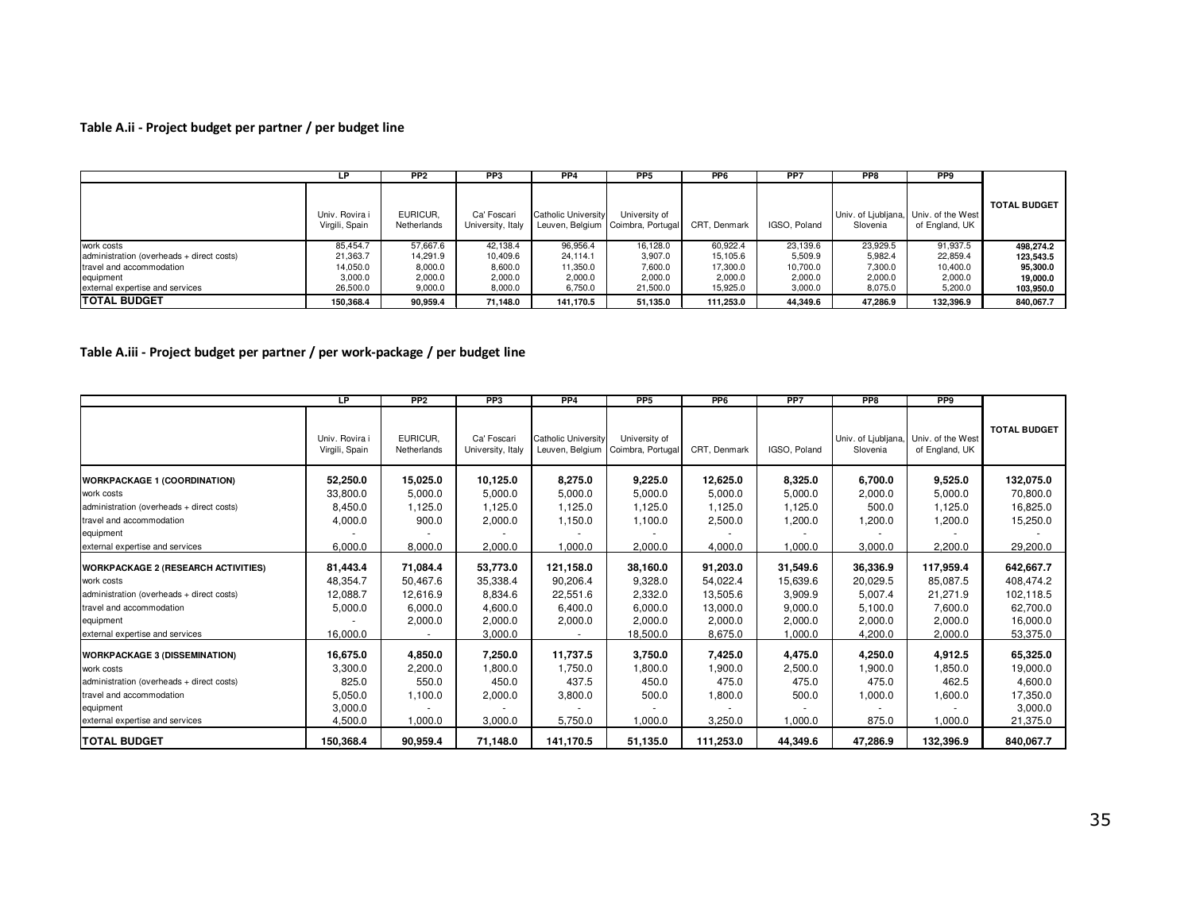**Table A.ii - Project budget per partner / per budget line**

| | LP | PP2 | PP3 | PP4 | PP5 | PP6 | PP7 | PP8 | PP9 | |
|---|---|---|---|---|---|---|---|---|---|---|
| | Univ. Rovira i Virgili, Spain | EURICUR, Netherlands | Ca' Foscari University, Italy | Catholic University Leuven, Belgium | University of Coimbra, Portugal | CRT, Denmark | IGSO, Poland | Univ. of Ljubljana, Slovenia | Univ. of the West of England, UK | **TOTAL BUDGET** |
| work costs | 85,454.7 | 57,667.6 | 42,138.4 | 96,956.4 | 16,128.0 | 60,922.4 | 23,139.6 | 23,929.5 | 91,937.5 | **498,274.2** |
| administration (overheads + direct costs) | 21,363.7 | 14,291.9 | 10,409.6 | 24,114.1 | 3,907.0 | 15,105.6 | 5,509.9 | 5,982.4 | 22,859.4 | **123,543.5** |
| travel and accommodation | 14,050.0 | 8,000.0 | 8,600.0 | 11,350.0 | 7,600.0 | 17,300.0 | 10,700.0 | 7,300.0 | 10,400.0 | **95,300.0** |
| equipment | 3,000.0 | 2,000.0 | 2,000.0 | 2,000.0 | 2,000.0 | 2,000.0 | 2,000.0 | 2,000.0 | 2,000.0 | **19,000.0** |
| external expertise and services | 26,500.0 | 9,000.0 | 8,000.0 | 6,750.0 | 21,500.0 | 15,925.0 | 3,000.0 | 8,075.0 | 5,200.0 | **103,950.0** |
| **TOTAL BUDGET** | **150,368.4** | **90,959.4** | **71,148.0** | **141,170.5** | **51,135.0** | **111,253.0** | **44,349.6** | **47,286.9** | **132,396.9** | **840,067.7** |

**Table A.iii - Project budget per partner / per work-package / per budget line**

| | LP | PP2 | PP3 | PP4 | PP5 | PP6 | PP7 | PP8 | PP9 | |
|---|---|---|---|---|---|---|---|---|---|---|
| | Univ. Rovira i Virgili, Spain | EURICUR, Netherlands | Ca' Foscari University, Italy | Catholic University Leuven, Belgium | University of Coimbra, Portugal | CRT, Denmark | IGSO, Poland | Univ. of Ljubljana, Slovenia | Univ. of the West of England, UK | **TOTAL BUDGET** |
| **WORKPACKAGE 1 (COORDINATION)** | **52,250.0** | **15,025.0** | **10,125.0** | **8,275.0** | **9,225.0** | **12,625.0** | **8,325.0** | **6,700.0** | **9,525.0** | **132,075.0** |
| work costs | 33,800.0 | 5,000.0 | 5,000.0 | 5,000.0 | 5,000.0 | 5,000.0 | 5,000.0 | 2,000.0 | 5,000.0 | 70,800.0 |
| administration (overheads + direct costs) | 8,450.0 | 1,125.0 | 1,125.0 | 1,125.0 | 1,125.0 | 1,125.0 | 1,125.0 | 500.0 | 1,125.0 | 16,825.0 |
| travel and accommodation | 4,000.0 | 900.0 | 2,000.0 | 1,150.0 | 1,100.0 | 2,500.0 | 1,200.0 | 1,200.0 | 1,200.0 | 15,250.0 |
| equipment | - | - | - | - | - | - | - | - | - | - |
| external expertise and services | 6,000.0 | 8,000.0 | 2,000.0 | 1,000.0 | 2,000.0 | 4,000.0 | 1,000.0 | 3,000.0 | 2,200.0 | 29,200.0 |
| **WORKPACKAGE 2 (RESEARCH ACTIVITIES)** | **81,443.4** | **71,084.4** | **53,773.0** | **121,158.0** | **38,160.0** | **91,203.0** | **31,549.6** | **36,336.9** | **117,959.4** | **642,667.7** |
| work costs | 48,354.7 | 50,467.6 | 35,338.4 | 90,206.4 | 9,328.0 | 54,022.4 | 15,639.6 | 20,029.5 | 85,087.5 | 408,474.2 |
| administration (overheads + direct costs) | 12,088.7 | 12,616.9 | 8,834.6 | 22,551.6 | 2,332.0 | 13,505.6 | 3,909.9 | 5,007.4 | 21,271.9 | 102,118.5 |
| travel and accommodation | 5,000.0 | 6,000.0 | 4,600.0 | 6,400.0 | 6,000.0 | 13,000.0 | 9,000.0 | 5,100.0 | 7,600.0 | 62,700.0 |
| equipment | - | 2,000.0 | 2,000.0 | 2,000.0 | 2,000.0 | 2,000.0 | 2,000.0 | 2,000.0 | 2,000.0 | 16,000.0 |
| external expertise and services | 16,000.0 | - | 3,000.0 | - | 18,500.0 | 8,675.0 | 1,000.0 | 4,200.0 | 2,000.0 | 53,375.0 |
| **WORKPACKAGE 3 (DISSEMINATION)** | **16,675.0** | **4,850.0** | **7,250.0** | **11,737.5** | **3,750.0** | **7,425.0** | **4,475.0** | **4,250.0** | **4,912.5** | **65,325.0** |
| work costs | 3,300.0 | 2,200.0 | 1,800.0 | 1,750.0 | 1,800.0 | 1,900.0 | 2,500.0 | 1,900.0 | 1,850.0 | 19,000.0 |
| administration (overheads + direct costs) | 825.0 | 550.0 | 450.0 | 437.5 | 450.0 | 475.0 | 475.0 | 475.0 | 462.5 | 4,600.0 |
| travel and accommodation | 5,050.0 | 1,100.0 | 2,000.0 | 3,800.0 | 500.0 | 1,800.0 | 500.0 | 1,000.0 | 1,600.0 | 17,350.0 |
| equipment | 3,000.0 | - | - | - | - | - | - | - | - | 3,000.0 |
| external expertise and services | 4,500.0 | 1,000.0 | 3,000.0 | 5,750.0 | 1,000.0 | 3,250.0 | 1,000.0 | 875.0 | 1,000.0 | 21,375.0 |
| **TOTAL BUDGET** | **150,368.4** | **90,959.4** | **71,148.0** | **141,170.5** | **51,135.0** | **111,253.0** | **44,349.6** | **47,286.9** | **132,396.9** | **840,067.7** |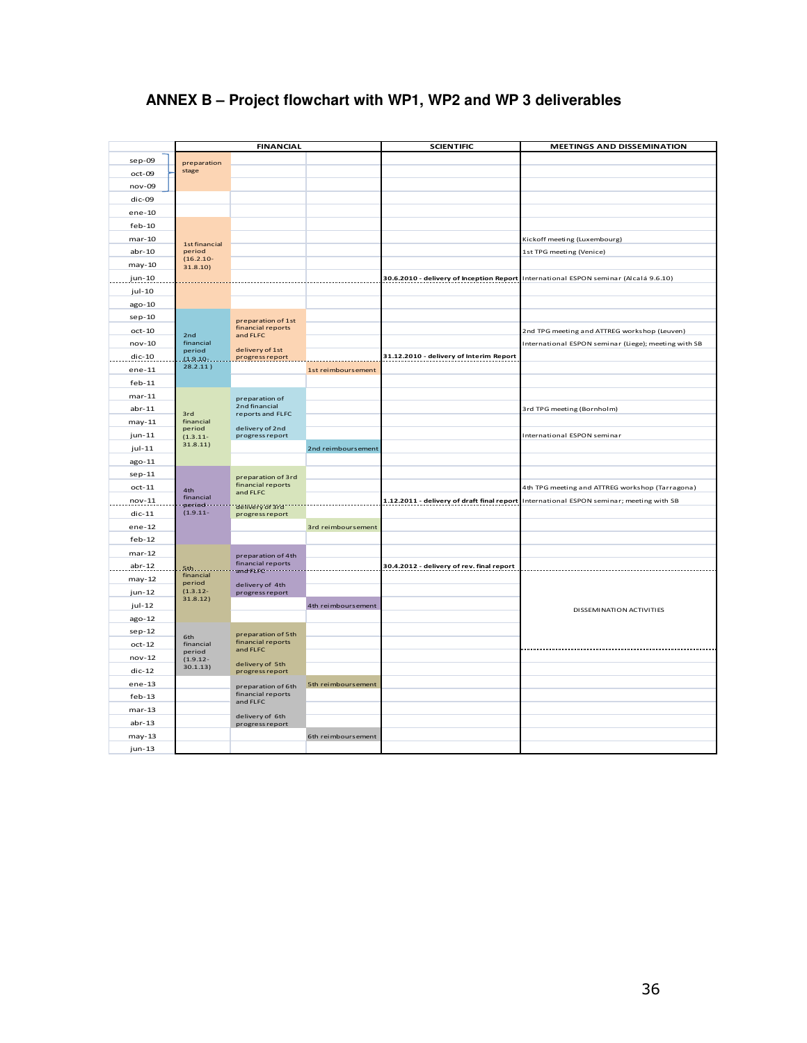## ANNEX B – Project flowchart with WP1, WP2 and WP 3 deliverables

| | FINANCIAL | | | SCIENTIFIC | MEETINGS AND DISSEMINATION |
|---|---|---|---|---|---|
| sep-09 | preparation stage | | | | |
| oct-09 | | | | | |
| nov-09 | | | | | |
| dic-09 | | | | | |
| ene-10 | | | | | |
| feb-10 | 1st financial period (16.2.10-31.8.10) | | | | |
| mar-10 | | | | | Kickoff meeting (Luxembourg) |
| abr-10 | | | | | 1st TPG meeting (Venice) |
| may-10 | | | | | |
| jun-10 | | | | 30.6.2010 - delivery of Inception Report | International ESPON seminar (Alcalá 9.6.10) |
| jul-10 | | | | | |
| ago-10 | | | | | |
| sep-10 | 2nd financial period (1.9.10-28.2.11) | preparation of 1st financial reports and FLFC | | | |
| oct-10 | | | | | 2nd TPG meeting and ATTREG workshop (Leuven) |
| nov-10 | | delivery of 1st progress report | | | International ESPON seminar (Liege); meeting with SB |
| dic-10 | | | | 31.12.2010 - delivery of Interim Report | |
| ene-11 | | | 1st reimboursement | | |
| feb-11 | | | | | |
| mar-11 | 3rd financial period (1.3.11-31.8.11) | preparation of 2nd financial reports and FLFC | | | |
| abr-11 | | | | | 3rd TPG meeting (Bornholm) |
| may-11 | | delivery of 2nd progress report | | | |
| jun-11 | | | | | International ESPON seminar |
| jul-11 | | | 2nd reimboursement | | |
| ago-11 | | | | | |
| sep-11 | 4th financial period (1.9.11- | preparation of 3rd financial reports and FLFC | | | |
| oct-11 | | | | | 4th TPG meeting and ATTREG workshop (Tarragona) |
| nov-11 | | delivery of 3rd progress report | | 1.12.2011 - delivery of draft final report | International ESPON seminar; meeting with SB |
| dic-11 | | | | | |
| ene-12 | | | 3rd reimboursement | | |
| feb-12 | | | | | |
| mar-12 | 5th financial period (1.3.12-31.8.12) | preparation of 4th financial reports and FLFC | | | |
| abr-12 | | | | 30.4.2012 - delivery of rev. final report | |
| may-12 | | delivery of 4th progress report | | | DISSEMINATION ACTIVITIES |
| jun-12 | | | | | |
| jul-12 | | | 4th reimboursement | | |
| ago-12 | | | | | |
| sep-12 | 6th financial period (1.9.12-30.1.13) | preparation of 5th financial reports and FLFC | | | |
| oct-12 | | | | | |
| nov-12 | | delivery of 5th progress report | | | |
| dic-12 | | | | | |
| ene-13 | | preparation of 6th financial reports and FLFC | 5th reimboursement | | |
| feb-13 | | | | | |
| mar-13 | | delivery of 6th progress report | | | |
| abr-13 | | | | | |
| may-13 | | | 6th reimboursement | | |
| jun-13 | | | | | |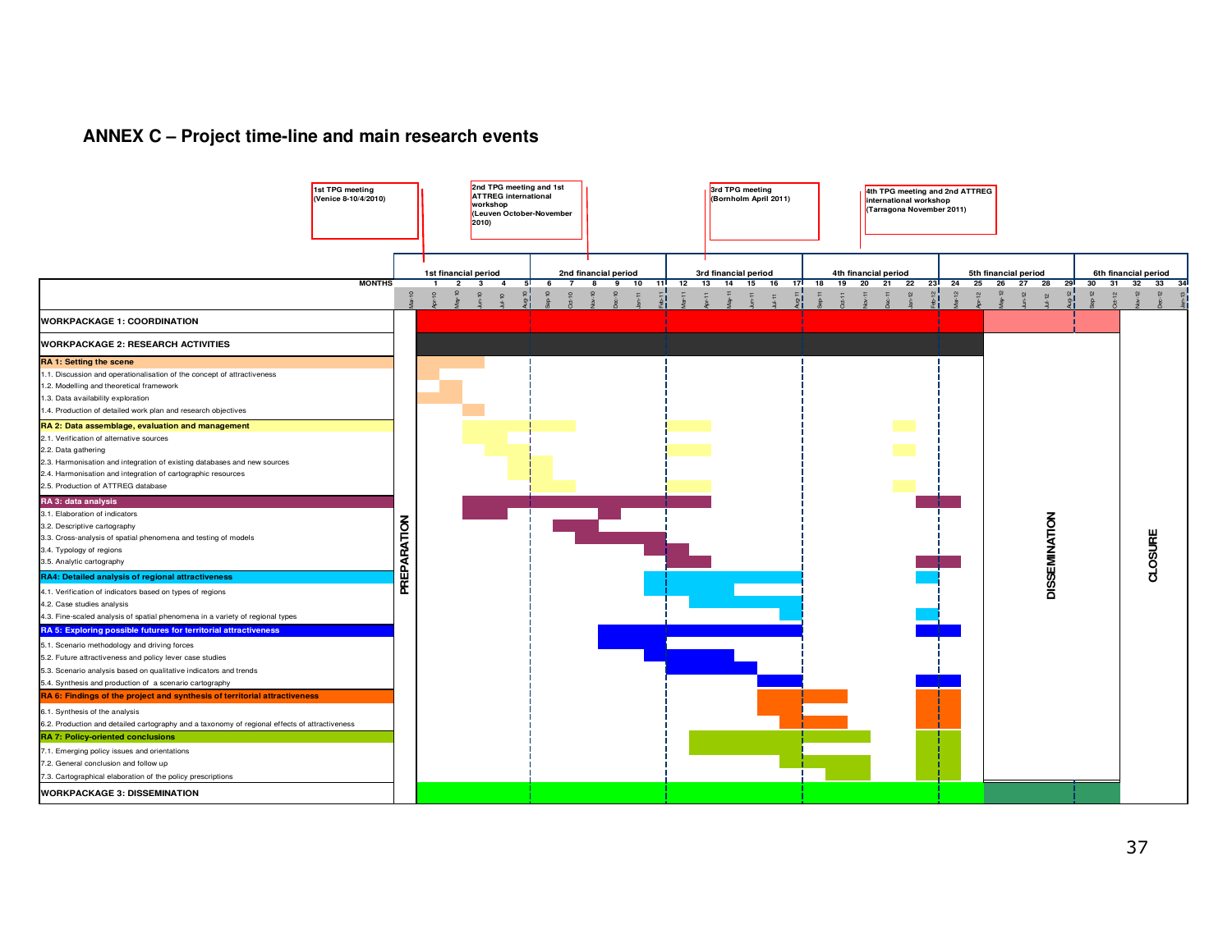## ANNEX C – Project time-line and main research events

**Main research events:**

- 1st TPG meeting (Venice 8-10/4/2010)
- 2nd TPG meeting and 1st ATTREG international workshop (Leuven October-November 2010)
- 3rd TPG meeting (Bornholm April 2011)
- 4th TPG meeting and 2nd ATTREG international workshop (Tarragona November 2011)

**Financial periods (MONTHS):**

| Financial period | Months |
|---|---|
| 1st financial period | 1–5 (Apr-10 – Aug-10) |
| 2nd financial period | 6–11 (Sep-10 – Feb-11) |
| 3rd financial period | 12–17 (Mar-11 – Aug-11) |
| 4th financial period | 18–23 (Sep-11 – Feb-12) |
| 5th financial period | 24–29 (Mar-12 – Aug-12) |
| 6th financial period | 30–34 (Sep-12 – Jan-13) |

Month 0 (Mar-10): PREPARATION. Months 26–31: DISSEMINATION. Months 32–34: CLOSURE.

**Workpackages and research activities:**

- WORKPACKAGE 1: COORDINATION
- WORKPACKAGE 2: RESEARCH ACTIVITIES
- RA 1: Setting the scene
  - 1.1. Discussion and operationalisation of the concept of attractiveness
  - 1.2. Modelling and theoretical framework
  - 1.3. Data availability exploration
  - 1.4. Production of detailed work plan and research objectives
- RA 2: Data assemblage, evaluation and management
  - 2.1. Verification of alternative sources
  - 2.2. Data gathering
  - 2.3. Harmonisation and integration of existing databases and new sources
  - 2.4. Harmonisation and integration of cartographic resources
  - 2.5. Production of ATTREG database
- RA 3: data analysis
  - 3.1. Elaboration of indicators
  - 3.2. Descriptive cartography
  - 3.3. Cross-analysis of spatial phenomena and testing of models
  - 3.4. Typology of regions
  - 3.5. Analytic cartography
- RA4: Detailed analysis of regional attractiveness
  - 4.1. Verification of indicators based on types of regions
  - 4.2. Case studies analysis
  - 4.3. Fine-scaled analysis of spatial phenomena in a variety of regional types
- RA 5: Exploring possible futures for territorial attractiveness
  - 5.1. Scenario methodology and driving forces
  - 5.2. Future attractiveness and policy lever case studies
  - 5.3. Scenario analysis based on qualitative indicators and trends
  - 5.4. Synthesis and production of a scenario cartography
- RA 6: Findings of the project and synthesis of territorial attractiveness
  - 6.1. Synthesis of the analysis
  - 6.2. Production and detailed cartography and a taxonomy of regional effects of attractiveness
- RA 7: Policy-oriented conclusions
  - 7.1. Emerging policy issues and orientations
  - 7.2. General conclusion and follow up
  - 7.3. Cartographical elaboration of the policy prescriptions
- WORKPACKAGE 3: DISSEMINATION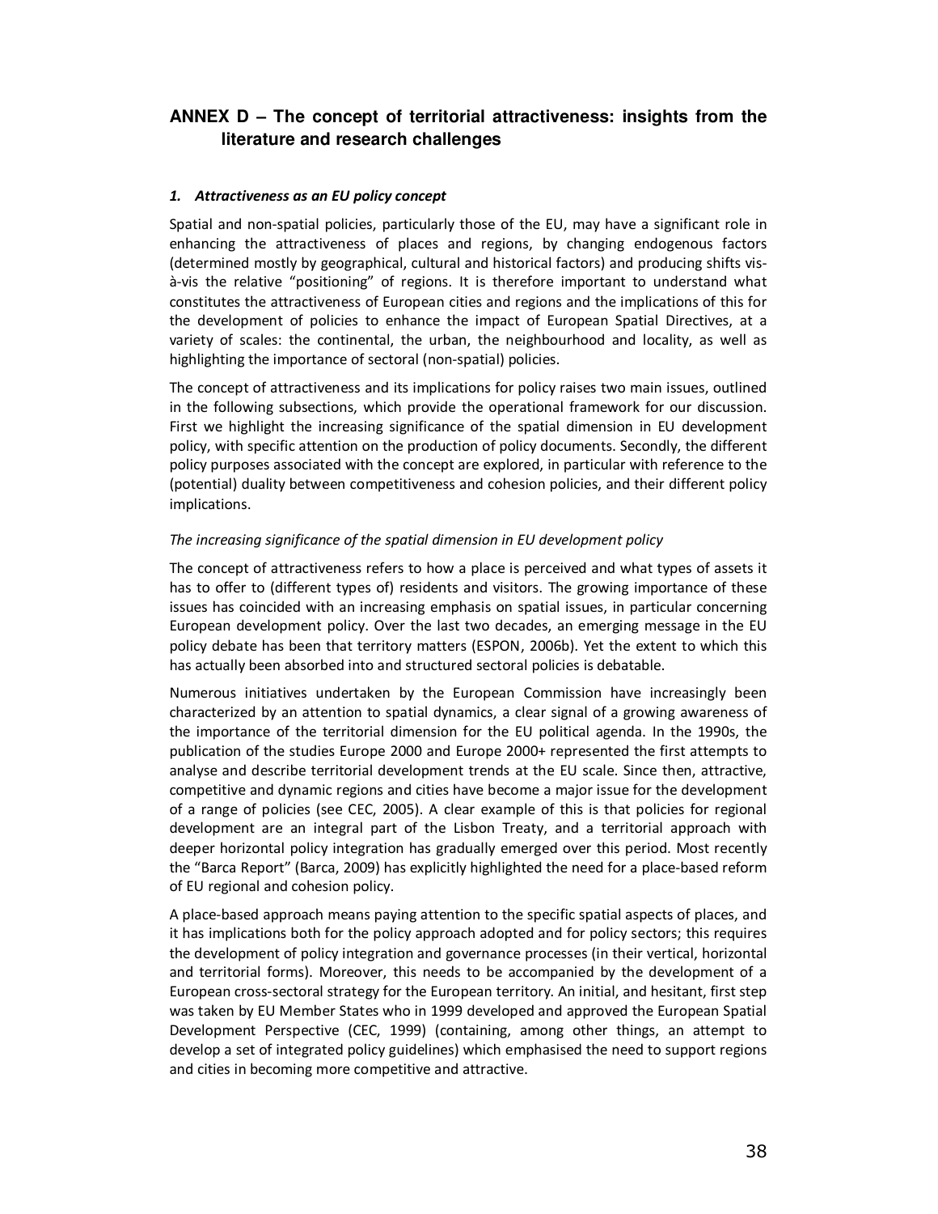## ANNEX D – The concept of territorial attractiveness: insights from the literature and research challenges

### *1. Attractiveness as an EU policy concept*

Spatial and non-spatial policies, particularly those of the EU, may have a significant role in enhancing the attractiveness of places and regions, by changing endogenous factors (determined mostly by geographical, cultural and historical factors) and producing shifts vis-à-vis the relative "positioning" of regions. It is therefore important to understand what constitutes the attractiveness of European cities and regions and the implications of this for the development of policies to enhance the impact of European Spatial Directives, at a variety of scales: the continental, the urban, the neighbourhood and locality, as well as highlighting the importance of sectoral (non-spatial) policies.

The concept of attractiveness and its implications for policy raises two main issues, outlined in the following subsections, which provide the operational framework for our discussion. First we highlight the increasing significance of the spatial dimension in EU development policy, with specific attention on the production of policy documents. Secondly, the different policy purposes associated with the concept are explored, in particular with reference to the (potential) duality between competitiveness and cohesion policies, and their different policy implications.

*The increasing significance of the spatial dimension in EU development policy*

The concept of attractiveness refers to how a place is perceived and what types of assets it has to offer to (different types of) residents and visitors. The growing importance of these issues has coincided with an increasing emphasis on spatial issues, in particular concerning European development policy. Over the last two decades, an emerging message in the EU policy debate has been that territory matters (ESPON, 2006b). Yet the extent to which this has actually been absorbed into and structured sectoral policies is debatable.

Numerous initiatives undertaken by the European Commission have increasingly been characterized by an attention to spatial dynamics, a clear signal of a growing awareness of the importance of the territorial dimension for the EU political agenda. In the 1990s, the publication of the studies Europe 2000 and Europe 2000+ represented the first attempts to analyse and describe territorial development trends at the EU scale. Since then, attractive, competitive and dynamic regions and cities have become a major issue for the development of a range of policies (see CEC, 2005). A clear example of this is that policies for regional development are an integral part of the Lisbon Treaty, and a territorial approach with deeper horizontal policy integration has gradually emerged over this period. Most recently the "Barca Report" (Barca, 2009) has explicitly highlighted the need for a place-based reform of EU regional and cohesion policy.

A place-based approach means paying attention to the specific spatial aspects of places, and it has implications both for the policy approach adopted and for policy sectors; this requires the development of policy integration and governance processes (in their vertical, horizontal and territorial forms). Moreover, this needs to be accompanied by the development of a European cross-sectoral strategy for the European territory. An initial, and hesitant, first step was taken by EU Member States who in 1999 developed and approved the European Spatial Development Perspective (CEC, 1999) (containing, among other things, an attempt to develop a set of integrated policy guidelines) which emphasised the need to support regions and cities in becoming more competitive and attractive.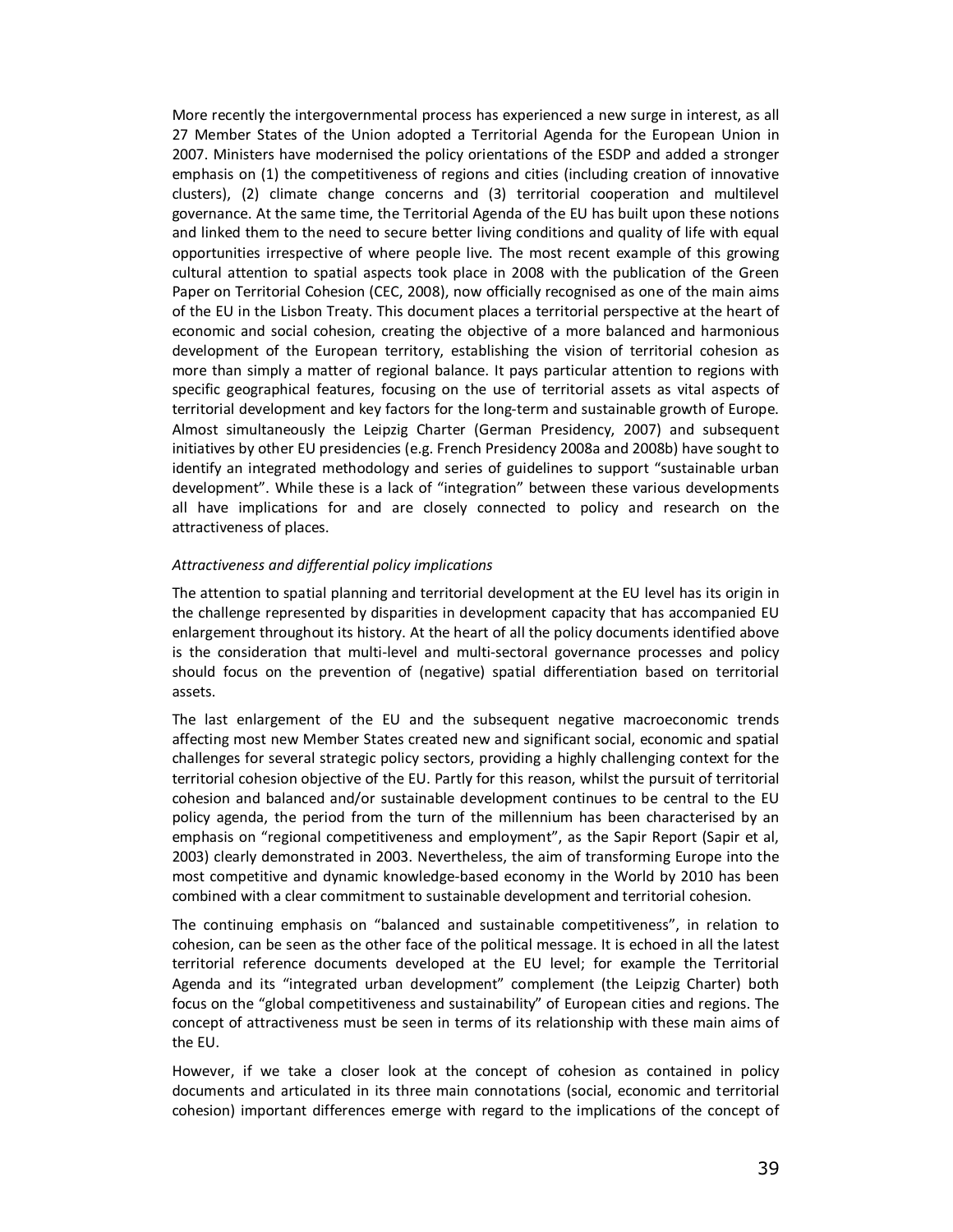More recently the intergovernmental process has experienced a new surge in interest, as all 27 Member States of the Union adopted a Territorial Agenda for the European Union in 2007. Ministers have modernised the policy orientations of the ESDP and added a stronger emphasis on (1) the competitiveness of regions and cities (including creation of innovative clusters), (2) climate change concerns and (3) territorial cooperation and multilevel governance. At the same time, the Territorial Agenda of the EU has built upon these notions and linked them to the need to secure better living conditions and quality of life with equal opportunities irrespective of where people live. The most recent example of this growing cultural attention to spatial aspects took place in 2008 with the publication of the Green Paper on Territorial Cohesion (CEC, 2008), now officially recognised as one of the main aims of the EU in the Lisbon Treaty. This document places a territorial perspective at the heart of economic and social cohesion, creating the objective of a more balanced and harmonious development of the European territory, establishing the vision of territorial cohesion as more than simply a matter of regional balance. It pays particular attention to regions with specific geographical features, focusing on the use of territorial assets as vital aspects of territorial development and key factors for the long-term and sustainable growth of Europe. Almost simultaneously the Leipzig Charter (German Presidency, 2007) and subsequent initiatives by other EU presidencies (e.g. French Presidency 2008a and 2008b) have sought to identify an integrated methodology and series of guidelines to support "sustainable urban development". While these is a lack of "integration" between these various developments all have implications for and are closely connected to policy and research on the attractiveness of places.

*Attractiveness and differential policy implications*

The attention to spatial planning and territorial development at the EU level has its origin in the challenge represented by disparities in development capacity that has accompanied EU enlargement throughout its history. At the heart of all the policy documents identified above is the consideration that multi-level and multi-sectoral governance processes and policy should focus on the prevention of (negative) spatial differentiation based on territorial assets.

The last enlargement of the EU and the subsequent negative macroeconomic trends affecting most new Member States created new and significant social, economic and spatial challenges for several strategic policy sectors, providing a highly challenging context for the territorial cohesion objective of the EU. Partly for this reason, whilst the pursuit of territorial cohesion and balanced and/or sustainable development continues to be central to the EU policy agenda, the period from the turn of the millennium has been characterised by an emphasis on "regional competitiveness and employment", as the Sapir Report (Sapir et al, 2003) clearly demonstrated in 2003. Nevertheless, the aim of transforming Europe into the most competitive and dynamic knowledge-based economy in the World by 2010 has been combined with a clear commitment to sustainable development and territorial cohesion.

The continuing emphasis on "balanced and sustainable competitiveness", in relation to cohesion, can be seen as the other face of the political message. It is echoed in all the latest territorial reference documents developed at the EU level; for example the Territorial Agenda and its "integrated urban development" complement (the Leipzig Charter) both focus on the "global competitiveness and sustainability" of European cities and regions. The concept of attractiveness must be seen in terms of its relationship with these main aims of the EU.

However, if we take a closer look at the concept of cohesion as contained in policy documents and articulated in its three main connotations (social, economic and territorial cohesion) important differences emerge with regard to the implications of the concept of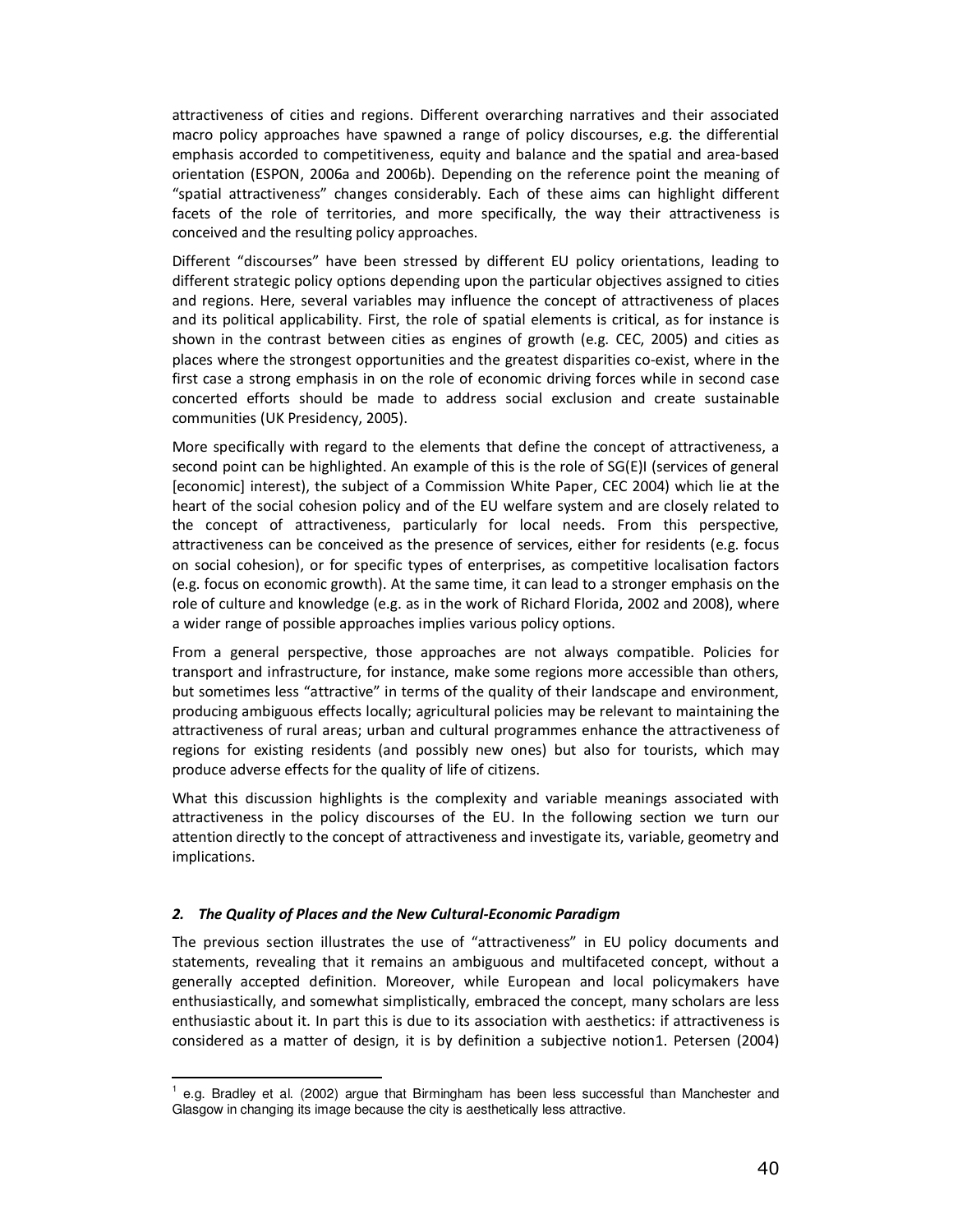attractiveness of cities and regions. Different overarching narratives and their associated macro policy approaches have spawned a range of policy discourses, e.g. the differential emphasis accorded to competitiveness, equity and balance and the spatial and area-based orientation (ESPON, 2006a and 2006b). Depending on the reference point the meaning of "spatial attractiveness" changes considerably. Each of these aims can highlight different facets of the role of territories, and more specifically, the way their attractiveness is conceived and the resulting policy approaches.

Different "discourses" have been stressed by different EU policy orientations, leading to different strategic policy options depending upon the particular objectives assigned to cities and regions. Here, several variables may influence the concept of attractiveness of places and its political applicability. First, the role of spatial elements is critical, as for instance is shown in the contrast between cities as engines of growth (e.g. CEC, 2005) and cities as places where the strongest opportunities and the greatest disparities co-exist, where in the first case a strong emphasis in on the role of economic driving forces while in second case concerted efforts should be made to address social exclusion and create sustainable communities (UK Presidency, 2005).

More specifically with regard to the elements that define the concept of attractiveness, a second point can be highlighted. An example of this is the role of SG(E)I (services of general [economic] interest), the subject of a Commission White Paper, CEC 2004) which lie at the heart of the social cohesion policy and of the EU welfare system and are closely related to the concept of attractiveness, particularly for local needs. From this perspective, attractiveness can be conceived as the presence of services, either for residents (e.g. focus on social cohesion), or for specific types of enterprises, as competitive localisation factors (e.g. focus on economic growth). At the same time, it can lead to a stronger emphasis on the role of culture and knowledge (e.g. as in the work of Richard Florida, 2002 and 2008), where a wider range of possible approaches implies various policy options.

From a general perspective, those approaches are not always compatible. Policies for transport and infrastructure, for instance, make some regions more accessible than others, but sometimes less "attractive" in terms of the quality of their landscape and environment, producing ambiguous effects locally; agricultural policies may be relevant to maintaining the attractiveness of rural areas; urban and cultural programmes enhance the attractiveness of regions for existing residents (and possibly new ones) but also for tourists, which may produce adverse effects for the quality of life of citizens.

What this discussion highlights is the complexity and variable meanings associated with attractiveness in the policy discourses of the EU. In the following section we turn our attention directly to the concept of attractiveness and investigate its, variable, geometry and implications.

## *2. The Quality of Places and the New Cultural-Economic Paradigm*

The previous section illustrates the use of "attractiveness" in EU policy documents and statements, revealing that it remains an ambiguous and multifaceted concept, without a generally accepted definition. Moreover, while European and local policymakers have enthusiastically, and somewhat simplistically, embraced the concept, many scholars are less enthusiastic about it. In part this is due to its association with aesthetics: if attractiveness is considered as a matter of design, it is by definition a subjective notion[1]. Petersen (2004)

[1] e.g. Bradley et al. (2002) argue that Birmingham has been less successful than Manchester and Glasgow in changing its image because the city is aesthetically less attractive.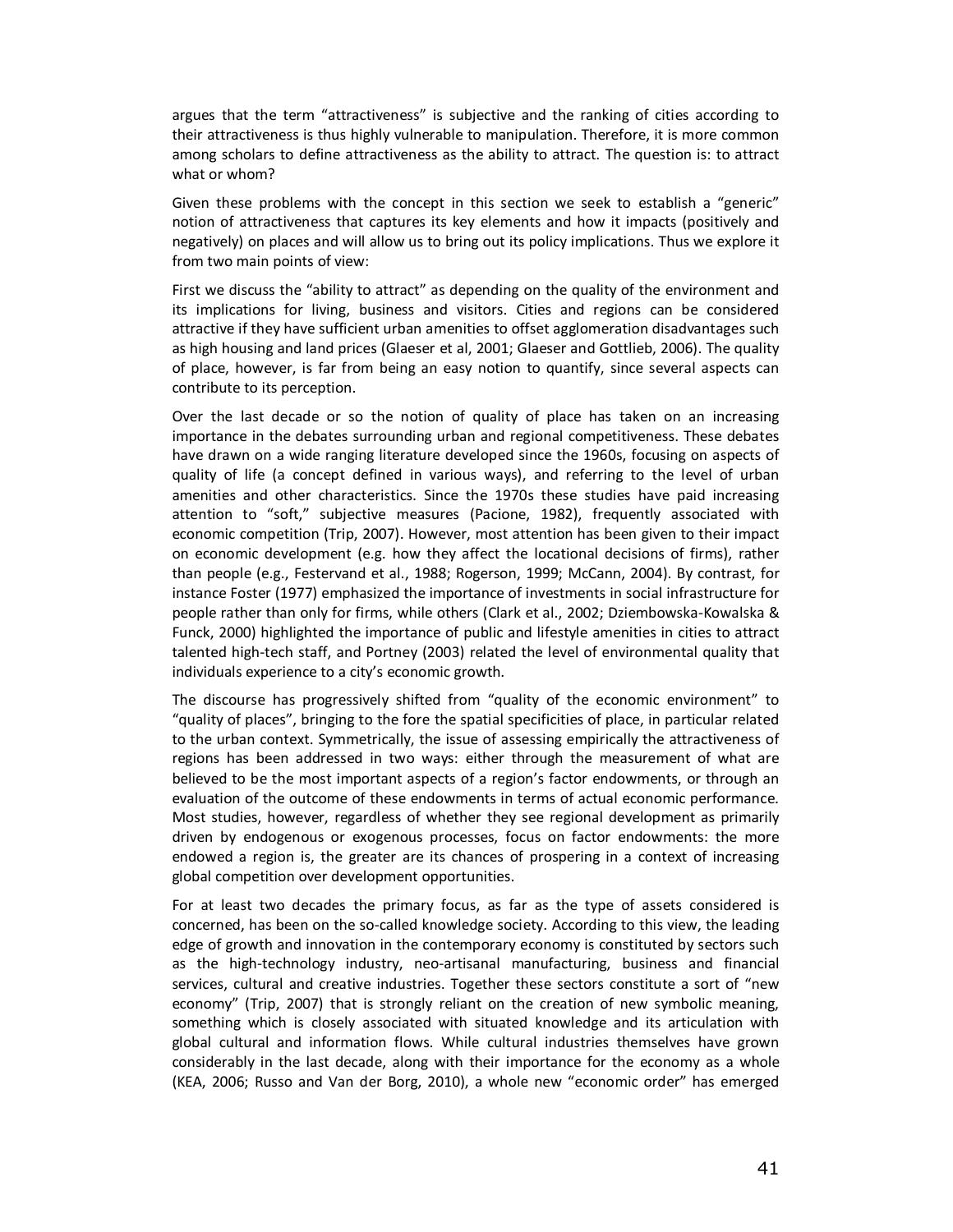argues that the term "attractiveness" is subjective and the ranking of cities according to their attractiveness is thus highly vulnerable to manipulation. Therefore, it is more common among scholars to define attractiveness as the ability to attract. The question is: to attract what or whom?

Given these problems with the concept in this section we seek to establish a "generic" notion of attractiveness that captures its key elements and how it impacts (positively and negatively) on places and will allow us to bring out its policy implications. Thus we explore it from two main points of view:

First we discuss the "ability to attract" as depending on the quality of the environment and its implications for living, business and visitors. Cities and regions can be considered attractive if they have sufficient urban amenities to offset agglomeration disadvantages such as high housing and land prices (Glaeser et al, 2001; Glaeser and Gottlieb, 2006). The quality of place, however, is far from being an easy notion to quantify, since several aspects can contribute to its perception.

Over the last decade or so the notion of quality of place has taken on an increasing importance in the debates surrounding urban and regional competitiveness. These debates have drawn on a wide ranging literature developed since the 1960s, focusing on aspects of quality of life (a concept defined in various ways), and referring to the level of urban amenities and other characteristics. Since the 1970s these studies have paid increasing attention to "soft," subjective measures (Pacione, 1982), frequently associated with economic competition (Trip, 2007). However, most attention has been given to their impact on economic development (e.g. how they affect the locational decisions of firms), rather than people (e.g., Festervand et al., 1988; Rogerson, 1999; McCann, 2004). By contrast, for instance Foster (1977) emphasized the importance of investments in social infrastructure for people rather than only for firms, while others (Clark et al., 2002; Dziembowska-Kowalska & Funck, 2000) highlighted the importance of public and lifestyle amenities in cities to attract talented high-tech staff, and Portney (2003) related the level of environmental quality that individuals experience to a city's economic growth.

The discourse has progressively shifted from "quality of the economic environment" to "quality of places", bringing to the fore the spatial specificities of place, in particular related to the urban context. Symmetrically, the issue of assessing empirically the attractiveness of regions has been addressed in two ways: either through the measurement of what are believed to be the most important aspects of a region's factor endowments, or through an evaluation of the outcome of these endowments in terms of actual economic performance. Most studies, however, regardless of whether they see regional development as primarily driven by endogenous or exogenous processes, focus on factor endowments: the more endowed a region is, the greater are its chances of prospering in a context of increasing global competition over development opportunities.

For at least two decades the primary focus, as far as the type of assets considered is concerned, has been on the so-called knowledge society. According to this view, the leading edge of growth and innovation in the contemporary economy is constituted by sectors such as the high-technology industry, neo-artisanal manufacturing, business and financial services, cultural and creative industries. Together these sectors constitute a sort of "new economy" (Trip, 2007) that is strongly reliant on the creation of new symbolic meaning, something which is closely associated with situated knowledge and its articulation with global cultural and information flows. While cultural industries themselves have grown considerably in the last decade, along with their importance for the economy as a whole (KEA, 2006; Russo and Van der Borg, 2010), a whole new "economic order" has emerged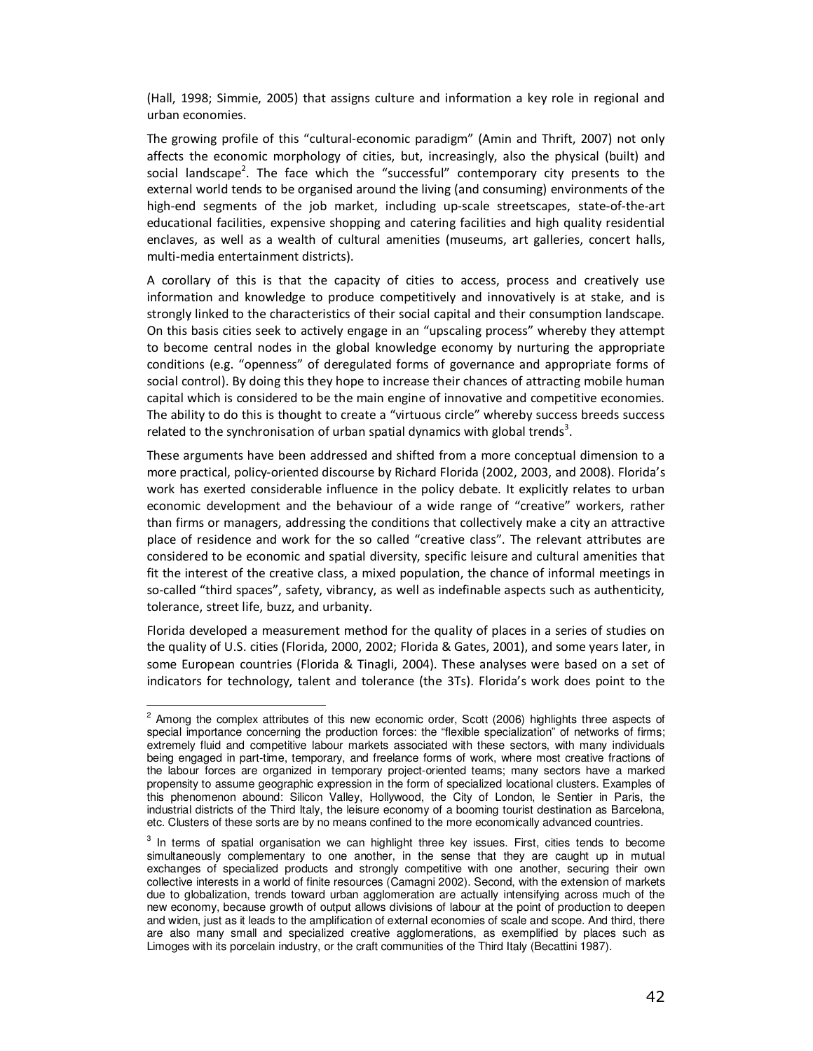(Hall, 1998; Simmie, 2005) that assigns culture and information a key role in regional and urban economies.

The growing profile of this "cultural-economic paradigm" (Amin and Thrift, 2007) not only affects the economic morphology of cities, but, increasingly, also the physical (built) and social landscape[2]. The face which the "successful" contemporary city presents to the external world tends to be organised around the living (and consuming) environments of the high-end segments of the job market, including up-scale streetscapes, state-of-the-art educational facilities, expensive shopping and catering facilities and high quality residential enclaves, as well as a wealth of cultural amenities (museums, art galleries, concert halls, multi-media entertainment districts).

A corollary of this is that the capacity of cities to access, process and creatively use information and knowledge to produce competitively and innovatively is at stake, and is strongly linked to the characteristics of their social capital and their consumption landscape. On this basis cities seek to actively engage in an "upscaling process" whereby they attempt to become central nodes in the global knowledge economy by nurturing the appropriate conditions (e.g. "openness" of deregulated forms of governance and appropriate forms of social control). By doing this they hope to increase their chances of attracting mobile human capital which is considered to be the main engine of innovative and competitive economies. The ability to do this is thought to create a "virtuous circle" whereby success breeds success related to the synchronisation of urban spatial dynamics with global trends[3].

These arguments have been addressed and shifted from a more conceptual dimension to a more practical, policy-oriented discourse by Richard Florida (2002, 2003, and 2008). Florida's work has exerted considerable influence in the policy debate. It explicitly relates to urban economic development and the behaviour of a wide range of "creative" workers, rather than firms or managers, addressing the conditions that collectively make a city an attractive place of residence and work for the so called "creative class". The relevant attributes are considered to be economic and spatial diversity, specific leisure and cultural amenities that fit the interest of the creative class, a mixed population, the chance of informal meetings in so-called "third spaces", safety, vibrancy, as well as indefinable aspects such as authenticity, tolerance, street life, buzz, and urbanity.

Florida developed a measurement method for the quality of places in a series of studies on the quality of U.S. cities (Florida, 2000, 2002; Florida & Gates, 2001), and some years later, in some European countries (Florida & Tinagli, 2004). These analyses were based on a set of indicators for technology, talent and tolerance (the 3Ts). Florida's work does point to the

---

[2] Among the complex attributes of this new economic order, Scott (2006) highlights three aspects of special importance concerning the production forces: the "flexible specialization" of networks of firms; extremely fluid and competitive labour markets associated with these sectors, with many individuals being engaged in part-time, temporary, and freelance forms of work, where most creative fractions of the labour forces are organized in temporary project-oriented teams; many sectors have a marked propensity to assume geographic expression in the form of specialized locational clusters. Examples of this phenomenon abound: Silicon Valley, Hollywood, the City of London, le Sentier in Paris, the industrial districts of the Third Italy, the leisure economy of a booming tourist destination as Barcelona, etc. Clusters of these sorts are by no means confined to the more economically advanced countries.

[3] In terms of spatial organisation we can highlight three key issues. First, cities tends to become simultaneously complementary to one another, in the sense that they are caught up in mutual exchanges of specialized products and strongly competitive with one another, securing their own collective interests in a world of finite resources (Camagni 2002). Second, with the extension of markets due to globalization, trends toward urban agglomeration are actually intensifying across much of the new economy, because growth of output allows divisions of labour at the point of production to deepen and widen, just as it leads to the amplification of external economies of scale and scope. And third, there are also many small and specialized creative agglomerations, as exemplified by places such as Limoges with its porcelain industry, or the craft communities of the Third Italy (Becattini 1987).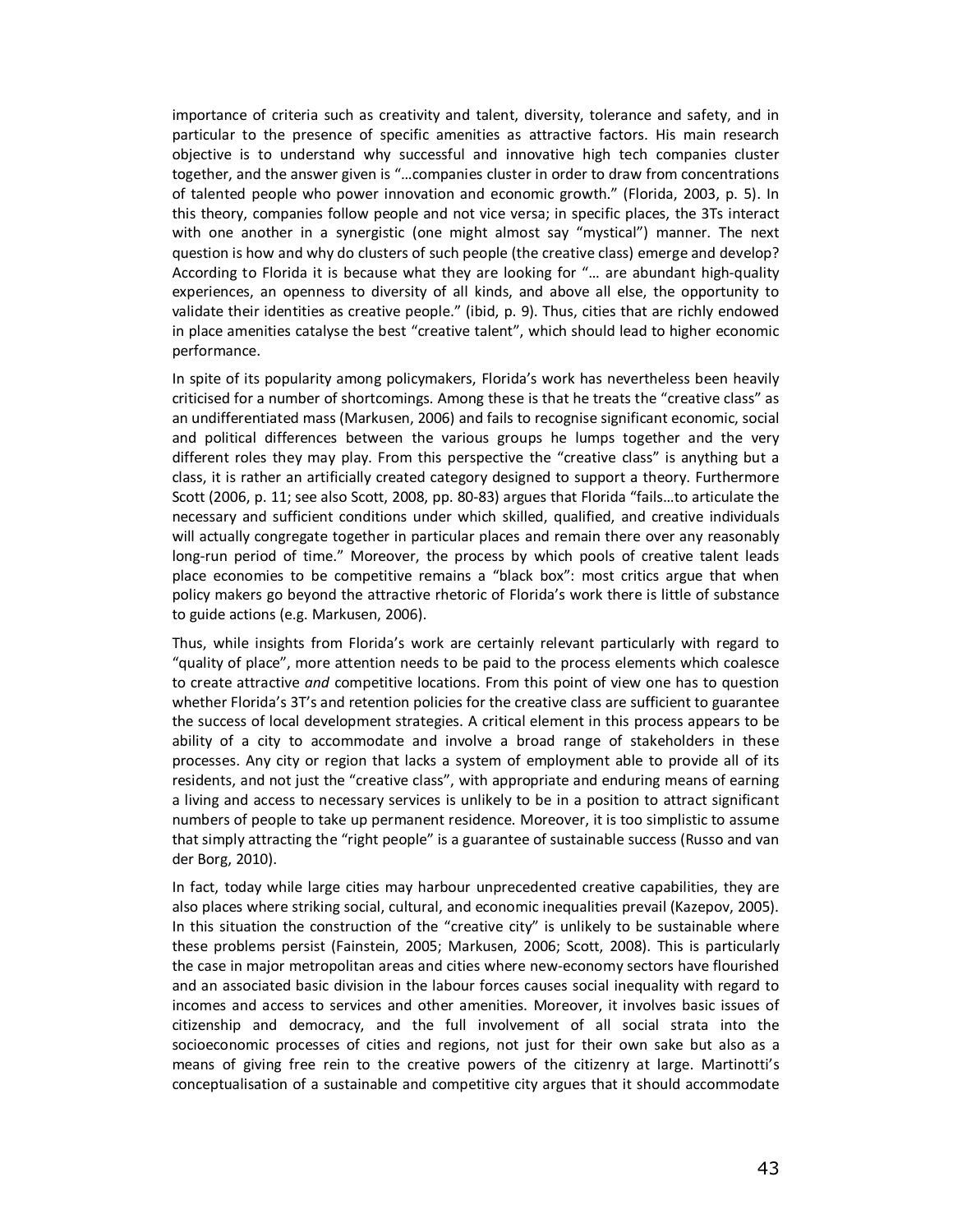importance of criteria such as creativity and talent, diversity, tolerance and safety, and in particular to the presence of specific amenities as attractive factors. His main research objective is to understand why successful and innovative high tech companies cluster together, and the answer given is "…companies cluster in order to draw from concentrations of talented people who power innovation and economic growth." (Florida, 2003, p. 5). In this theory, companies follow people and not vice versa; in specific places, the 3Ts interact with one another in a synergistic (one might almost say "mystical") manner. The next question is how and why do clusters of such people (the creative class) emerge and develop? According to Florida it is because what they are looking for "… are abundant high-quality experiences, an openness to diversity of all kinds, and above all else, the opportunity to validate their identities as creative people." (ibid, p. 9). Thus, cities that are richly endowed in place amenities catalyse the best "creative talent", which should lead to higher economic performance.

In spite of its popularity among policymakers, Florida's work has nevertheless been heavily criticised for a number of shortcomings. Among these is that he treats the "creative class" as an undifferentiated mass (Markusen, 2006) and fails to recognise significant economic, social and political differences between the various groups he lumps together and the very different roles they may play. From this perspective the "creative class" is anything but a class, it is rather an artificially created category designed to support a theory. Furthermore Scott (2006, p. 11; see also Scott, 2008, pp. 80-83) argues that Florida "fails…to articulate the necessary and sufficient conditions under which skilled, qualified, and creative individuals will actually congregate together in particular places and remain there over any reasonably long-run period of time." Moreover, the process by which pools of creative talent leads place economies to be competitive remains a "black box": most critics argue that when policy makers go beyond the attractive rhetoric of Florida's work there is little of substance to guide actions (e.g. Markusen, 2006).

Thus, while insights from Florida's work are certainly relevant particularly with regard to "quality of place", more attention needs to be paid to the process elements which coalesce to create attractive *and* competitive locations. From this point of view one has to question whether Florida's 3T's and retention policies for the creative class are sufficient to guarantee the success of local development strategies. A critical element in this process appears to be ability of a city to accommodate and involve a broad range of stakeholders in these processes. Any city or region that lacks a system of employment able to provide all of its residents, and not just the "creative class", with appropriate and enduring means of earning a living and access to necessary services is unlikely to be in a position to attract significant numbers of people to take up permanent residence. Moreover, it is too simplistic to assume that simply attracting the "right people" is a guarantee of sustainable success (Russo and van der Borg, 2010).

In fact, today while large cities may harbour unprecedented creative capabilities, they are also places where striking social, cultural, and economic inequalities prevail (Kazepov, 2005). In this situation the construction of the "creative city" is unlikely to be sustainable where these problems persist (Fainstein, 2005; Markusen, 2006; Scott, 2008). This is particularly the case in major metropolitan areas and cities where new-economy sectors have flourished and an associated basic division in the labour forces causes social inequality with regard to incomes and access to services and other amenities. Moreover, it involves basic issues of citizenship and democracy, and the full involvement of all social strata into the socioeconomic processes of cities and regions, not just for their own sake but also as a means of giving free rein to the creative powers of the citizenry at large. Martinotti's conceptualisation of a sustainable and competitive city argues that it should accommodate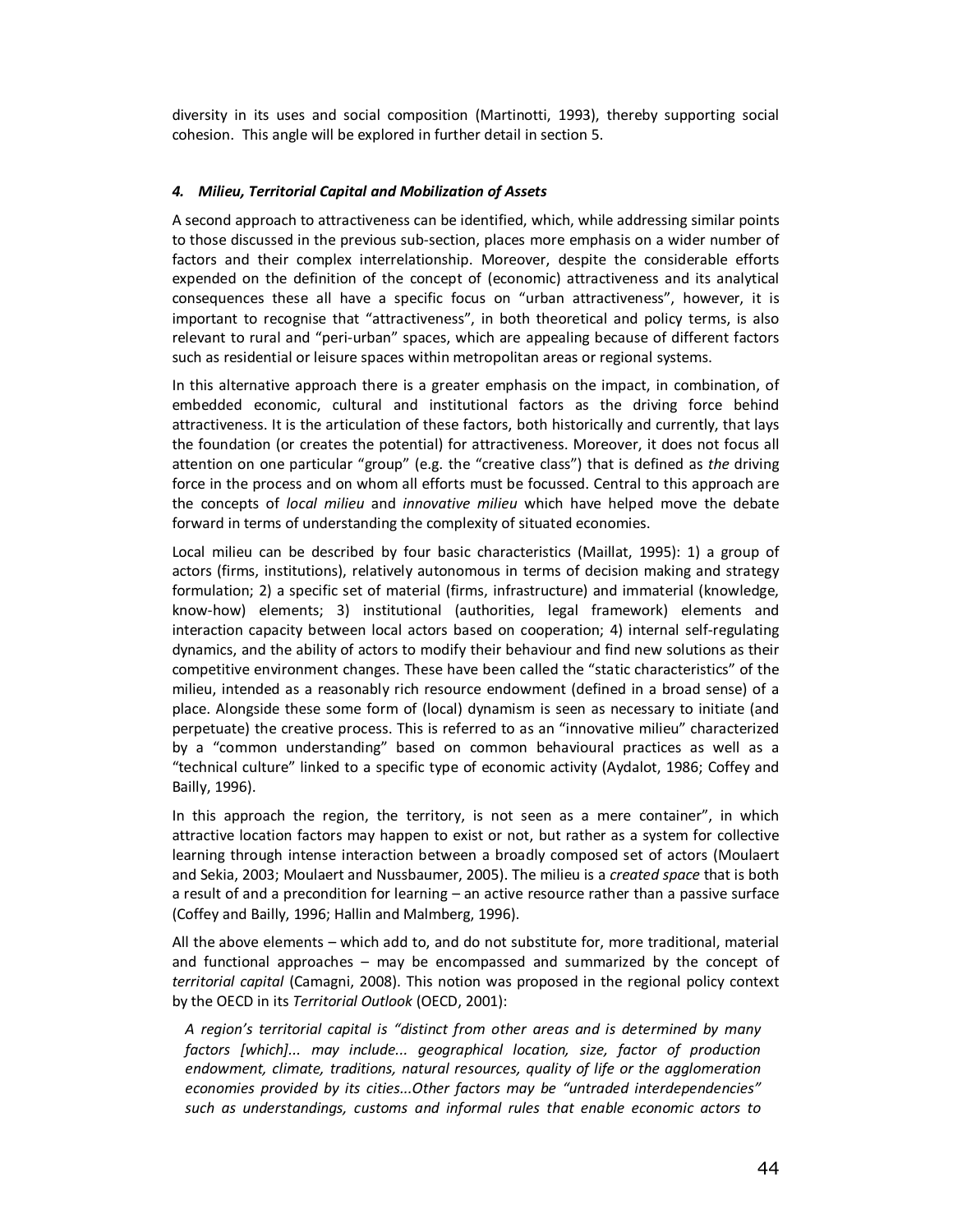diversity in its uses and social composition (Martinotti, 1993), thereby supporting social cohesion. This angle will be explored in further detail in section 5.

### *4. Milieu, Territorial Capital and Mobilization of Assets*

A second approach to attractiveness can be identified, which, while addressing similar points to those discussed in the previous sub-section, places more emphasis on a wider number of factors and their complex interrelationship. Moreover, despite the considerable efforts expended on the definition of the concept of (economic) attractiveness and its analytical consequences these all have a specific focus on "urban attractiveness", however, it is important to recognise that "attractiveness", in both theoretical and policy terms, is also relevant to rural and "peri-urban" spaces, which are appealing because of different factors such as residential or leisure spaces within metropolitan areas or regional systems.

In this alternative approach there is a greater emphasis on the impact, in combination, of embedded economic, cultural and institutional factors as the driving force behind attractiveness. It is the articulation of these factors, both historically and currently, that lays the foundation (or creates the potential) for attractiveness. Moreover, it does not focus all attention on one particular "group" (e.g. the "creative class") that is defined as *the* driving force in the process and on whom all efforts must be focussed. Central to this approach are the concepts of *local milieu* and *innovative milieu* which have helped move the debate forward in terms of understanding the complexity of situated economies.

Local milieu can be described by four basic characteristics (Maillat, 1995): 1) a group of actors (firms, institutions), relatively autonomous in terms of decision making and strategy formulation; 2) a specific set of material (firms, infrastructure) and immaterial (knowledge, know-how) elements; 3) institutional (authorities, legal framework) elements and interaction capacity between local actors based on cooperation; 4) internal self-regulating dynamics, and the ability of actors to modify their behaviour and find new solutions as their competitive environment changes. These have been called the "static characteristics" of the milieu, intended as a reasonably rich resource endowment (defined in a broad sense) of a place. Alongside these some form of (local) dynamism is seen as necessary to initiate (and perpetuate) the creative process. This is referred to as an "innovative milieu" characterized by a "common understanding" based on common behavioural practices as well as a "technical culture" linked to a specific type of economic activity (Aydalot, 1986; Coffey and Bailly, 1996).

In this approach the region, the territory, is not seen as a mere container", in which attractive location factors may happen to exist or not, but rather as a system for collective learning through intense interaction between a broadly composed set of actors (Moulaert and Sekia, 2003; Moulaert and Nussbaumer, 2005). The milieu is a *created space* that is both a result of and a precondition for learning – an active resource rather than a passive surface (Coffey and Bailly, 1996; Hallin and Malmberg, 1996).

All the above elements – which add to, and do not substitute for, more traditional, material and functional approaches – may be encompassed and summarized by the concept of *territorial capital* (Camagni, 2008). This notion was proposed in the regional policy context by the OECD in its *Territorial Outlook* (OECD, 2001):

> *A region's territorial capital is "distinct from other areas and is determined by many factors [which]... may include... geographical location, size, factor of production endowment, climate, traditions, natural resources, quality of life or the agglomeration economies provided by its cities...Other factors may be "untraded interdependencies" such as understandings, customs and informal rules that enable economic actors to*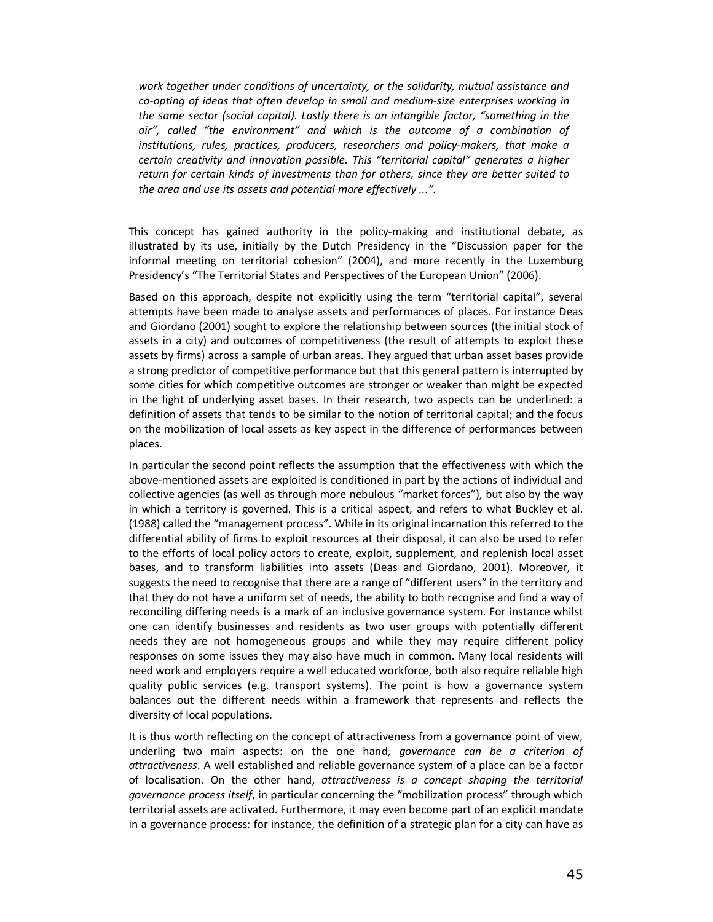*work together under conditions of uncertainty, or the solidarity, mutual assistance and co-opting of ideas that often develop in small and medium-size enterprises working in the same sector (social capital). Lastly there is an intangible factor, "something in the air", called "the environment" and which is the outcome of a combination of institutions, rules, practices, producers, researchers and policy-makers, that make a certain creativity and innovation possible. This "territorial capital" generates a higher return for certain kinds of investments than for others, since they are better suited to the area and use its assets and potential more effectively ...".*

This concept has gained authority in the policy-making and institutional debate, as illustrated by its use, initially by the Dutch Presidency in the "Discussion paper for the informal meeting on territorial cohesion" (2004), and more recently in the Luxemburg Presidency's "The Territorial States and Perspectives of the European Union" (2006).

Based on this approach, despite not explicitly using the term "territorial capital", several attempts have been made to analyse assets and performances of places. For instance Deas and Giordano (2001) sought to explore the relationship between sources (the initial stock of assets in a city) and outcomes of competitiveness (the result of attempts to exploit these assets by firms) across a sample of urban areas. They argued that urban asset bases provide a strong predictor of competitive performance but that this general pattern is interrupted by some cities for which competitive outcomes are stronger or weaker than might be expected in the light of underlying asset bases. In their research, two aspects can be underlined: a definition of assets that tends to be similar to the notion of territorial capital; and the focus on the mobilization of local assets as key aspect in the difference of performances between places.

In particular the second point reflects the assumption that the effectiveness with which the above-mentioned assets are exploited is conditioned in part by the actions of individual and collective agencies (as well as through more nebulous "market forces"), but also by the way in which a territory is governed. This is a critical aspect, and refers to what Buckley et al. (1988) called the "management process". While in its original incarnation this referred to the differential ability of firms to exploit resources at their disposal, it can also be used to refer to the efforts of local policy actors to create, exploit, supplement, and replenish local asset bases, and to transform liabilities into assets (Deas and Giordano, 2001). Moreover, it suggests the need to recognise that there are a range of "different users" in the territory and that they do not have a uniform set of needs, the ability to both recognise and find a way of reconciling differing needs is a mark of an inclusive governance system. For instance whilst one can identify businesses and residents as two user groups with potentially different needs they are not homogeneous groups and while they may require different policy responses on some issues they may also have much in common. Many local residents will need work and employers require a well educated workforce, both also require reliable high quality public services (e.g. transport systems). The point is how a governance system balances out the different needs within a framework that represents and reflects the diversity of local populations.

It is thus worth reflecting on the concept of attractiveness from a governance point of view, underling two main aspects: on the one hand, *governance can be a criterion of attractiveness*. A well established and reliable governance system of a place can be a factor of localisation. On the other hand, *attractiveness is a concept shaping the territorial governance process itself*, in particular concerning the "mobilization process" through which territorial assets are activated. Furthermore, it may even become part of an explicit mandate in a governance process: for instance, the definition of a strategic plan for a city can have as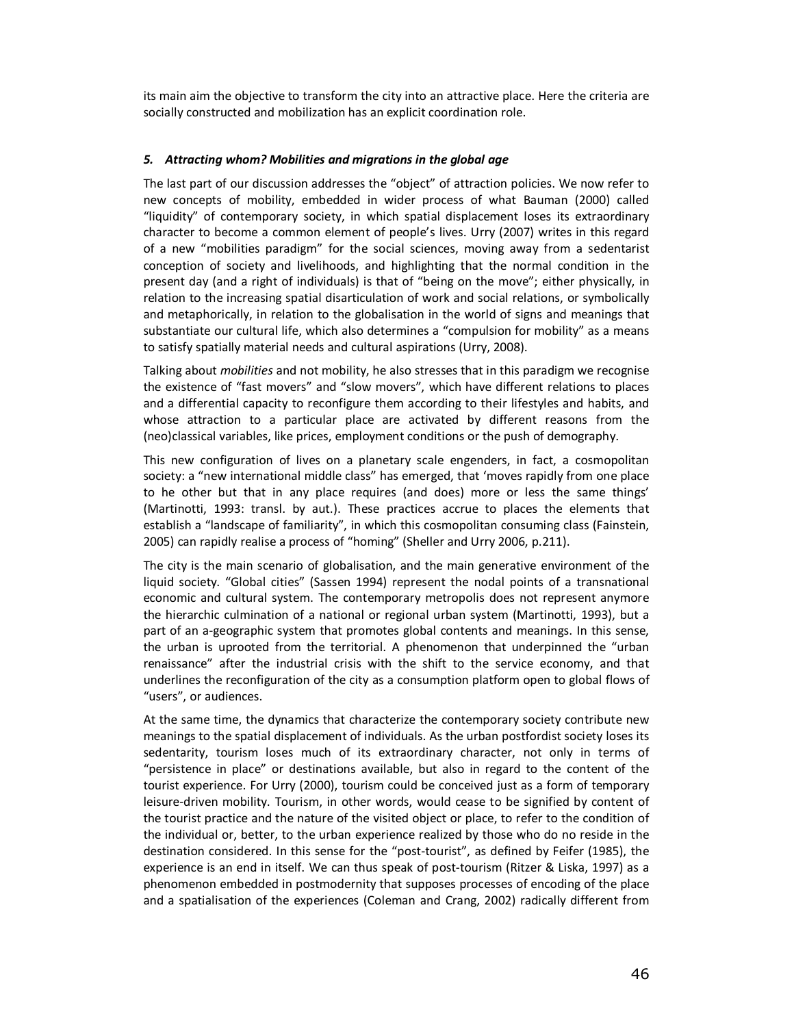its main aim the objective to transform the city into an attractive place. Here the criteria are socially constructed and mobilization has an explicit coordination role.

### *5. Attracting whom? Mobilities and migrations in the global age*

The last part of our discussion addresses the "object" of attraction policies. We now refer to new concepts of mobility, embedded in wider process of what Bauman (2000) called "liquidity" of contemporary society, in which spatial displacement loses its extraordinary character to become a common element of people's lives. Urry (2007) writes in this regard of a new "mobilities paradigm" for the social sciences, moving away from a sedentarist conception of society and livelihoods, and highlighting that the normal condition in the present day (and a right of individuals) is that of "being on the move"; either physically, in relation to the increasing spatial disarticulation of work and social relations, or symbolically and metaphorically, in relation to the globalisation in the world of signs and meanings that substantiate our cultural life, which also determines a "compulsion for mobility" as a means to satisfy spatially material needs and cultural aspirations (Urry, 2008).

Talking about *mobilities* and not mobility, he also stresses that in this paradigm we recognise the existence of "fast movers" and "slow movers", which have different relations to places and a differential capacity to reconfigure them according to their lifestyles and habits, and whose attraction to a particular place are activated by different reasons from the (neo)classical variables, like prices, employment conditions or the push of demography.

This new configuration of lives on a planetary scale engenders, in fact, a cosmopolitan society: a "new international middle class" has emerged, that 'moves rapidly from one place to he other but that in any place requires (and does) more or less the same things' (Martinotti, 1993: transl. by aut.). These practices accrue to places the elements that establish a "landscape of familiarity", in which this cosmopolitan consuming class (Fainstein, 2005) can rapidly realise a process of "homing" (Sheller and Urry 2006, p.211).

The city is the main scenario of globalisation, and the main generative environment of the liquid society. "Global cities" (Sassen 1994) represent the nodal points of a transnational economic and cultural system. The contemporary metropolis does not represent anymore the hierarchic culmination of a national or regional urban system (Martinotti, 1993), but a part of an a-geographic system that promotes global contents and meanings. In this sense, the urban is uprooted from the territorial. A phenomenon that underpinned the "urban renaissance" after the industrial crisis with the shift to the service economy, and that underlines the reconfiguration of the city as a consumption platform open to global flows of "users", or audiences.

At the same time, the dynamics that characterize the contemporary society contribute new meanings to the spatial displacement of individuals. As the urban postfordist society loses its sedentarity, tourism loses much of its extraordinary character, not only in terms of "persistence in place" or destinations available, but also in regard to the content of the tourist experience. For Urry (2000), tourism could be conceived just as a form of temporary leisure-driven mobility. Tourism, in other words, would cease to be signified by content of the tourist practice and the nature of the visited object or place, to refer to the condition of the individual or, better, to the urban experience realized by those who do no reside in the destination considered. In this sense for the "post-tourist", as defined by Feifer (1985), the experience is an end in itself. We can thus speak of post-tourism (Ritzer & Liska, 1997) as a phenomenon embedded in postmodernity that supposes processes of encoding of the place and a spatialisation of the experiences (Coleman and Crang, 2002) radically different from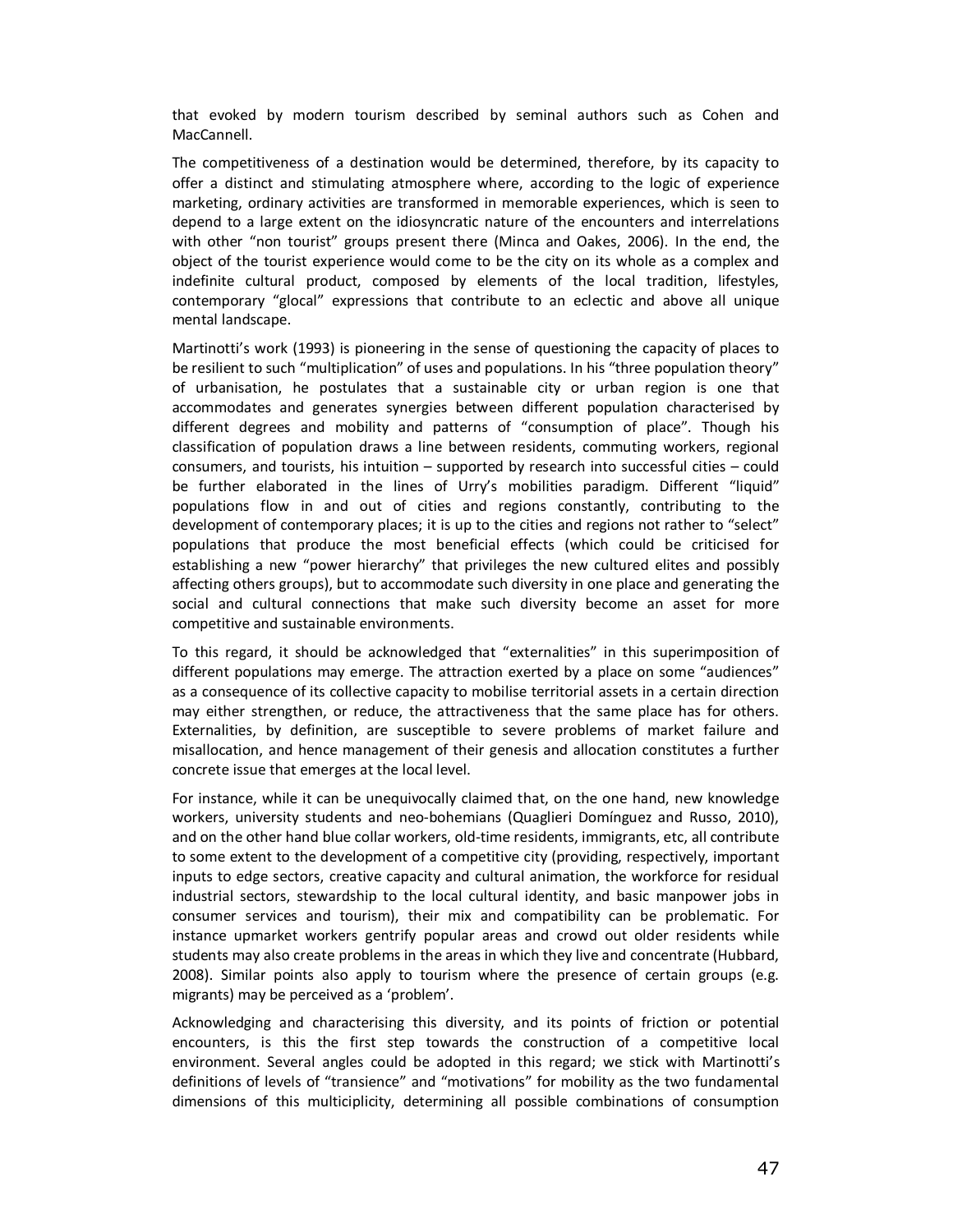that evoked by modern tourism described by seminal authors such as Cohen and MacCannell.

The competitiveness of a destination would be determined, therefore, by its capacity to offer a distinct and stimulating atmosphere where, according to the logic of experience marketing, ordinary activities are transformed in memorable experiences, which is seen to depend to a large extent on the idiosyncratic nature of the encounters and interrelations with other "non tourist" groups present there (Minca and Oakes, 2006). In the end, the object of the tourist experience would come to be the city on its whole as a complex and indefinite cultural product, composed by elements of the local tradition, lifestyles, contemporary "glocal" expressions that contribute to an eclectic and above all unique mental landscape.

Martinotti's work (1993) is pioneering in the sense of questioning the capacity of places to be resilient to such "multiplication" of uses and populations. In his "three population theory" of urbanisation, he postulates that a sustainable city or urban region is one that accommodates and generates synergies between different population characterised by different degrees and mobility and patterns of "consumption of place". Though his classification of population draws a line between residents, commuting workers, regional consumers, and tourists, his intuition – supported by research into successful cities – could be further elaborated in the lines of Urry's mobilities paradigm. Different "liquid" populations flow in and out of cities and regions constantly, contributing to the development of contemporary places; it is up to the cities and regions not rather to "select" populations that produce the most beneficial effects (which could be criticised for establishing a new "power hierarchy" that privileges the new cultured elites and possibly affecting others groups), but to accommodate such diversity in one place and generating the social and cultural connections that make such diversity become an asset for more competitive and sustainable environments.

To this regard, it should be acknowledged that "externalities" in this superimposition of different populations may emerge. The attraction exerted by a place on some "audiences" as a consequence of its collective capacity to mobilise territorial assets in a certain direction may either strengthen, or reduce, the attractiveness that the same place has for others. Externalities, by definition, are susceptible to severe problems of market failure and misallocation, and hence management of their genesis and allocation constitutes a further concrete issue that emerges at the local level.

For instance, while it can be unequivocally claimed that, on the one hand, new knowledge workers, university students and neo-bohemians (Quaglieri Domínguez and Russo, 2010), and on the other hand blue collar workers, old-time residents, immigrants, etc, all contribute to some extent to the development of a competitive city (providing, respectively, important inputs to edge sectors, creative capacity and cultural animation, the workforce for residual industrial sectors, stewardship to the local cultural identity, and basic manpower jobs in consumer services and tourism), their mix and compatibility can be problematic. For instance upmarket workers gentrify popular areas and crowd out older residents while students may also create problems in the areas in which they live and concentrate (Hubbard, 2008). Similar points also apply to tourism where the presence of certain groups (e.g. migrants) may be perceived as a 'problem'.

Acknowledging and characterising this diversity, and its points of friction or potential encounters, is this the first step towards the construction of a competitive local environment. Several angles could be adopted in this regard; we stick with Martinotti's definitions of levels of "transience" and "motivations" for mobility as the two fundamental dimensions of this multiciplicity, determining all possible combinations of consumption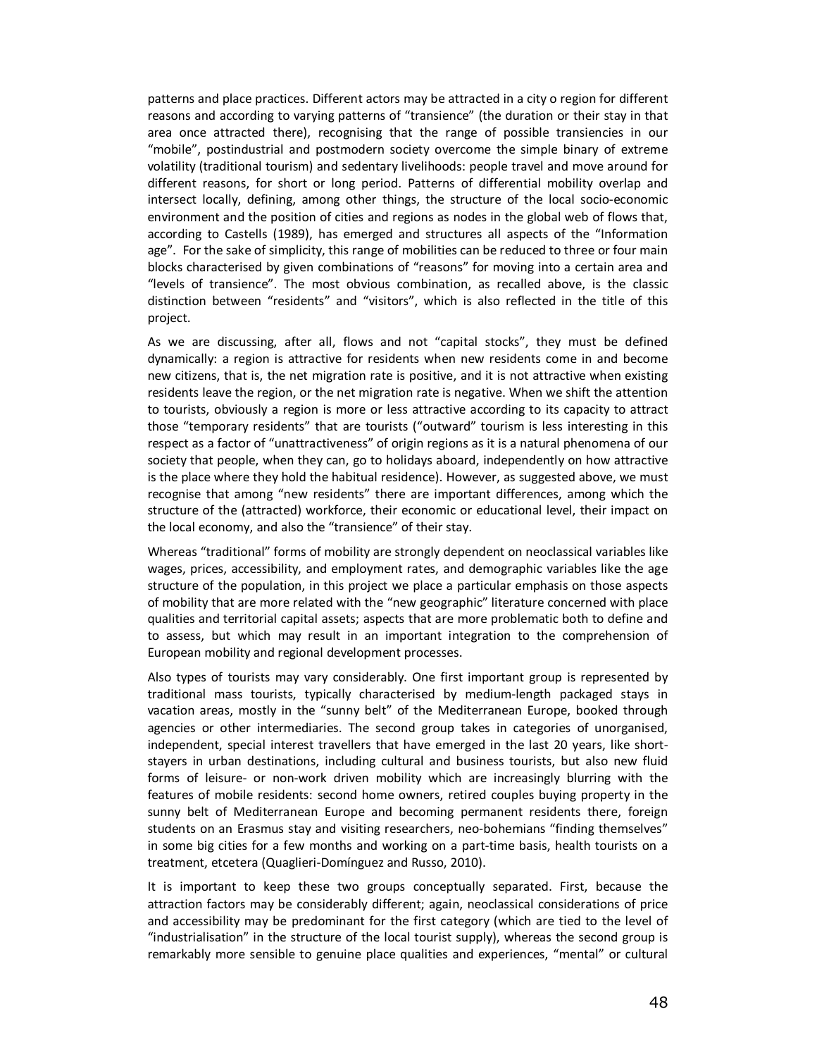patterns and place practices. Different actors may be attracted in a city o region for different reasons and according to varying patterns of "transience" (the duration or their stay in that area once attracted there), recognising that the range of possible transiencies in our "mobile", postindustrial and postmodern society overcome the simple binary of extreme volatility (traditional tourism) and sedentary livelihoods: people travel and move around for different reasons, for short or long period. Patterns of differential mobility overlap and intersect locally, defining, among other things, the structure of the local socio-economic environment and the position of cities and regions as nodes in the global web of flows that, according to Castells (1989), has emerged and structures all aspects of the "Information age". For the sake of simplicity, this range of mobilities can be reduced to three or four main blocks characterised by given combinations of "reasons" for moving into a certain area and "levels of transience". The most obvious combination, as recalled above, is the classic distinction between "residents" and "visitors", which is also reflected in the title of this project.

As we are discussing, after all, flows and not "capital stocks", they must be defined dynamically: a region is attractive for residents when new residents come in and become new citizens, that is, the net migration rate is positive, and it is not attractive when existing residents leave the region, or the net migration rate is negative. When we shift the attention to tourists, obviously a region is more or less attractive according to its capacity to attract those "temporary residents" that are tourists ("outward" tourism is less interesting in this respect as a factor of "unattractiveness" of origin regions as it is a natural phenomena of our society that people, when they can, go to holidays aboard, independently on how attractive is the place where they hold the habitual residence). However, as suggested above, we must recognise that among "new residents" there are important differences, among which the structure of the (attracted) workforce, their economic or educational level, their impact on the local economy, and also the "transience" of their stay.

Whereas "traditional" forms of mobility are strongly dependent on neoclassical variables like wages, prices, accessibility, and employment rates, and demographic variables like the age structure of the population, in this project we place a particular emphasis on those aspects of mobility that are more related with the "new geographic" literature concerned with place qualities and territorial capital assets; aspects that are more problematic both to define and to assess, but which may result in an important integration to the comprehension of European mobility and regional development processes.

Also types of tourists may vary considerably. One first important group is represented by traditional mass tourists, typically characterised by medium-length packaged stays in vacation areas, mostly in the "sunny belt" of the Mediterranean Europe, booked through agencies or other intermediaries. The second group takes in categories of unorganised, independent, special interest travellers that have emerged in the last 20 years, like short-stayers in urban destinations, including cultural and business tourists, but also new fluid forms of leisure- or non-work driven mobility which are increasingly blurring with the features of mobile residents: second home owners, retired couples buying property in the sunny belt of Mediterranean Europe and becoming permanent residents there, foreign students on an Erasmus stay and visiting researchers, neo-bohemians "finding themselves" in some big cities for a few months and working on a part-time basis, health tourists on a treatment, etcetera (Quaglieri-Domínguez and Russo, 2010).

It is important to keep these two groups conceptually separated. First, because the attraction factors may be considerably different; again, neoclassical considerations of price and accessibility may be predominant for the first category (which are tied to the level of "industrialisation" in the structure of the local tourist supply), whereas the second group is remarkably more sensible to genuine place qualities and experiences, "mental" or cultural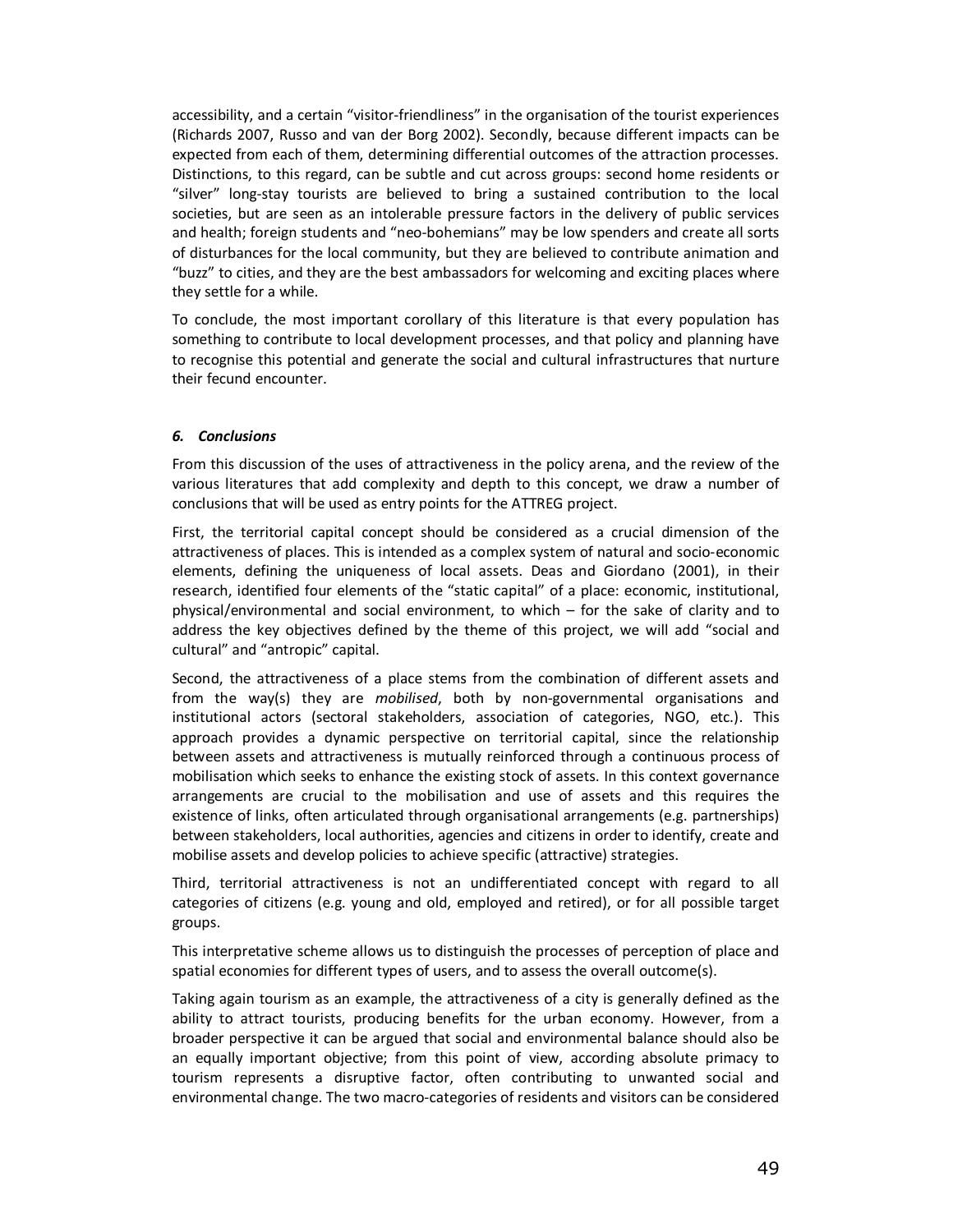accessibility, and a certain "visitor-friendliness" in the organisation of the tourist experiences (Richards 2007, Russo and van der Borg 2002). Secondly, because different impacts can be expected from each of them, determining differential outcomes of the attraction processes. Distinctions, to this regard, can be subtle and cut across groups: second home residents or "silver" long-stay tourists are believed to bring a sustained contribution to the local societies, but are seen as an intolerable pressure factors in the delivery of public services and health; foreign students and "neo-bohemians" may be low spenders and create all sorts of disturbances for the local community, but they are believed to contribute animation and "buzz" to cities, and they are the best ambassadors for welcoming and exciting places where they settle for a while.

To conclude, the most important corollary of this literature is that every population has something to contribute to local development processes, and that policy and planning have to recognise this potential and generate the social and cultural infrastructures that nurture their fecund encounter.

## *6. Conclusions*

From this discussion of the uses of attractiveness in the policy arena, and the review of the various literatures that add complexity and depth to this concept, we draw a number of conclusions that will be used as entry points for the ATTREG project.

First, the territorial capital concept should be considered as a crucial dimension of the attractiveness of places. This is intended as a complex system of natural and socio-economic elements, defining the uniqueness of local assets. Deas and Giordano (2001), in their research, identified four elements of the "static capital" of a place: economic, institutional, physical/environmental and social environment, to which – for the sake of clarity and to address the key objectives defined by the theme of this project, we will add "social and cultural" and "antropic" capital.

Second, the attractiveness of a place stems from the combination of different assets and from the way(s) they are *mobilised*, both by non-governmental organisations and institutional actors (sectoral stakeholders, association of categories, NGO, etc.). This approach provides a dynamic perspective on territorial capital, since the relationship between assets and attractiveness is mutually reinforced through a continuous process of mobilisation which seeks to enhance the existing stock of assets. In this context governance arrangements are crucial to the mobilisation and use of assets and this requires the existence of links, often articulated through organisational arrangements (e.g. partnerships) between stakeholders, local authorities, agencies and citizens in order to identify, create and mobilise assets and develop policies to achieve specific (attractive) strategies.

Third, territorial attractiveness is not an undifferentiated concept with regard to all categories of citizens (e.g. young and old, employed and retired), or for all possible target groups.

This interpretative scheme allows us to distinguish the processes of perception of place and spatial economies for different types of users, and to assess the overall outcome(s).

Taking again tourism as an example, the attractiveness of a city is generally defined as the ability to attract tourists, producing benefits for the urban economy. However, from a broader perspective it can be argued that social and environmental balance should also be an equally important objective; from this point of view, according absolute primacy to tourism represents a disruptive factor, often contributing to unwanted social and environmental change. The two macro-categories of residents and visitors can be considered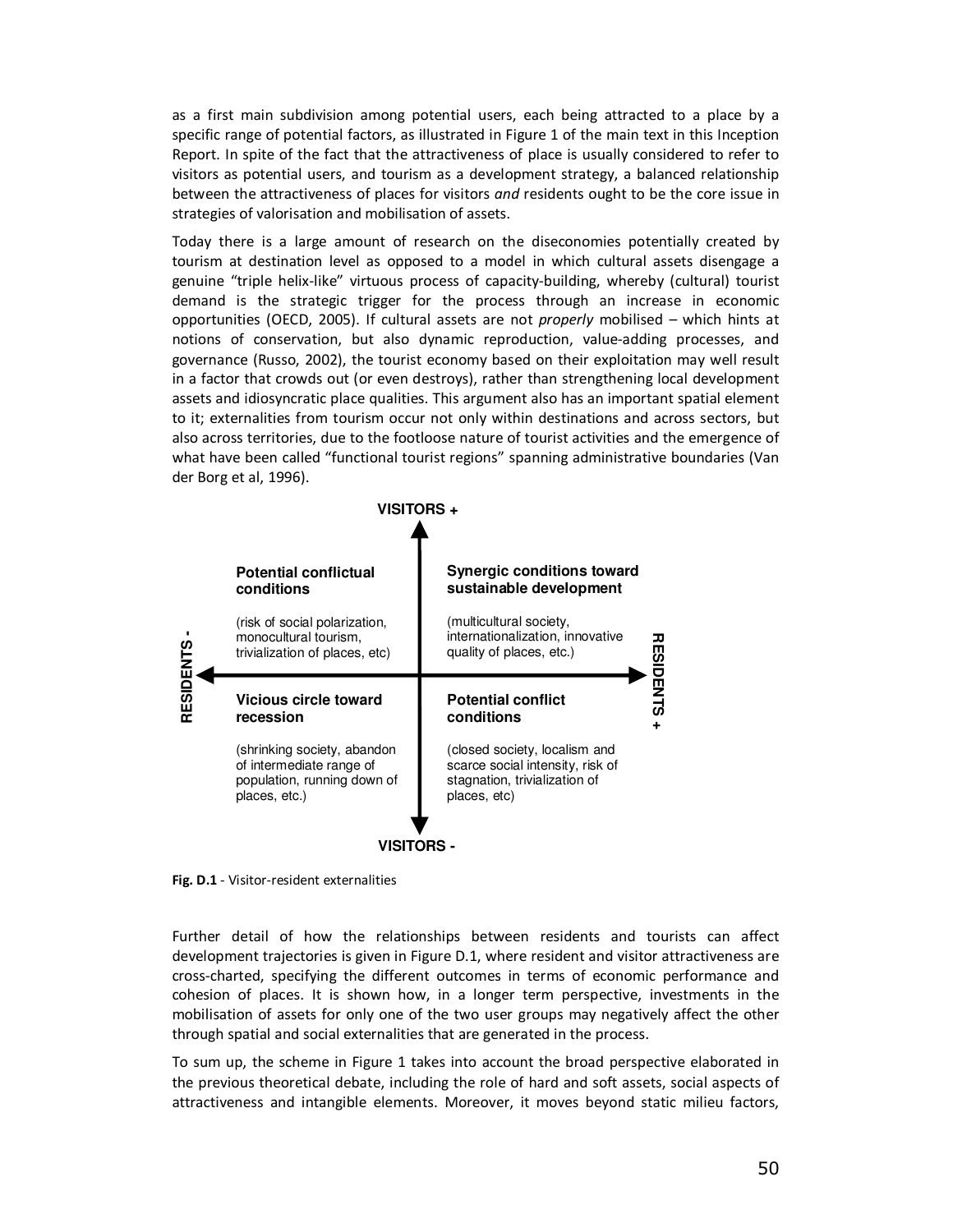as a first main subdivision among potential users, each being attracted to a place by a specific range of potential factors, as illustrated in Figure 1 of the main text in this Inception Report. In spite of the fact that the attractiveness of place is usually considered to refer to visitors as potential users, and tourism as a development strategy, a balanced relationship between the attractiveness of places for visitors *and* residents ought to be the core issue in strategies of valorisation and mobilisation of assets.

Today there is a large amount of research on the diseconomies potentially created by tourism at destination level as opposed to a model in which cultural assets disengage a genuine "triple helix-like" virtuous process of capacity-building, whereby (cultural) tourist demand is the strategic trigger for the process through an increase in economic opportunities (OECD, 2005). If cultural assets are not *properly* mobilised – which hints at notions of conservation, but also dynamic reproduction, value-adding processes, and governance (Russo, 2002), the tourist economy based on their exploitation may well result in a factor that crowds out (or even destroys), rather than strengthening local development assets and idiosyncratic place qualities. This argument also has an important spatial element to it; externalities from tourism occur not only within destinations and across sectors, but also across territories, due to the footloose nature of tourist activities and the emergence of what have been called "functional tourist regions" spanning administrative boundaries (Van der Borg et al, 1996).

| | RESIDENTS - | RESIDENTS + |
|---|---|---|
| **VISITORS +** | **Potential conflictual conditions** (risk of social polarization, monocultural tourism, trivialization of places, etc) | **Synergic conditions toward sustainable development** (multicultural society, internationalization, innovative quality of places, etc.) |
| **VISITORS -** | **Vicious circle toward recession** (shrinking society, abandon of intermediate range of population, running down of places, etc.) | **Potential conflict conditions** (closed society, localism and scarce social intensity, risk of stagnation, trivialization of places, etc) |

**Fig. D.1** - Visitor-resident externalities

Further detail of how the relationships between residents and tourists can affect development trajectories is given in Figure D.1, where resident and visitor attractiveness are cross-charted, specifying the different outcomes in terms of economic performance and cohesion of places. It is shown how, in a longer term perspective, investments in the mobilisation of assets for only one of the two user groups may negatively affect the other through spatial and social externalities that are generated in the process.

To sum up, the scheme in Figure 1 takes into account the broad perspective elaborated in the previous theoretical debate, including the role of hard and soft assets, social aspects of attractiveness and intangible elements. Moreover, it moves beyond static milieu factors,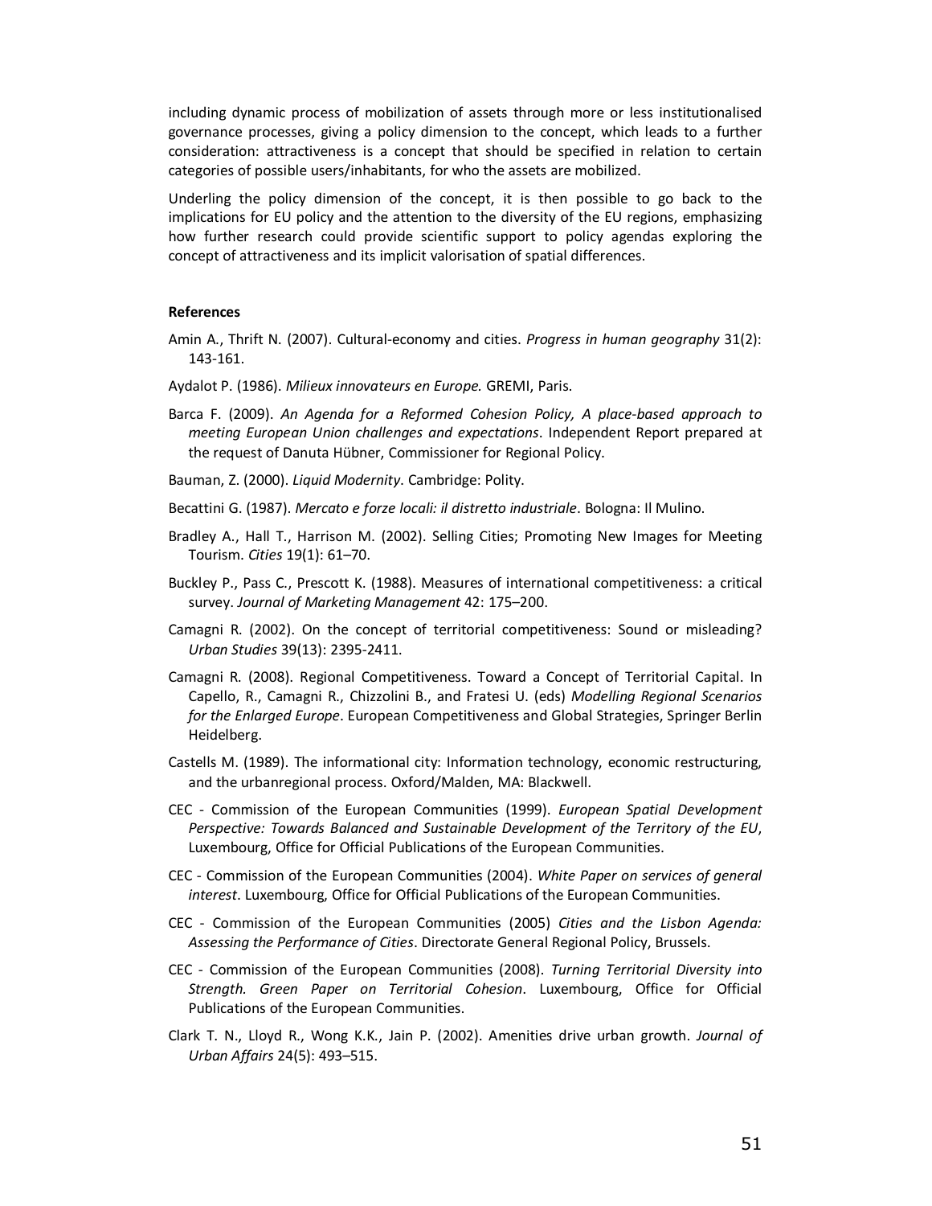including dynamic process of mobilization of assets through more or less institutionalised governance processes, giving a policy dimension to the concept, which leads to a further consideration: attractiveness is a concept that should be specified in relation to certain categories of possible users/inhabitants, for who the assets are mobilized.

Underling the policy dimension of the concept, it is then possible to go back to the implications for EU policy and the attention to the diversity of the EU regions, emphasizing how further research could provide scientific support to policy agendas exploring the concept of attractiveness and its implicit valorisation of spatial differences.

**References**

Amin A., Thrift N. (2007). Cultural-economy and cities. *Progress in human geography* 31(2): 143-161.

Aydalot P. (1986). *Milieux innovateurs en Europe.* GREMI, Paris.

Barca F. (2009). *An Agenda for a Reformed Cohesion Policy, A place-based approach to meeting European Union challenges and expectations*. Independent Report prepared at the request of Danuta Hübner, Commissioner for Regional Policy.

Bauman, Z. (2000). *Liquid Modernity*. Cambridge: Polity.

Becattini G. (1987). *Mercato e forze locali: il distretto industriale*. Bologna: Il Mulino.

Bradley A., Hall T., Harrison M. (2002). Selling Cities; Promoting New Images for Meeting Tourism. *Cities* 19(1): 61–70.

Buckley P., Pass C., Prescott K. (1988). Measures of international competitiveness: a critical survey. *Journal of Marketing Management* 42: 175–200.

Camagni R. (2002). On the concept of territorial competitiveness: Sound or misleading? *Urban Studies* 39(13): 2395-2411.

Camagni R. (2008). Regional Competitiveness. Toward a Concept of Territorial Capital. In Capello, R., Camagni R., Chizzolini B., and Fratesi U. (eds) *Modelling Regional Scenarios for the Enlarged Europe*. European Competitiveness and Global Strategies, Springer Berlin Heidelberg.

Castells M. (1989). The informational city: Information technology, economic restructuring, and the urbanregional process. Oxford/Malden, MA: Blackwell.

CEC - Commission of the European Communities (1999). *European Spatial Development Perspective: Towards Balanced and Sustainable Development of the Territory of the EU*, Luxembourg, Office for Official Publications of the European Communities.

CEC - Commission of the European Communities (2004). *White Paper on services of general interest*. Luxembourg, Office for Official Publications of the European Communities.

CEC - Commission of the European Communities (2005) *Cities and the Lisbon Agenda: Assessing the Performance of Cities*. Directorate General Regional Policy, Brussels.

CEC - Commission of the European Communities (2008). *Turning Territorial Diversity into Strength. Green Paper on Territorial Cohesion*. Luxembourg, Office for Official Publications of the European Communities.

Clark T. N., Lloyd R., Wong K.K., Jain P. (2002). Amenities drive urban growth. *Journal of Urban Affairs* 24(5): 493–515.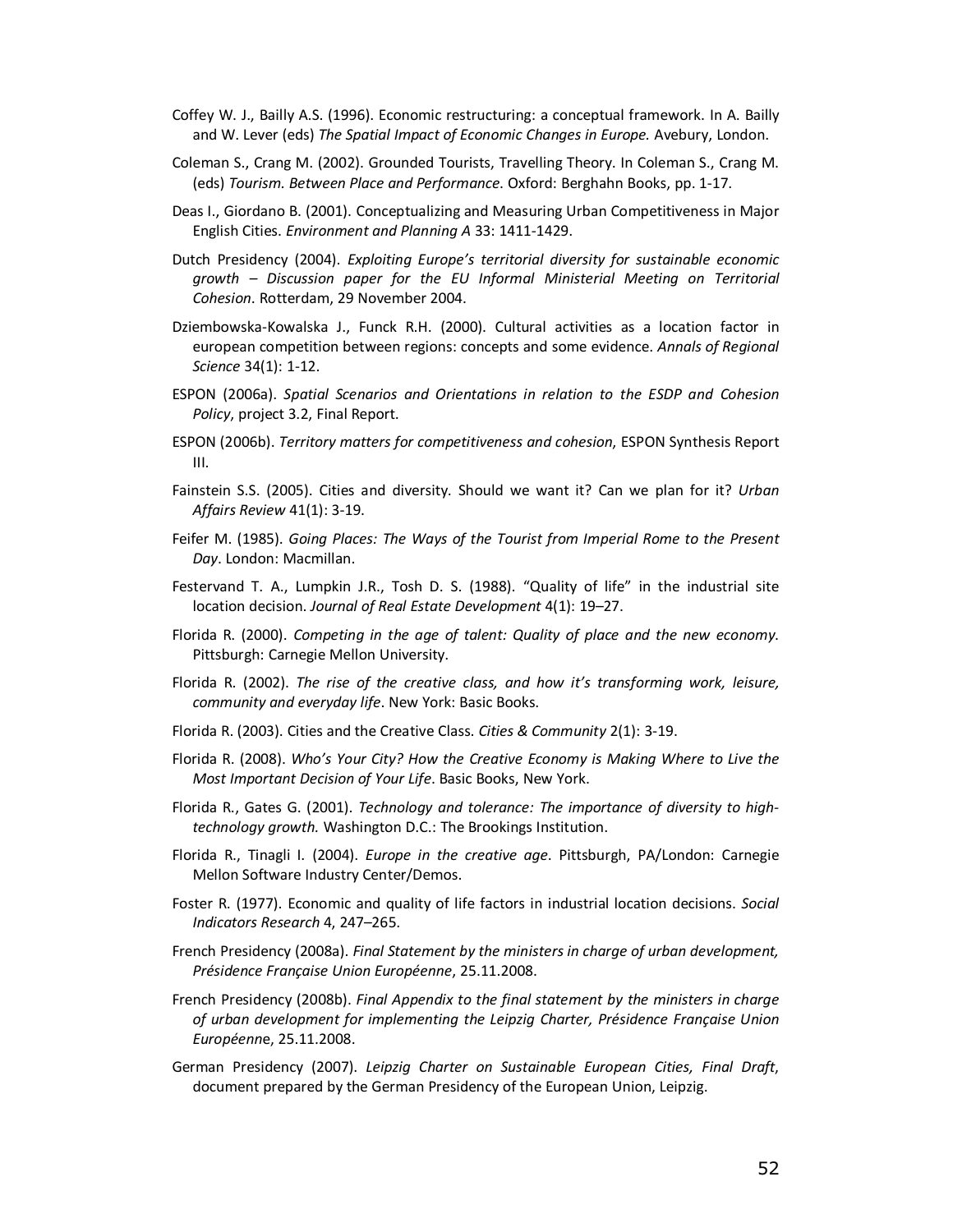Coffey W. J., Bailly A.S. (1996). Economic restructuring: a conceptual framework. In A. Bailly and W. Lever (eds) *The Spatial Impact of Economic Changes in Europe.* Avebury, London.

Coleman S., Crang M. (2002). Grounded Tourists, Travelling Theory. In Coleman S., Crang M. (eds) *Tourism. Between Place and Performance*. Oxford: Berghahn Books, pp. 1-17.

Deas I., Giordano B. (2001). Conceptualizing and Measuring Urban Competitiveness in Major English Cities. *Environment and Planning A* 33: 1411-1429.

Dutch Presidency (2004). *Exploiting Europe's territorial diversity for sustainable economic growth – Discussion paper for the EU Informal Ministerial Meeting on Territorial Cohesion*. Rotterdam, 29 November 2004.

Dziembowska-Kowalska J., Funck R.H. (2000). Cultural activities as a location factor in european competition between regions: concepts and some evidence. *Annals of Regional Science* 34(1): 1-12.

ESPON (2006a). *Spatial Scenarios and Orientations in relation to the ESDP and Cohesion Policy*, project 3.2, Final Report.

ESPON (2006b). *Territory matters for competitiveness and cohesion*, ESPON Synthesis Report III.

Fainstein S.S. (2005). Cities and diversity. Should we want it? Can we plan for it? *Urban Affairs Review* 41(1): 3-19.

Feifer M. (1985). *Going Places: The Ways of the Tourist from Imperial Rome to the Present Day*. London: Macmillan.

Festervand T. A., Lumpkin J.R., Tosh D. S. (1988). "Quality of life" in the industrial site location decision. *Journal of Real Estate Development* 4(1): 19–27.

Florida R. (2000). *Competing in the age of talent: Quality of place and the new economy.* Pittsburgh: Carnegie Mellon University.

Florida R. (2002). *The rise of the creative class, and how it's transforming work, leisure, community and everyday life*. New York: Basic Books.

Florida R. (2003). Cities and the Creative Class. *Cities & Community* 2(1): 3-19.

Florida R. (2008). *Who's Your City? How the Creative Economy is Making Where to Live the Most Important Decision of Your Life*. Basic Books, New York.

Florida R., Gates G. (2001). *Technology and tolerance: The importance of diversity to high-technology growth.* Washington D.C.: The Brookings Institution.

Florida R., Tinagli I. (2004). *Europe in the creative age*. Pittsburgh, PA/London: Carnegie Mellon Software Industry Center/Demos.

Foster R. (1977). Economic and quality of life factors in industrial location decisions. *Social Indicators Research* 4, 247–265.

French Presidency (2008a). *Final Statement by the ministers in charge of urban development, Présidence Française Union Européenne*, 25.11.2008.

French Presidency (2008b). *Final Appendix to the final statement by the ministers in charge of urban development for implementing the Leipzig Charter, Présidence Française Union Européenne*, 25.11.2008.

German Presidency (2007). *Leipzig Charter on Sustainable European Cities, Final Draft*, document prepared by the German Presidency of the European Union, Leipzig.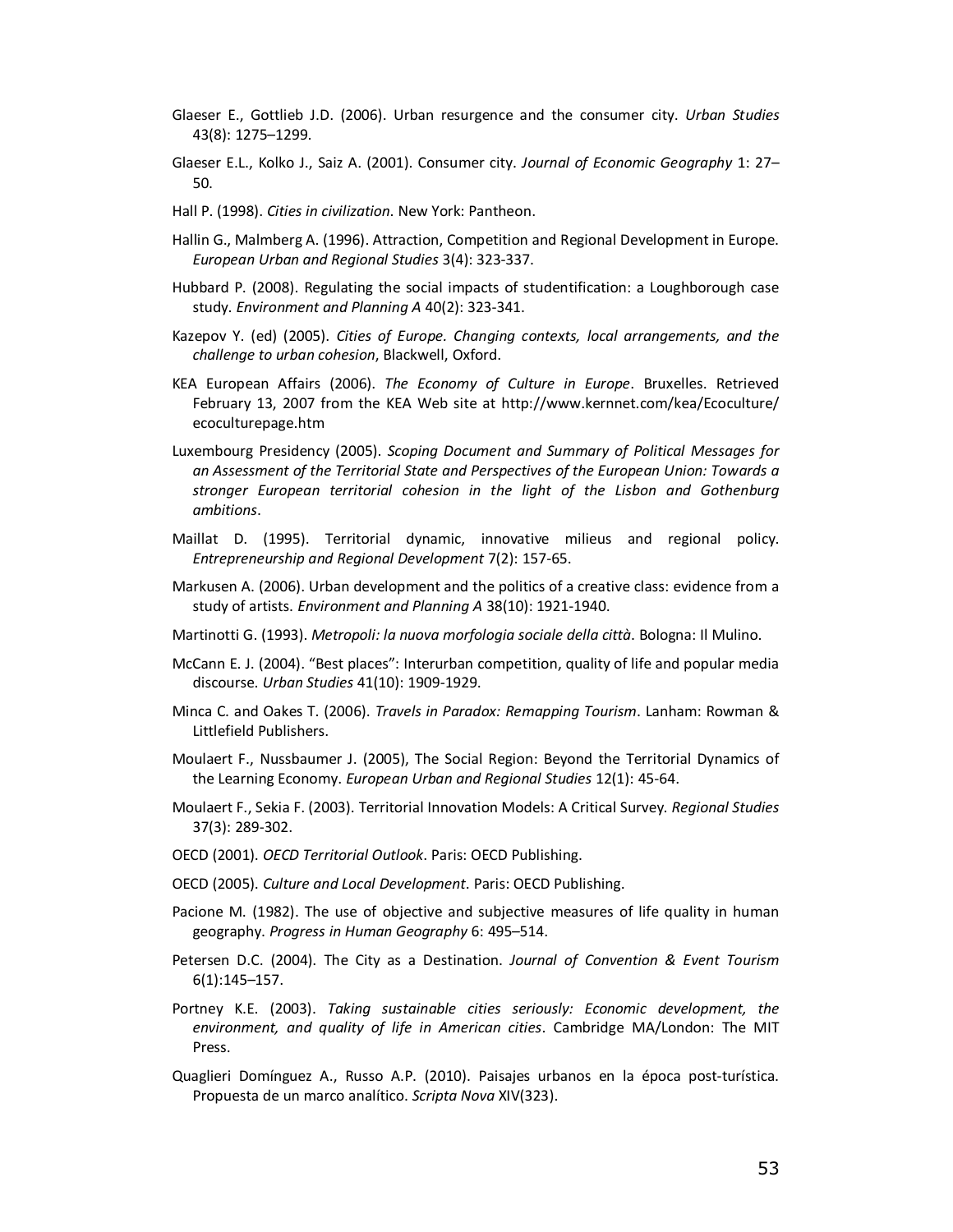Glaeser E., Gottlieb J.D. (2006). Urban resurgence and the consumer city. *Urban Studies* 43(8): 1275–1299.

Glaeser E.L., Kolko J., Saiz A. (2001). Consumer city. *Journal of Economic Geography* 1: 27–50.

Hall P. (1998). *Cities in civilization*. New York: Pantheon.

Hallin G., Malmberg A. (1996). Attraction, Competition and Regional Development in Europe. *European Urban and Regional Studies* 3(4): 323-337.

Hubbard P. (2008). Regulating the social impacts of studentification: a Loughborough case study. *Environment and Planning A* 40(2): 323-341.

Kazepov Y. (ed) (2005). *Cities of Europe. Changing contexts, local arrangements, and the challenge to urban cohesion*, Blackwell, Oxford.

KEA European Affairs (2006). *The Economy of Culture in Europe*. Bruxelles. Retrieved February 13, 2007 from the KEA Web site at http://www.kernnet.com/kea/Ecoculture/ecoculturepage.htm

Luxembourg Presidency (2005). *Scoping Document and Summary of Political Messages for an Assessment of the Territorial State and Perspectives of the European Union: Towards a stronger European territorial cohesion in the light of the Lisbon and Gothenburg ambitions*.

Maillat D. (1995). Territorial dynamic, innovative milieus and regional policy. *Entrepreneurship and Regional Development* 7(2): 157-65.

Markusen A. (2006). Urban development and the politics of a creative class: evidence from a study of artists. *Environment and Planning A* 38(10): 1921-1940.

Martinotti G. (1993). *Metropoli: la nuova morfologia sociale della città*. Bologna: Il Mulino.

McCann E. J. (2004). "Best places": Interurban competition, quality of life and popular media discourse. *Urban Studies* 41(10): 1909-1929.

Minca C. and Oakes T. (2006). *Travels in Paradox: Remapping Tourism*. Lanham: Rowman & Littlefield Publishers.

Moulaert F., Nussbaumer J. (2005), The Social Region: Beyond the Territorial Dynamics of the Learning Economy. *European Urban and Regional Studies* 12(1): 45-64.

Moulaert F., Sekia F. (2003). Territorial Innovation Models: A Critical Survey. *Regional Studies* 37(3): 289-302.

OECD (2001). *OECD Territorial Outlook*. Paris: OECD Publishing.

OECD (2005). *Culture and Local Development*. Paris: OECD Publishing.

Pacione M. (1982). The use of objective and subjective measures of life quality in human geography. *Progress in Human Geography* 6: 495–514.

Petersen D.C. (2004). The City as a Destination. *Journal of Convention & Event Tourism* 6(1):145–157.

Portney K.E. (2003). *Taking sustainable cities seriously: Economic development, the environment, and quality of life in American cities*. Cambridge MA/London: The MIT Press.

Quaglieri Domínguez A., Russo A.P. (2010). Paisajes urbanos en la época post-turística. Propuesta de un marco analítico. *Scripta Nova* XIV(323).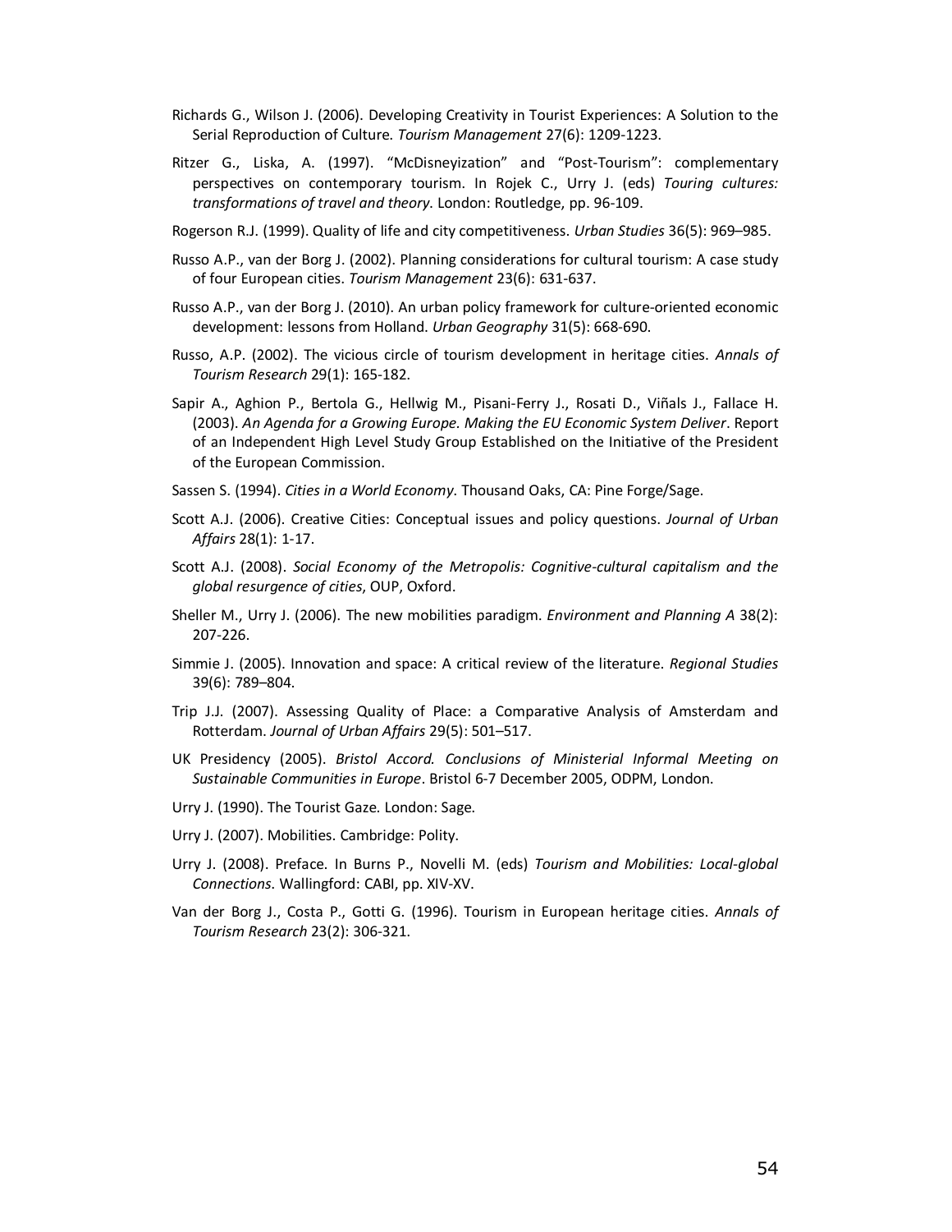Richards G., Wilson J. (2006). Developing Creativity in Tourist Experiences: A Solution to the Serial Reproduction of Culture. *Tourism Management* 27(6): 1209-1223.

Ritzer G., Liska, A. (1997). "McDisneyization" and "Post-Tourism": complementary perspectives on contemporary tourism. In Rojek C., Urry J. (eds) *Touring cultures: transformations of travel and theory*. London: Routledge, pp. 96-109.

Rogerson R.J. (1999). Quality of life and city competitiveness. *Urban Studies* 36(5): 969–985.

Russo A.P., van der Borg J. (2002). Planning considerations for cultural tourism: A case study of four European cities. *Tourism Management* 23(6): 631-637.

Russo A.P., van der Borg J. (2010). An urban policy framework for culture-oriented economic development: lessons from Holland. *Urban Geography* 31(5): 668-690.

Russo, A.P. (2002). The vicious circle of tourism development in heritage cities. *Annals of Tourism Research* 29(1): 165-182.

Sapir A., Aghion P., Bertola G., Hellwig M., Pisani-Ferry J., Rosati D., Viñals J., Fallace H. (2003). *An Agenda for a Growing Europe. Making the EU Economic System Deliver*. Report of an Independent High Level Study Group Established on the Initiative of the President of the European Commission.

Sassen S. (1994). *Cities in a World Economy*. Thousand Oaks, CA: Pine Forge/Sage.

Scott A.J. (2006). Creative Cities: Conceptual issues and policy questions. *Journal of Urban Affairs* 28(1): 1-17.

Scott A.J. (2008). *Social Economy of the Metropolis: Cognitive-cultural capitalism and the global resurgence of cities*, OUP, Oxford.

Sheller M., Urry J. (2006). The new mobilities paradigm. *Environment and Planning A* 38(2): 207-226.

Simmie J. (2005). Innovation and space: A critical review of the literature. *Regional Studies* 39(6): 789–804.

Trip J.J. (2007). Assessing Quality of Place: a Comparative Analysis of Amsterdam and Rotterdam. *Journal of Urban Affairs* 29(5): 501–517.

UK Presidency (2005). *Bristol Accord. Conclusions of Ministerial Informal Meeting on Sustainable Communities in Europe*. Bristol 6-7 December 2005, ODPM, London.

Urry J. (1990). The Tourist Gaze. London: Sage.

Urry J. (2007). Mobilities. Cambridge: Polity.

Urry J. (2008). Preface. In Burns P., Novelli M. (eds) *Tourism and Mobilities: Local-global Connections*. Wallingford: CABI, pp. XIV-XV.

Van der Borg J., Costa P., Gotti G. (1996). Tourism in European heritage cities. *Annals of Tourism Research* 23(2): 306-321.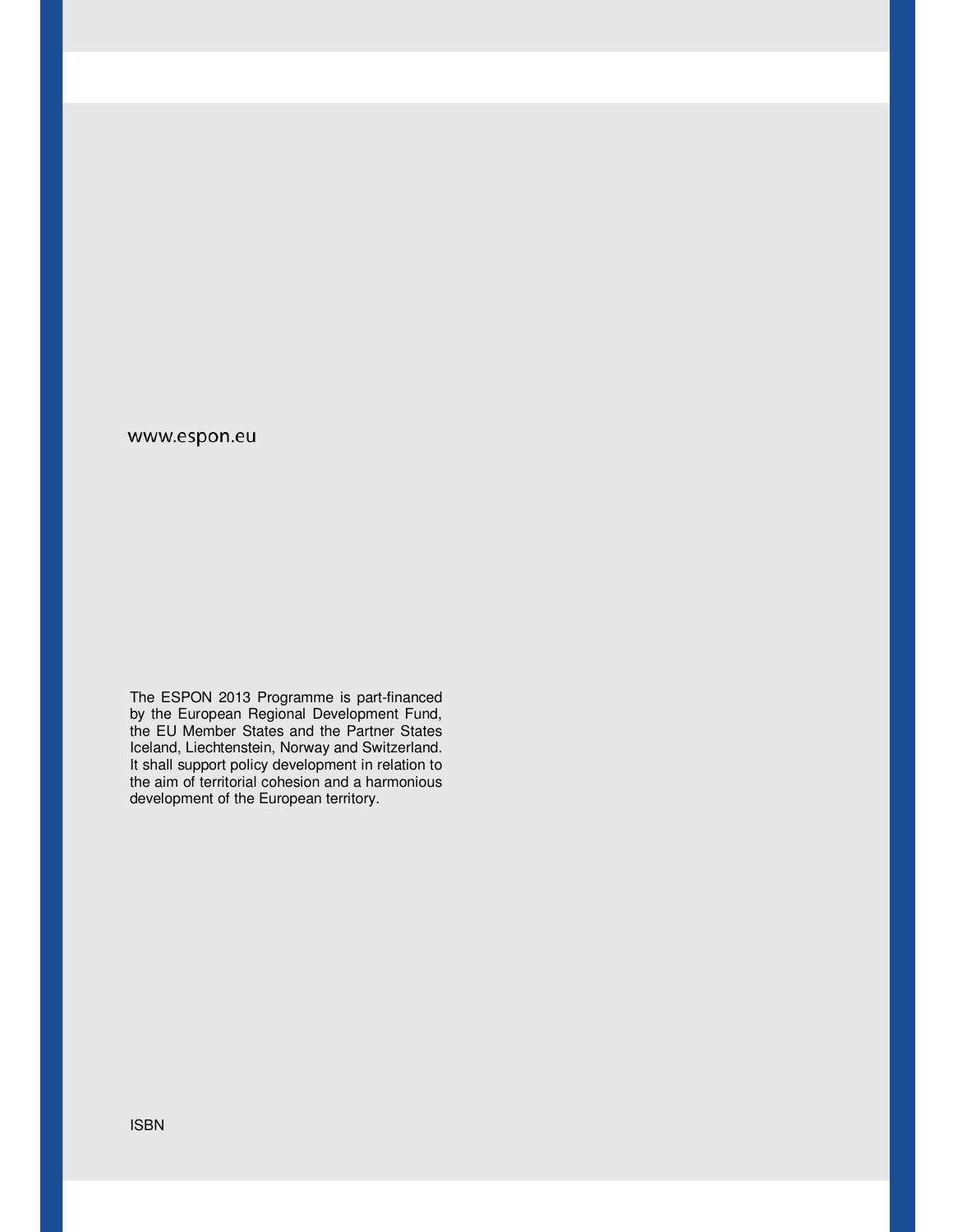www.espon.eu

The ESPON 2013 Programme is part-financed by the European Regional Development Fund, the EU Member States and the Partner States Iceland, Liechtenstein, Norway and Switzerland. It shall support policy development in relation to the aim of territorial cohesion and a harmonious development of the European territory.

ISBN